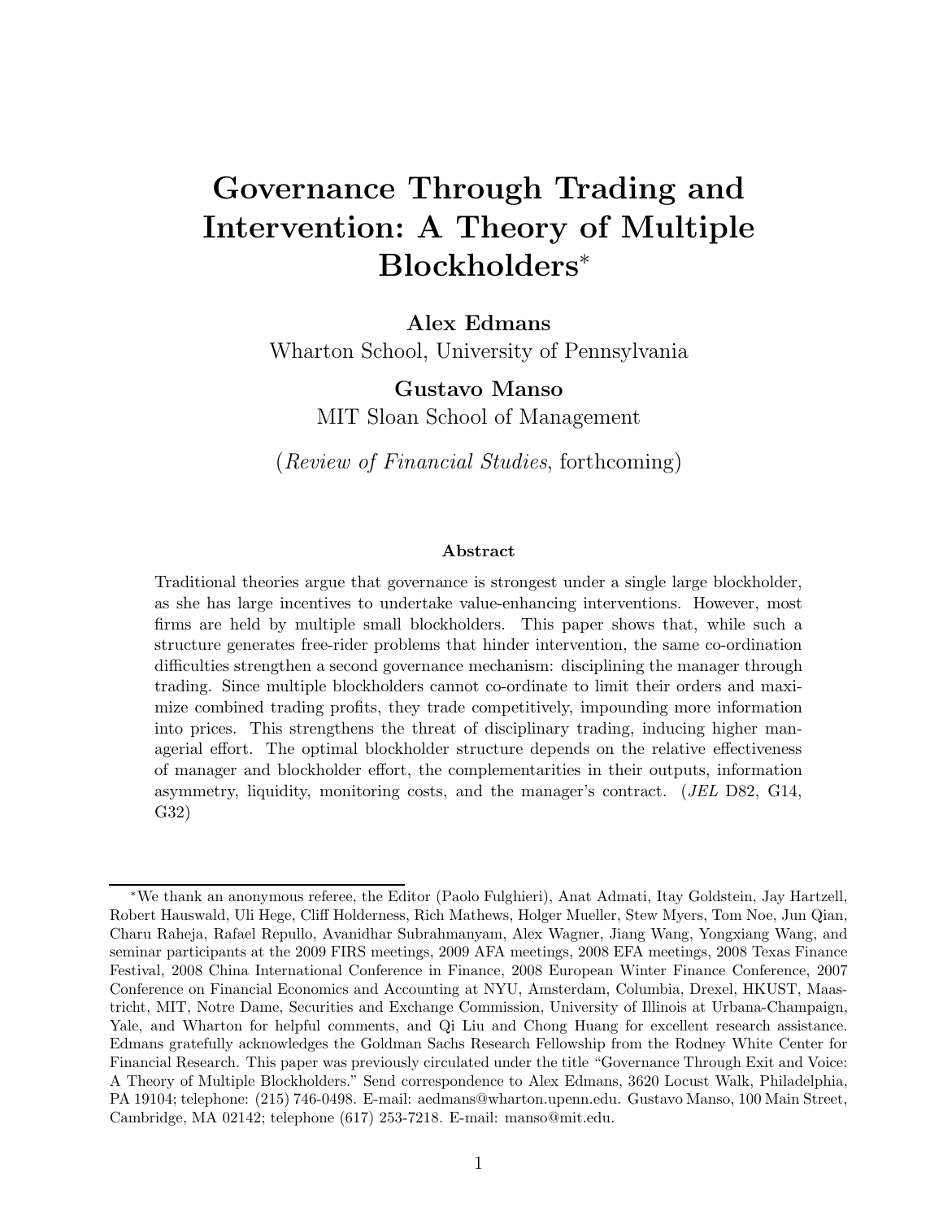# Governance Through Trading and Intervention: A Theory of Multiple Blockholders*

**Alex Edmans**
Wharton School, University of Pennsylvania

**Gustavo Manso**
MIT Sloan School of Management

(*Review of Financial Studies*, forthcoming)

### Abstract

Traditional theories argue that governance is strongest under a single large blockholder, as she has large incentives to undertake value-enhancing interventions. However, most firms are held by multiple small blockholders. This paper shows that, while such a structure generates free-rider problems that hinder intervention, the same co-ordination difficulties strengthen a second governance mechanism: disciplining the manager through trading. Since multiple blockholders cannot co-ordinate to limit their orders and maximize combined trading profits, they trade competitively, impounding more information into prices. This strengthens the threat of disciplinary trading, inducing higher managerial effort. The optimal blockholder structure depends on the relative effectiveness of manager and blockholder effort, the complementarities in their outputs, information asymmetry, liquidity, monitoring costs, and the manager's contract. (*JEL* D82, G14, G32)

---

*We thank an anonymous referee, the Editor (Paolo Fulghieri), Anat Admati, Itay Goldstein, Jay Hartzell, Robert Hauswald, Uli Hege, Cliff Holderness, Rich Mathews, Holger Mueller, Stew Myers, Tom Noe, Jun Qian, Charu Raheja, Rafael Repullo, Avanidhar Subrahmanyam, Alex Wagner, Jiang Wang, Yongxiang Wang, and seminar participants at the 2009 FIRS meetings, 2009 AFA meetings, 2008 EFA meetings, 2008 Texas Finance Festival, 2008 China International Conference in Finance, 2008 European Winter Finance Conference, 2007 Conference on Financial Economics and Accounting at NYU, Amsterdam, Columbia, Drexel, HKUST, Maastricht, MIT, Notre Dame, Securities and Exchange Commission, University of Illinois at Urbana-Champaign, Yale, and Wharton for helpful comments, and Qi Liu and Chong Huang for excellent research assistance. Edmans gratefully acknowledges the Goldman Sachs Research Fellowship from the Rodney White Center for Financial Research. This paper was previously circulated under the title "Governance Through Exit and Voice: A Theory of Multiple Blockholders." Send correspondence to Alex Edmans, 3620 Locust Walk, Philadelphia, PA 19104; telephone: (215) 746-0498. E-mail: aedmans@wharton.upenn.edu. Gustavo Manso, 100 Main Street, Cambridge, MA 02142; telephone (617) 253-7218. E-mail: manso@mit.edu.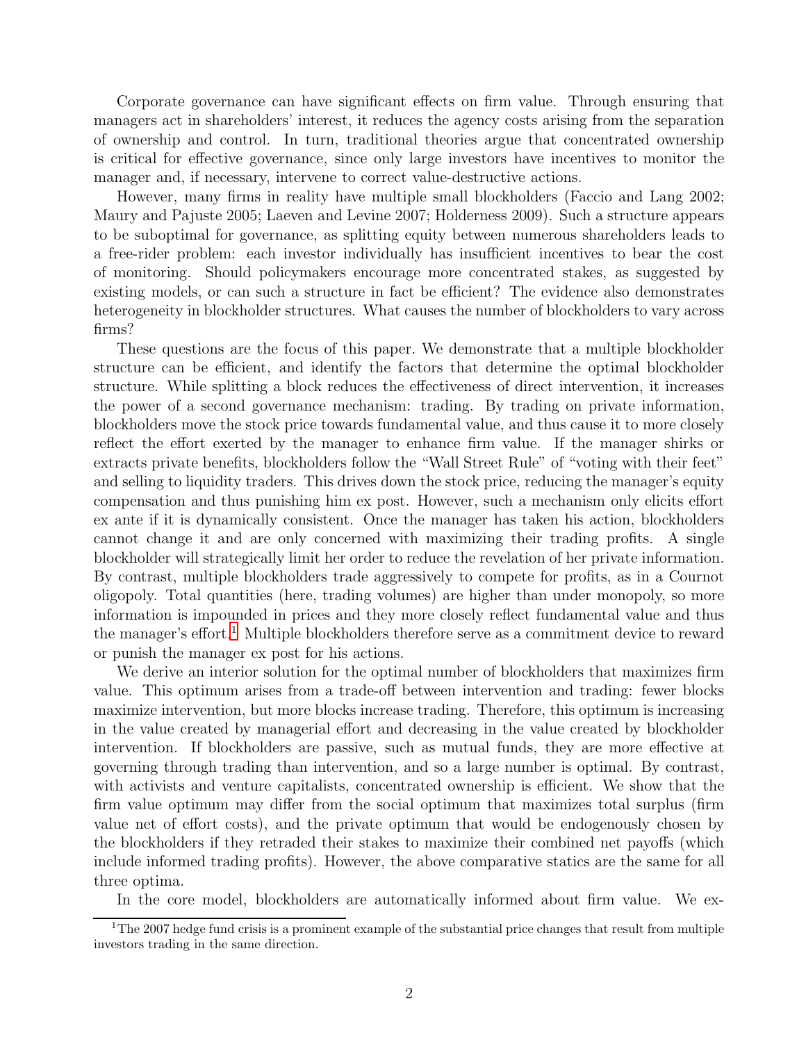Corporate governance can have significant effects on firm value. Through ensuring that managers act in shareholders' interest, it reduces the agency costs arising from the separation of ownership and control. In turn, traditional theories argue that concentrated ownership is critical for effective governance, since only large investors have incentives to monitor the manager and, if necessary, intervene to correct value-destructive actions.

However, many firms in reality have multiple small blockholders (Faccio and Lang 2002; Maury and Pajuste 2005; Laeven and Levine 2007; Holderness 2009). Such a structure appears to be suboptimal for governance, as splitting equity between numerous shareholders leads to a free-rider problem: each investor individually has insufficient incentives to bear the cost of monitoring. Should policymakers encourage more concentrated stakes, as suggested by existing models, or can such a structure in fact be efficient? The evidence also demonstrates heterogeneity in blockholder structures. What causes the number of blockholders to vary across firms?

These questions are the focus of this paper. We demonstrate that a multiple blockholder structure can be efficient, and identify the factors that determine the optimal blockholder structure. While splitting a block reduces the effectiveness of direct intervention, it increases the power of a second governance mechanism: trading. By trading on private information, blockholders move the stock price towards fundamental value, and thus cause it to more closely reflect the effort exerted by the manager to enhance firm value. If the manager shirks or extracts private benefits, blockholders follow the "Wall Street Rule" of "voting with their feet" and selling to liquidity traders. This drives down the stock price, reducing the manager's equity compensation and thus punishing him ex post. However, such a mechanism only elicits effort ex ante if it is dynamically consistent. Once the manager has taken his action, blockholders cannot change it and are only concerned with maximizing their trading profits. A single blockholder will strategically limit her order to reduce the revelation of her private information. By contrast, multiple blockholders trade aggressively to compete for profits, as in a Cournot oligopoly. Total quantities (here, trading volumes) are higher than under monopoly, so more information is impounded in prices and they more closely reflect fundamental value and thus the manager's effort.[1] Multiple blockholders therefore serve as a commitment device to reward or punish the manager ex post for his actions.

We derive an interior solution for the optimal number of blockholders that maximizes firm value. This optimum arises from a trade-off between intervention and trading: fewer blocks maximize intervention, but more blocks increase trading. Therefore, this optimum is increasing in the value created by managerial effort and decreasing in the value created by blockholder intervention. If blockholders are passive, such as mutual funds, they are more effective at governing through trading than intervention, and so a large number is optimal. By contrast, with activists and venture capitalists, concentrated ownership is efficient. We show that the firm value optimum may differ from the social optimum that maximizes total surplus (firm value net of effort costs), and the private optimum that would be endogenously chosen by the blockholders if they retraded their stakes to maximize their combined net payoffs (which include informed trading profits). However, the above comparative statics are the same for all three optima.

In the core model, blockholders are automatically informed about firm value. We ex-

[1] The 2007 hedge fund crisis is a prominent example of the substantial price changes that result from multiple investors trading in the same direction.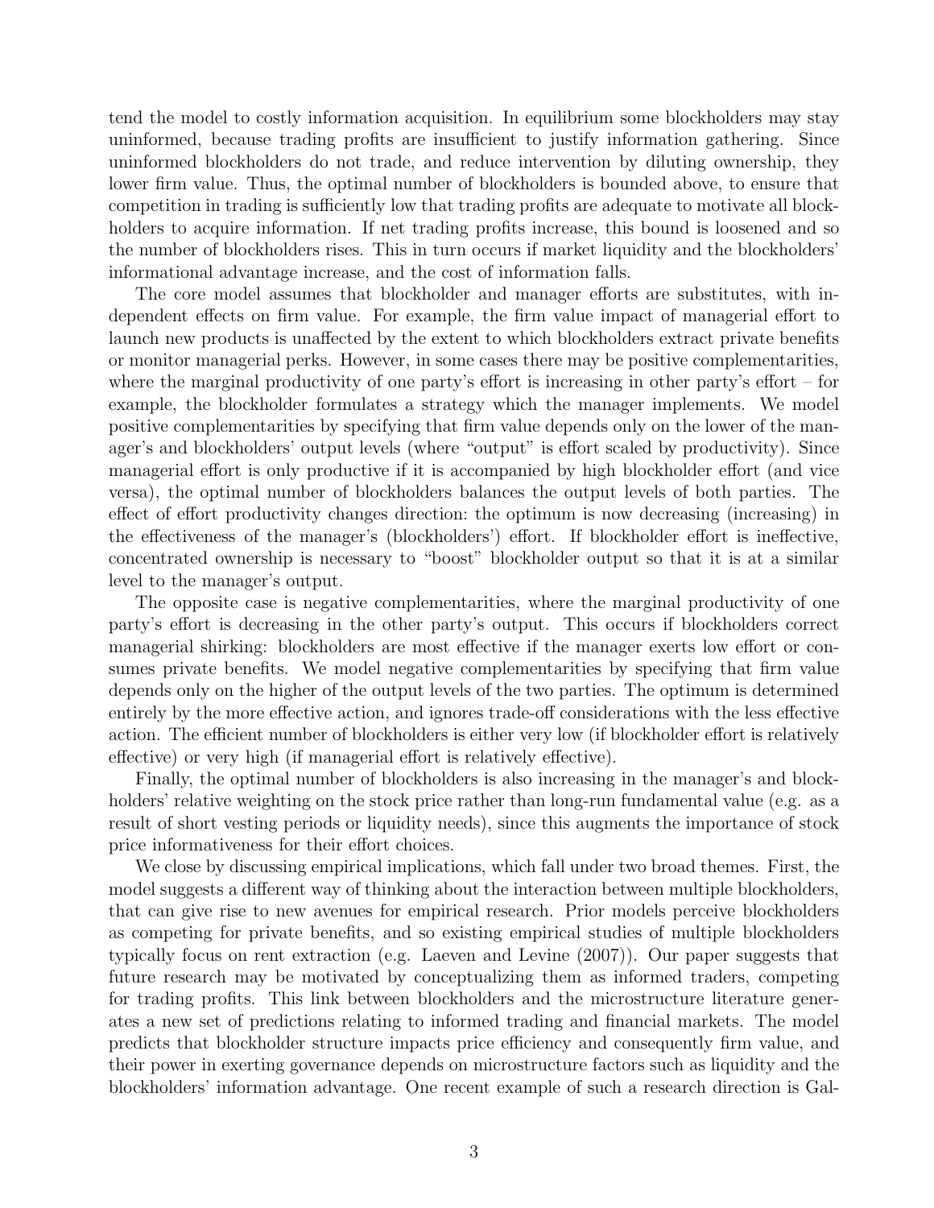tend the model to costly information acquisition. In equilibrium some blockholders may stay uninformed, because trading profits are insufficient to justify information gathering. Since uninformed blockholders do not trade, and reduce intervention by diluting ownership, they lower firm value. Thus, the optimal number of blockholders is bounded above, to ensure that competition in trading is sufficiently low that trading profits are adequate to motivate all blockholders to acquire information. If net trading profits increase, this bound is loosened and so the number of blockholders rises. This in turn occurs if market liquidity and the blockholders' informational advantage increase, and the cost of information falls.

The core model assumes that blockholder and manager efforts are substitutes, with independent effects on firm value. For example, the firm value impact of managerial effort to launch new products is unaffected by the extent to which blockholders extract private benefits or monitor managerial perks. However, in some cases there may be positive complementarities, where the marginal productivity of one party's effort is increasing in other party's effort – for example, the blockholder formulates a strategy which the manager implements. We model positive complementarities by specifying that firm value depends only on the lower of the manager's and blockholders' output levels (where "output" is effort scaled by productivity). Since managerial effort is only productive if it is accompanied by high blockholder effort (and vice versa), the optimal number of blockholders balances the output levels of both parties. The effect of effort productivity changes direction: the optimum is now decreasing (increasing) in the effectiveness of the manager's (blockholders') effort. If blockholder effort is ineffective, concentrated ownership is necessary to "boost" blockholder output so that it is at a similar level to the manager's output.

The opposite case is negative complementarities, where the marginal productivity of one party's effort is decreasing in the other party's output. This occurs if blockholders correct managerial shirking: blockholders are most effective if the manager exerts low effort or consumes private benefits. We model negative complementarities by specifying that firm value depends only on the higher of the output levels of the two parties. The optimum is determined entirely by the more effective action, and ignores trade-off considerations with the less effective action. The efficient number of blockholders is either very low (if blockholder effort is relatively effective) or very high (if managerial effort is relatively effective).

Finally, the optimal number of blockholders is also increasing in the manager's and blockholders' relative weighting on the stock price rather than long-run fundamental value (e.g. as a result of short vesting periods or liquidity needs), since this augments the importance of stock price informativeness for their effort choices.

We close by discussing empirical implications, which fall under two broad themes. First, the model suggests a different way of thinking about the interaction between multiple blockholders, that can give rise to new avenues for empirical research. Prior models perceive blockholders as competing for private benefits, and so existing empirical studies of multiple blockholders typically focus on rent extraction (e.g. Laeven and Levine (2007)). Our paper suggests that future research may be motivated by conceptualizing them as informed traders, competing for trading profits. This link between blockholders and the microstructure literature generates a new set of predictions relating to informed trading and financial markets. The model predicts that blockholder structure impacts price efficiency and consequently firm value, and their power in exerting governance depends on microstructure factors such as liquidity and the blockholders' information advantage. One recent example of such a research direction is Gal-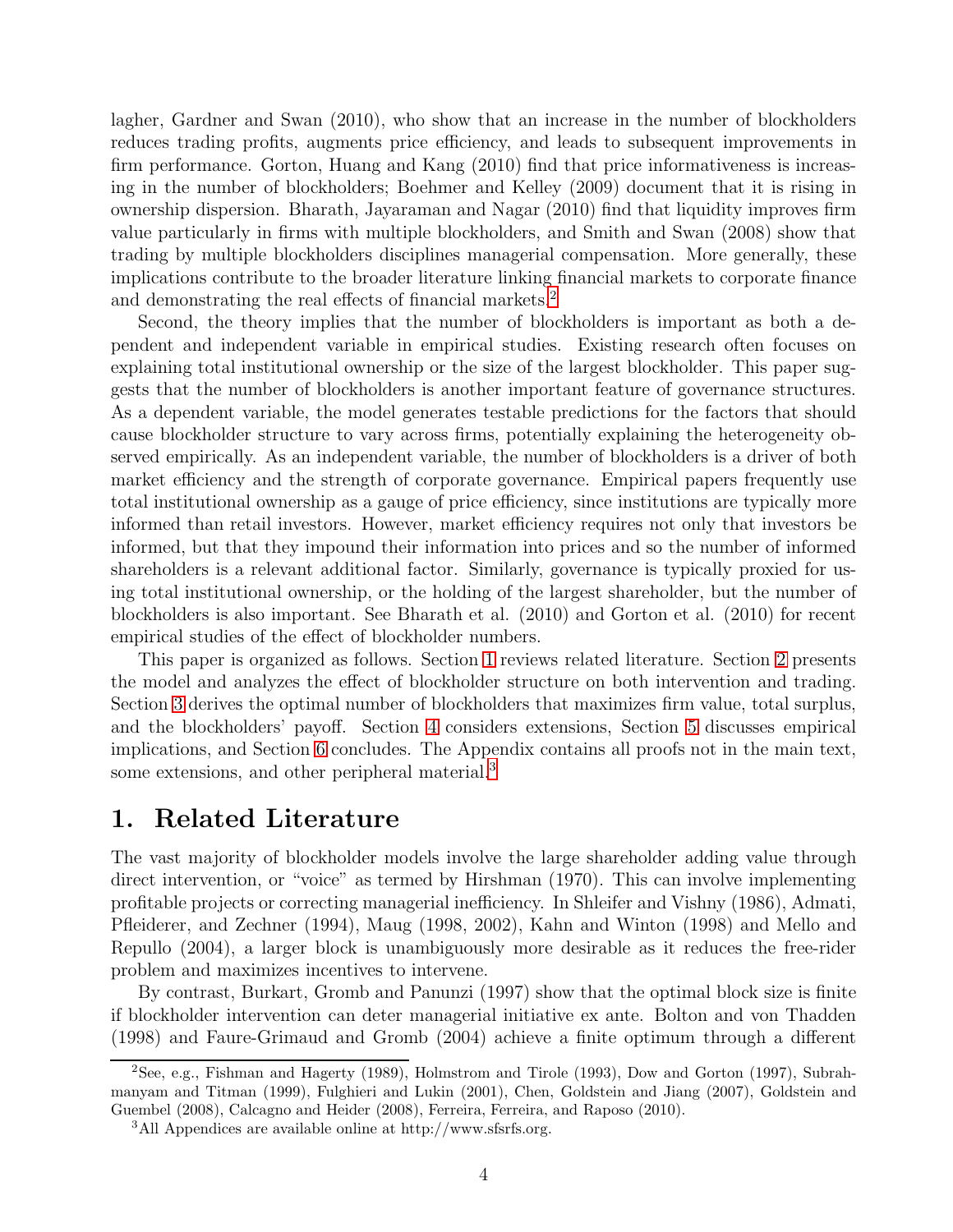lagher, Gardner and Swan (2010), who show that an increase in the number of blockholders reduces trading profits, augments price efficiency, and leads to subsequent improvements in firm performance. Gorton, Huang and Kang (2010) find that price informativeness is increasing in the number of blockholders; Boehmer and Kelley (2009) document that it is rising in ownership dispersion. Bharath, Jayaraman and Nagar (2010) find that liquidity improves firm value particularly in firms with multiple blockholders, and Smith and Swan (2008) show that trading by multiple blockholders disciplines managerial compensation. More generally, these implications contribute to the broader literature linking financial markets to corporate finance and demonstrating the real effects of financial markets.[2]

Second, the theory implies that the number of blockholders is important as both a dependent and independent variable in empirical studies. Existing research often focuses on explaining total institutional ownership or the size of the largest blockholder. This paper suggests that the number of blockholders is another important feature of governance structures. As a dependent variable, the model generates testable predictions for the factors that should cause blockholder structure to vary across firms, potentially explaining the heterogeneity observed empirically. As an independent variable, the number of blockholders is a driver of both market efficiency and the strength of corporate governance. Empirical papers frequently use total institutional ownership as a gauge of price efficiency, since institutions are typically more informed than retail investors. However, market efficiency requires not only that investors be informed, but that they impound their information into prices and so the number of informed shareholders is a relevant additional factor. Similarly, governance is typically proxied for using total institutional ownership, or the holding of the largest shareholder, but the number of blockholders is also important. See Bharath et al. (2010) and Gorton et al. (2010) for recent empirical studies of the effect of blockholder numbers.

This paper is organized as follows. Section 1 reviews related literature. Section 2 presents the model and analyzes the effect of blockholder structure on both intervention and trading. Section 3 derives the optimal number of blockholders that maximizes firm value, total surplus, and the blockholders' payoff. Section 4 considers extensions, Section 5 discusses empirical implications, and Section 6 concludes. The Appendix contains all proofs not in the main text, some extensions, and other peripheral material.[3]

# 1. Related Literature

The vast majority of blockholder models involve the large shareholder adding value through direct intervention, or "voice" as termed by Hirshman (1970). This can involve implementing profitable projects or correcting managerial inefficiency. In Shleifer and Vishny (1986), Admati, Pfleiderer, and Zechner (1994), Maug (1998, 2002), Kahn and Winton (1998) and Mello and Repullo (2004), a larger block is unambiguously more desirable as it reduces the free-rider problem and maximizes incentives to intervene.

By contrast, Burkart, Gromb and Panunzi (1997) show that the optimal block size is finite if blockholder intervention can deter managerial initiative ex ante. Bolton and von Thadden (1998) and Faure-Grimaud and Gromb (2004) achieve a finite optimum through a different

---

[2] See, e.g., Fishman and Hagerty (1989), Holmstrom and Tirole (1993), Dow and Gorton (1997), Subrahmanyam and Titman (1999), Fulghieri and Lukin (2001), Chen, Goldstein and Jiang (2007), Goldstein and Guembel (2008), Calcagno and Heider (2008), Ferreira, Ferreira, and Raposo (2010).

[3] All Appendices are available online at http://www.sfsrfs.org.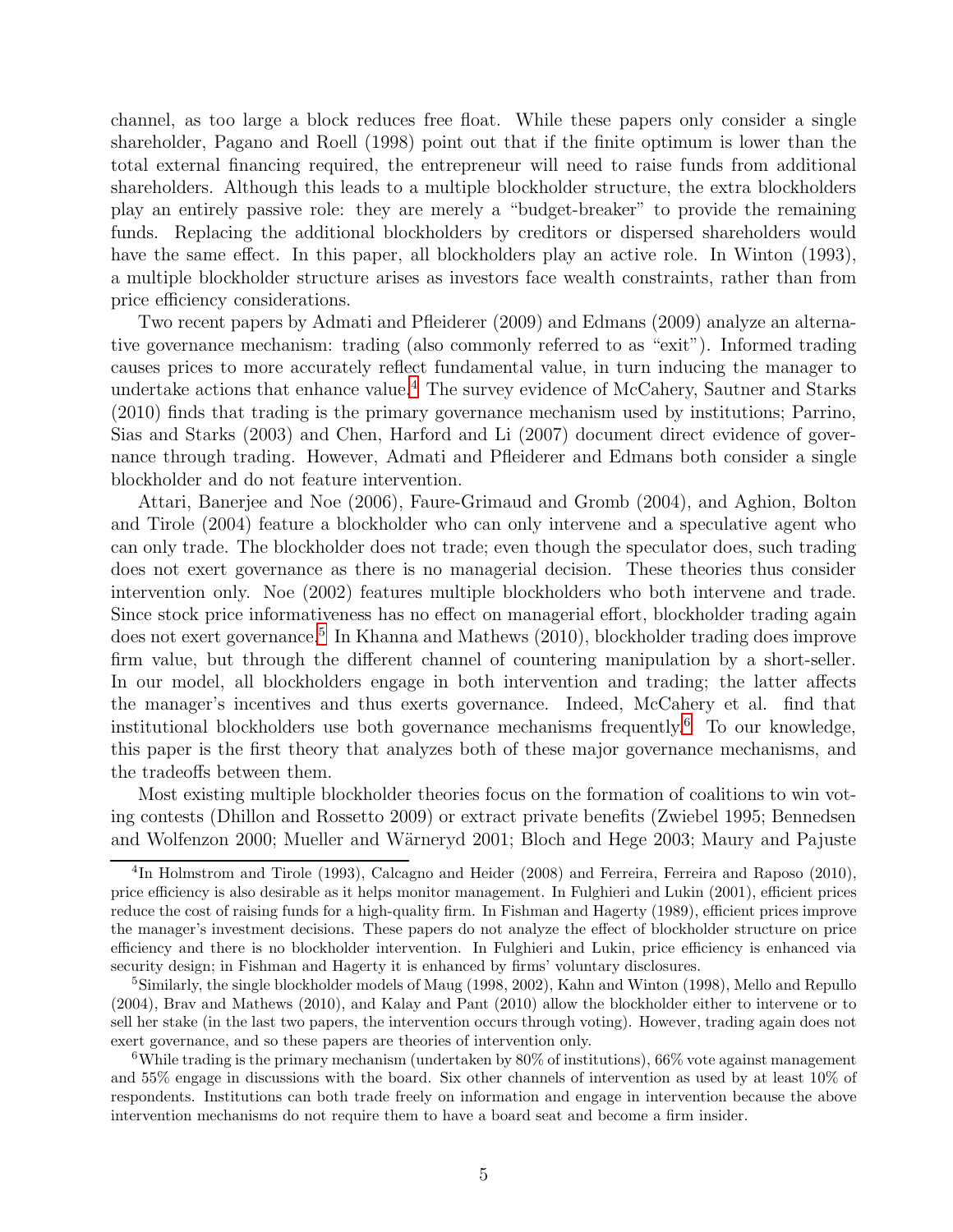channel, as too large a block reduces free float. While these papers only consider a single shareholder, Pagano and Roell (1998) point out that if the finite optimum is lower than the total external financing required, the entrepreneur will need to raise funds from additional shareholders. Although this leads to a multiple blockholder structure, the extra blockholders play an entirely passive role: they are merely a "budget-breaker" to provide the remaining funds. Replacing the additional blockholders by creditors or dispersed shareholders would have the same effect. In this paper, all blockholders play an active role. In Winton (1993), a multiple blockholder structure arises as investors face wealth constraints, rather than from price efficiency considerations.

Two recent papers by Admati and Pfleiderer (2009) and Edmans (2009) analyze an alternative governance mechanism: trading (also commonly referred to as "exit"). Informed trading causes prices to more accurately reflect fundamental value, in turn inducing the manager to undertake actions that enhance value.[4] The survey evidence of McCahery, Sautner and Starks (2010) finds that trading is the primary governance mechanism used by institutions; Parrino, Sias and Starks (2003) and Chen, Harford and Li (2007) document direct evidence of governance through trading. However, Admati and Pfleiderer and Edmans both consider a single blockholder and do not feature intervention.

Attari, Banerjee and Noe (2006), Faure-Grimaud and Gromb (2004), and Aghion, Bolton and Tirole (2004) feature a blockholder who can only intervene and a speculative agent who can only trade. The blockholder does not trade; even though the speculator does, such trading does not exert governance as there is no managerial decision. These theories thus consider intervention only. Noe (2002) features multiple blockholders who both intervene and trade. Since stock price informativeness has no effect on managerial effort, blockholder trading again does not exert governance.[5] In Khanna and Mathews (2010), blockholder trading does improve firm value, but through the different channel of countering manipulation by a short-seller. In our model, all blockholders engage in both intervention and trading; the latter affects the manager's incentives and thus exerts governance. Indeed, McCahery et al. find that institutional blockholders use both governance mechanisms frequently.[6] To our knowledge, this paper is the first theory that analyzes both of these major governance mechanisms, and the tradeoffs between them.

Most existing multiple blockholder theories focus on the formation of coalitions to win voting contests (Dhillon and Rossetto 2009) or extract private benefits (Zwiebel 1995; Bennedsen and Wolfenzon 2000; Mueller and Wärneryd 2001; Bloch and Hege 2003; Maury and Pajuste

---

[4] In Holmstrom and Tirole (1993), Calcagno and Heider (2008) and Ferreira, Ferreira and Raposo (2010), price efficiency is also desirable as it helps monitor management. In Fulghieri and Lukin (2001), efficient prices reduce the cost of raising funds for a high-quality firm. In Fishman and Hagerty (1989), efficient prices improve the manager's investment decisions. These papers do not analyze the effect of blockholder structure on price efficiency and there is no blockholder intervention. In Fulghieri and Lukin, price efficiency is enhanced via security design; in Fishman and Hagerty it is enhanced by firms' voluntary disclosures.

[5] Similarly, the single blockholder models of Maug (1998, 2002), Kahn and Winton (1998), Mello and Repullo (2004), Brav and Mathews (2010), and Kalay and Pant (2010) allow the blockholder either to intervene or to sell her stake (in the last two papers, the intervention occurs through voting). However, trading again does not exert governance, and so these papers are theories of intervention only.

[6] While trading is the primary mechanism (undertaken by 80% of institutions), 66% vote against management and 55% engage in discussions with the board. Six other channels of intervention as used by at least 10% of respondents. Institutions can both trade freely on information and engage in intervention because the above intervention mechanisms do not require them to have a board seat and become a firm insider.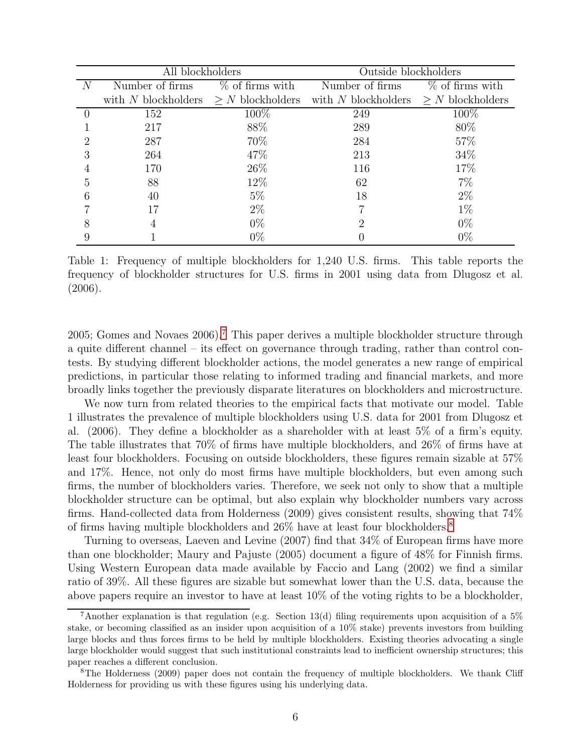| | All blockholders | | Outside blockholders | |
|---|---|---|---|---|
| $N$ | Number of firms with $N$ blockholders | % of firms with $\geq N$ blockholders | Number of firms with $N$ blockholders | % of firms with $\geq N$ blockholders |
| 0 | 152 | 100% | 249 | 100% |
| 1 | 217 | 88% | 289 | 80% |
| 2 | 287 | 70% | 284 | 57% |
| 3 | 264 | 47% | 213 | 34% |
| 4 | 170 | 26% | 116 | 17% |
| 5 | 88 | 12% | 62 | 7% |
| 6 | 40 | 5% | 18 | 2% |
| 7 | 17 | 2% | 7 | 1% |
| 8 | 4 | 0% | 2 | 0% |
| 9 | 1 | 0% | 0 | 0% |

Table 1: Frequency of multiple blockholders for 1,240 U.S. firms. This table reports the frequency of blockholder structures for U.S. firms in 2001 using data from Dlugosz et al. (2006).

2005; Gomes and Novaes 2006).[7] This paper derives a multiple blockholder structure through a quite different channel – its effect on governance through trading, rather than control contests. By studying different blockholder actions, the model generates a new range of empirical predictions, in particular those relating to informed trading and financial markets, and more broadly links together the previously disparate literatures on blockholders and microstructure.

We now turn from related theories to the empirical facts that motivate our model. Table 1 illustrates the prevalence of multiple blockholders using U.S. data for 2001 from Dlugosz et al. (2006). They define a blockholder as a shareholder with at least 5% of a firm's equity. The table illustrates that 70% of firms have multiple blockholders, and 26% of firms have at least four blockholders. Focusing on outside blockholders, these figures remain sizable at 57% and 17%. Hence, not only do most firms have multiple blockholders, but even among such firms, the number of blockholders varies. Therefore, we seek not only to show that a multiple blockholder structure can be optimal, but also explain why blockholder numbers vary across firms. Hand-collected data from Holderness (2009) gives consistent results, showing that 74% of firms having multiple blockholders and 26% have at least four blockholders.[8]

Turning to overseas, Laeven and Levine (2007) find that 34% of European firms have more than one blockholder; Maury and Pajuste (2005) document a figure of 48% for Finnish firms. Using Western European data made available by Faccio and Lang (2002) we find a similar ratio of 39%. All these figures are sizable but somewhat lower than the U.S. data, because the above papers require an investor to have at least 10% of the voting rights to be a blockholder,

[7] Another explanation is that regulation (e.g. Section 13(d) filing requirements upon acquisition of a 5% stake, or becoming classified as an insider upon acquisition of a 10% stake) prevents investors from building large blocks and thus forces firms to be held by multiple blockholders. Existing theories advocating a single large blockholder would suggest that such institutional constraints lead to inefficient ownership structures; this paper reaches a different conclusion.

[8] The Holderness (2009) paper does not contain the frequency of multiple blockholders. We thank Cliff Holderness for providing us with these figures using his underlying data.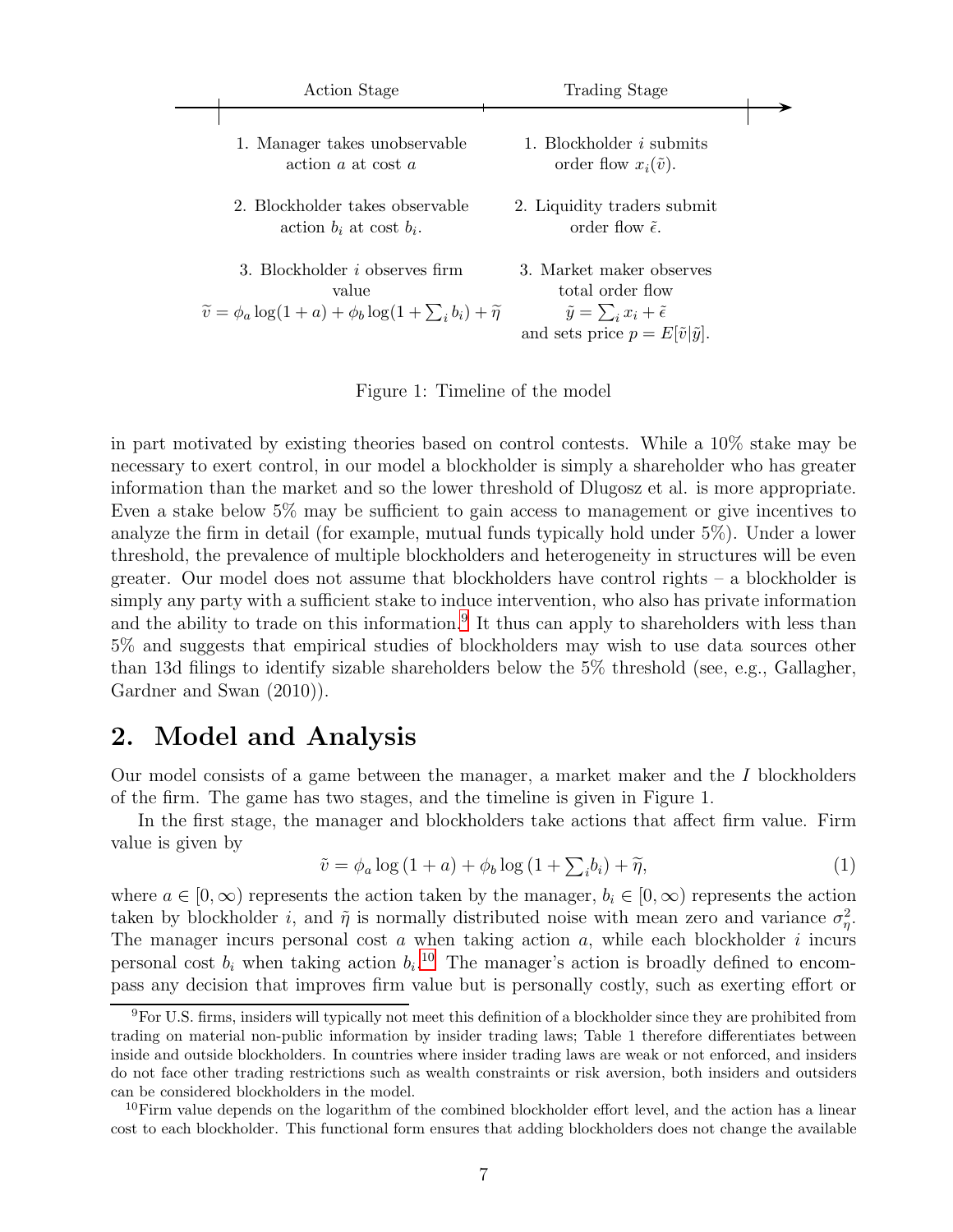| Action Stage | Trading Stage |
|---|---|
| 1. Manager takes unobservable action $a$ at cost $a$ | 1. Blockholder $i$ submits order flow $x_i(\tilde{v})$. |
| 2. Blockholder takes observable action $b_i$ at cost $b_i$. | 2. Liquidity traders submit order flow $\tilde{\epsilon}$. |
| 3. Blockholder $i$ observes firm value $\widetilde{v} = \phi_a \log(1+a) + \phi_b \log(1+\sum_i b_i) + \widetilde{\eta}$ | 3. Market maker observes total order flow $\tilde{y} = \sum_i x_i + \tilde{\epsilon}$ and sets price $p = E[\tilde{v}\vert\tilde{y}]$. |

Figure 1: Timeline of the model

in part motivated by existing theories based on control contests. While a 10% stake may be necessary to exert control, in our model a blockholder is simply a shareholder who has greater information than the market and so the lower threshold of Dlugosz et al. is more appropriate. Even a stake below 5% may be sufficient to gain access to management or give incentives to analyze the firm in detail (for example, mutual funds typically hold under 5%). Under a lower threshold, the prevalence of multiple blockholders and heterogeneity in structures will be even greater. Our model does not assume that blockholders have control rights – a blockholder is simply any party with a sufficient stake to induce intervention, who also has private information and the ability to trade on this information.[9] It thus can apply to shareholders with less than 5% and suggests that empirical studies of blockholders may wish to use data sources other than 13d filings to identify sizable shareholders below the 5% threshold (see, e.g., Gallagher, Gardner and Swan (2010)).

## 2. Model and Analysis

Our model consists of a game between the manager, a market maker and the $I$ blockholders of the firm. The game has two stages, and the timeline is given in Figure 1.

In the first stage, the manager and blockholders take actions that affect firm value. Firm value is given by

$$\tilde{v} = \phi_a \log(1+a) + \phi_b \log(1+\textstyle\sum_i b_i) + \widetilde{\eta}, \tag{1}$$

where $a \in [0,\infty)$ represents the action taken by the manager, $b_i \in [0,\infty)$ represents the action taken by blockholder $i$, and $\tilde{\eta}$ is normally distributed noise with mean zero and variance $\sigma_\eta^2$. The manager incurs personal cost $a$ when taking action $a$, while each blockholder $i$ incurs personal cost $b_i$ when taking action $b_i$.[10] The manager's action is broadly defined to encompass any decision that improves firm value but is personally costly, such as exerting effort or

[9] For U.S. firms, insiders will typically not meet this definition of a blockholder since they are prohibited from trading on material non-public information by insider trading laws; Table 1 therefore differentiates between inside and outside blockholders. In countries where insider trading laws are weak or not enforced, and insiders do not face other trading restrictions such as wealth constraints or risk aversion, both insiders and outsiders can be considered blockholders in the model.

[10] Firm value depends on the logarithm of the combined blockholder effort level, and the action has a linear cost to each blockholder. This functional form ensures that adding blockholders does not change the available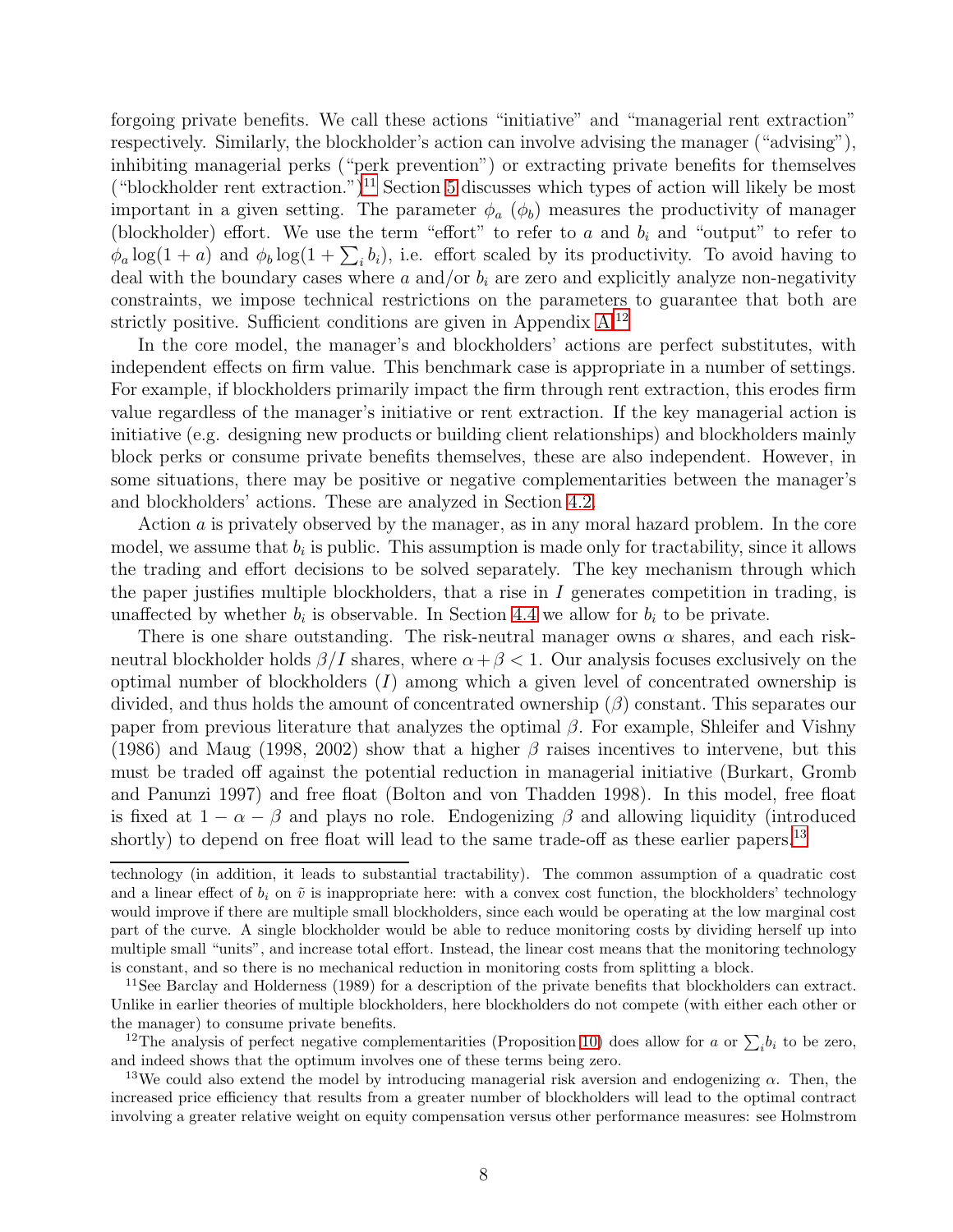forgoing private benefits. We call these actions "initiative" and "managerial rent extraction" respectively. Similarly, the blockholder's action can involve advising the manager ("advising"), inhibiting managerial perks ("perk prevention") or extracting private benefits for themselves ("blockholder rent extraction.")[11] Section 5 discusses which types of action will likely be most important in a given setting. The parameter $\phi_a$ ($\phi_b$) measures the productivity of manager (blockholder) effort. We use the term "effort" to refer to $a$ and $b_i$ and "output" to refer to $\phi_a \log(1+a)$ and $\phi_b \log(1+\sum_i b_i)$, i.e. effort scaled by its productivity. To avoid having to deal with the boundary cases where $a$ and/or $b_i$ are zero and explicitly analyze non-negativity constraints, we impose technical restrictions on the parameters to guarantee that both are strictly positive. Sufficient conditions are given in Appendix A.[12]

In the core model, the manager's and blockholders' actions are perfect substitutes, with independent effects on firm value. This benchmark case is appropriate in a number of settings. For example, if blockholders primarily impact the firm through rent extraction, this erodes firm value regardless of the manager's initiative or rent extraction. If the key managerial action is initiative (e.g. designing new products or building client relationships) and blockholders mainly block perks or consume private benefits themselves, these are also independent. However, in some situations, there may be positive or negative complementarities between the manager's and blockholders' actions. These are analyzed in Section 4.2.

Action $a$ is privately observed by the manager, as in any moral hazard problem. In the core model, we assume that $b_i$ is public. This assumption is made only for tractability, since it allows the trading and effort decisions to be solved separately. The key mechanism through which the paper justifies multiple blockholders, that a rise in $I$ generates competition in trading, is unaffected by whether $b_i$ is observable. In Section 4.4 we allow for $b_i$ to be private.

There is one share outstanding. The risk-neutral manager owns $\alpha$ shares, and each risk-neutral blockholder holds $\beta/I$ shares, where $\alpha+\beta<1$. Our analysis focuses exclusively on the optimal number of blockholders ($I$) among which a given level of concentrated ownership is divided, and thus holds the amount of concentrated ownership ($\beta$) constant. This separates our paper from previous literature that analyzes the optimal $\beta$. For example, Shleifer and Vishny (1986) and Maug (1998, 2002) show that a higher $\beta$ raises incentives to intervene, but this must be traded off against the potential reduction in managerial initiative (Burkart, Gromb and Panunzi 1997) and free float (Bolton and von Thadden 1998). In this model, free float is fixed at $1-\alpha-\beta$ and plays no role. Endogenizing $\beta$ and allowing liquidity (introduced shortly) to depend on free float will lead to the same trade-off as these earlier papers.[13]

---

technology (in addition, it leads to substantial tractability). The common assumption of a quadratic cost and a linear effect of $b_i$ on $\tilde{v}$ is inappropriate here: with a convex cost function, the blockholders' technology would improve if there are multiple small blockholders, since each would be operating at the low marginal cost part of the curve. A single blockholder would be able to reduce monitoring costs by dividing herself up into multiple small "units", and increase total effort. Instead, the linear cost means that the monitoring technology is constant, and so there is no mechanical reduction in monitoring costs from splitting a block.

[11] See Barclay and Holderness (1989) for a description of the private benefits that blockholders can extract. Unlike in earlier theories of multiple blockholders, here blockholders do not compete (with either each other or the manager) to consume private benefits.

[12] The analysis of perfect negative complementarities (Proposition 10) does allow for $a$ or $\sum_i b_i$ to be zero, and indeed shows that the optimum involves one of these terms being zero.

[13] We could also extend the model by introducing managerial risk aversion and endogenizing $\alpha$. Then, the increased price efficiency that results from a greater number of blockholders will lead to the optimal contract involving a greater relative weight on equity compensation versus other performance measures: see Holmstrom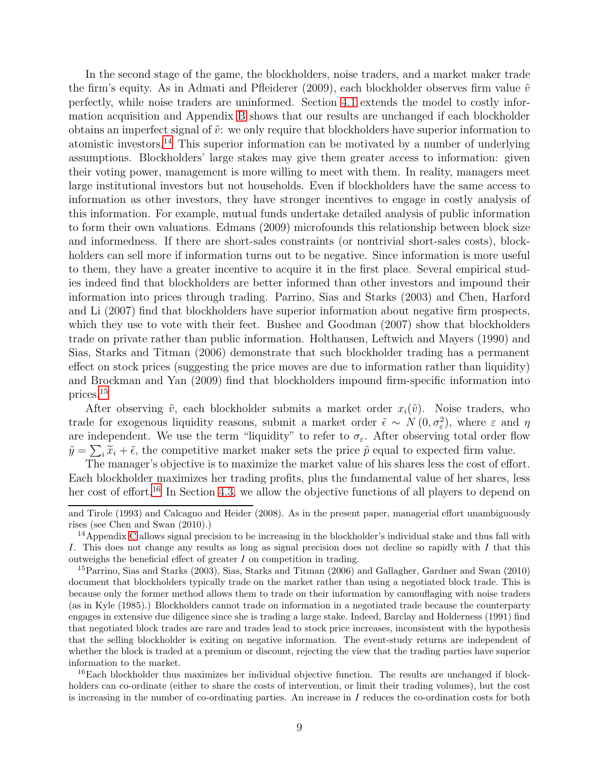In the second stage of the game, the blockholders, noise traders, and a market maker trade the firm's equity. As in Admati and Pfleiderer (2009), each blockholder observes firm value $\tilde{v}$ perfectly, while noise traders are uninformed. Section 4.1 extends the model to costly information acquisition and Appendix B shows that our results are unchanged if each blockholder obtains an imperfect signal of $\tilde{v}$: we only require that blockholders have superior information to atomistic investors.[14] This superior information can be motivated by a number of underlying assumptions. Blockholders' large stakes may give them greater access to information: given their voting power, management is more willing to meet with them. In reality, managers meet large institutional investors but not households. Even if blockholders have the same access to information as other investors, they have stronger incentives to engage in costly analysis of this information. For example, mutual funds undertake detailed analysis of public information to form their own valuations. Edmans (2009) microfounds this relationship between block size and informedness. If there are short-sales constraints (or nontrivial short-sales costs), blockholders can sell more if information turns out to be negative. Since information is more useful to them, they have a greater incentive to acquire it in the first place. Several empirical studies indeed find that blockholders are better informed than other investors and impound their information into prices through trading. Parrino, Sias and Starks (2003) and Chen, Harford and Li (2007) find that blockholders have superior information about negative firm prospects, which they use to vote with their feet. Bushee and Goodman (2007) show that blockholders trade on private rather than public information. Holthausen, Leftwich and Mayers (1990) and Sias, Starks and Titman (2006) demonstrate that such blockholder trading has a permanent effect on stock prices (suggesting the price moves are due to information rather than liquidity) and Brockman and Yan (2009) find that blockholders impound firm-specific information into prices.[15]

After observing $\tilde{v}$, each blockholder submits a market order $x_i(\tilde{v})$. Noise traders, who trade for exogenous liquidity reasons, submit a market order $\tilde{\epsilon} \sim N(0, \sigma_{\varepsilon}^2)$, where $\varepsilon$ and $\eta$ are independent. We use the term "liquidity" to refer to $\sigma_{\varepsilon}$. After observing total order flow $\tilde{y} = \sum_i \widetilde{x}_i + \tilde{\epsilon}$, the competitive market maker sets the price $\tilde{p}$ equal to expected firm value.

The manager's objective is to maximize the market value of his shares less the cost of effort. Each blockholder maximizes her trading profits, plus the fundamental value of her shares, less her cost of effort.[16] In Section 4.3, we allow the objective functions of all players to depend on

---

and Tirole (1993) and Calcagno and Heider (2008). As in the present paper, managerial effort unambiguously rises (see Chen and Swan (2010).)

[14] Appendix C allows signal precision to be increasing in the blockholder's individual stake and thus fall with $I$. This does not change any results as long as signal precision does not decline so rapidly with $I$ that this outweighs the beneficial effect of greater $I$ on competition in trading.

[15] Parrino, Sias and Starks (2003), Sias, Starks and Titman (2006) and Gallagher, Gardner and Swan (2010) document that blockholders typically trade on the market rather than using a negotiated block trade. This is because only the former method allows them to trade on their information by camouflaging with noise traders (as in Kyle (1985).) Blockholders cannot trade on information in a negotiated trade because the counterparty engages in extensive due diligence since she is trading a large stake. Indeed, Barclay and Holderness (1991) find that negotiated block trades are rare and trades lead to stock price increases, inconsistent with the hypothesis that the selling blockholder is exiting on negative information. The event-study returns are independent of whether the block is traded at a premium or discount, rejecting the view that the trading parties have superior information to the market.

[16] Each blockholder thus maximizes her individual objective function. The results are unchanged if blockholders can co-ordinate (either to share the costs of intervention, or limit their trading volumes), but the cost is increasing in the number of co-ordinating parties. An increase in $I$ reduces the co-ordination costs for both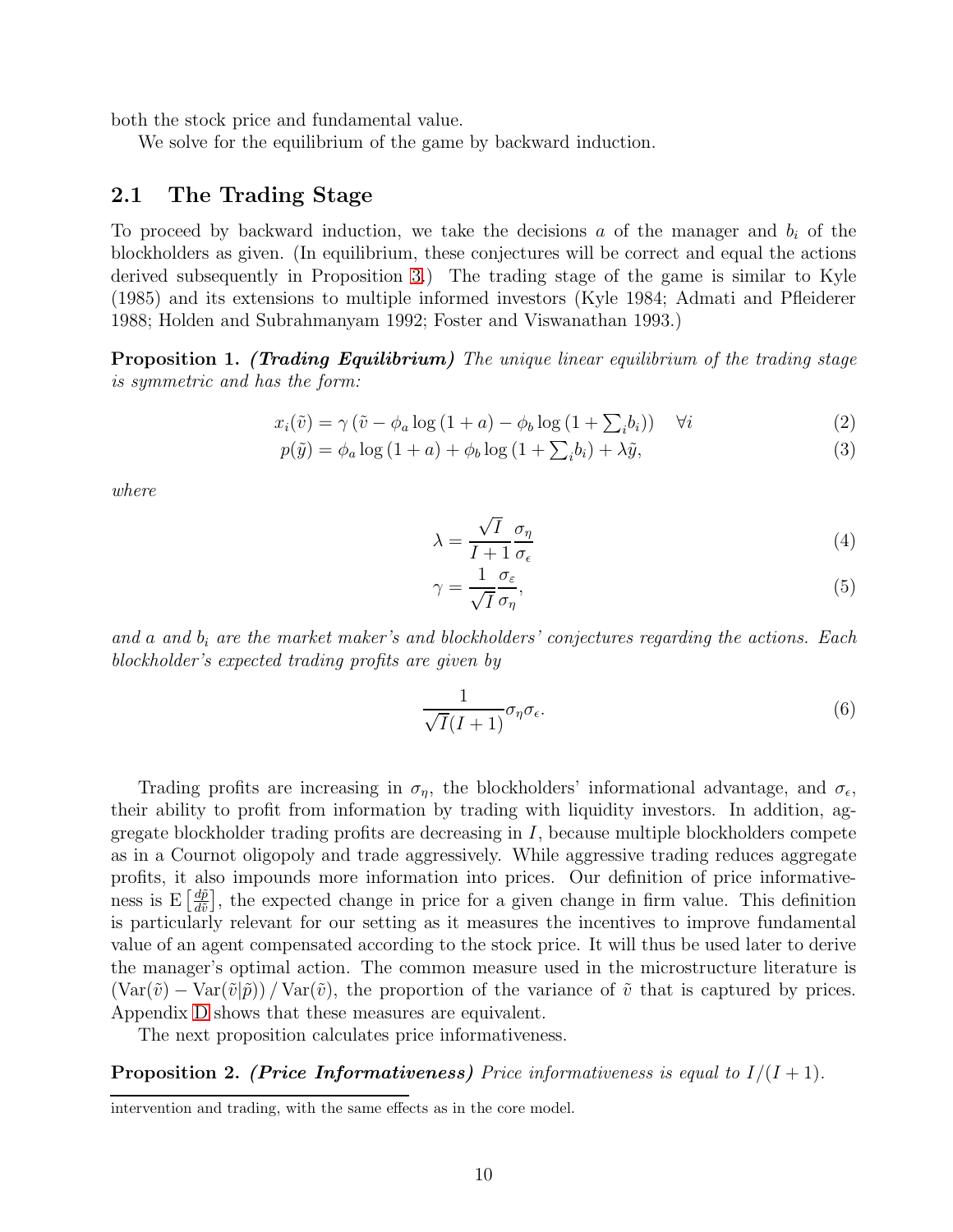both the stock price and fundamental value.

We solve for the equilibrium of the game by backward induction.

## 2.1 The Trading Stage

To proceed by backward induction, we take the decisions $a$ of the manager and $b_i$ of the blockholders as given. (In equilibrium, these conjectures will be correct and equal the actions derived subsequently in Proposition 3.) The trading stage of the game is similar to Kyle (1985) and its extensions to multiple informed investors (Kyle 1984; Admati and Pfleiderer 1988; Holden and Subrahmanyam 1992; Foster and Viswanathan 1993.)

**Proposition 1.** ***(Trading Equilibrium)*** *The unique linear equilibrium of the trading stage is symmetric and has the form:*

$$x_i(\tilde{v}) = \gamma\left(\tilde{v} - \phi_a \log(1+a) - \phi_b \log\left(1 + \textstyle\sum_i b_i\right)\right) \quad \forall i \tag{2}$$

$$p(\tilde{y}) = \phi_a \log(1+a) + \phi_b \log\left(1 + \textstyle\sum_i b_i\right) + \lambda \tilde{y}, \tag{3}$$

*where*

$$\lambda = \frac{\sqrt{I}}{I+1}\frac{\sigma_\eta}{\sigma_\epsilon} \tag{4}$$

$$\gamma = \frac{1}{\sqrt{I}}\frac{\sigma_\varepsilon}{\sigma_\eta}, \tag{5}$$

*and $a$ and $b_i$ are the market maker's and blockholders' conjectures regarding the actions. Each blockholder's expected trading profits are given by*

$$\frac{1}{\sqrt{I}(I+1)}\sigma_\eta\sigma_\epsilon. \tag{6}$$

Trading profits are increasing in $\sigma_\eta$, the blockholders' informational advantage, and $\sigma_\epsilon$, their ability to profit from information by trading with liquidity investors. In addition, aggregate blockholder trading profits are decreasing in $I$, because multiple blockholders compete as in a Cournot oligopoly and trade aggressively. While aggressive trading reduces aggregate profits, it also impounds more information into prices. Our definition of price informativeness is $\mathrm{E}\left[\frac{d\tilde{p}}{d\tilde{v}}\right]$, the expected change in price for a given change in firm value. This definition is particularly relevant for our setting as it measures the incentives to improve fundamental value of an agent compensated according to the stock price. It will thus be used later to derive the manager's optimal action. The common measure used in the microstructure literature is $\left(\mathrm{Var}(\tilde{v}) - \mathrm{Var}(\tilde{v}|\tilde{p})\right) / \mathrm{Var}(\tilde{v})$, the proportion of the variance of $\tilde{v}$ that is captured by prices. Appendix D shows that these measures are equivalent.

The next proposition calculates price informativeness.

**Proposition 2.** ***(Price Informativeness)*** *Price informativeness is equal to $I/(I+1)$.*

intervention and trading, with the same effects as in the core model.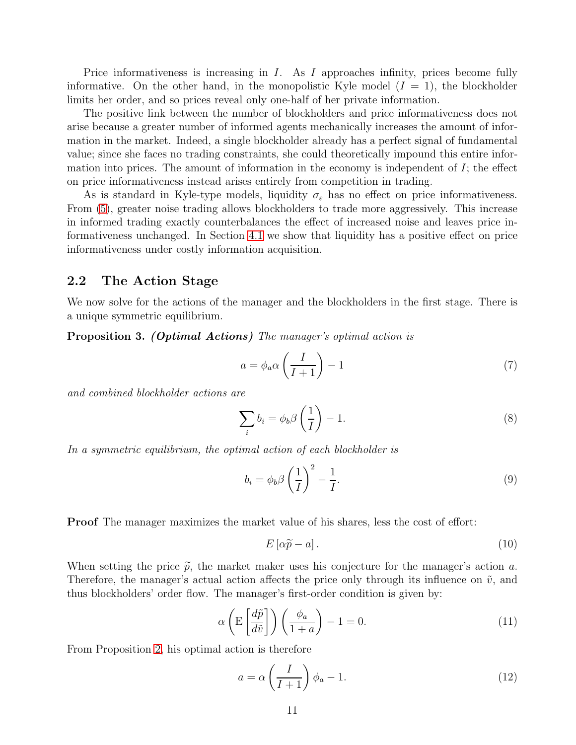Price informativeness is increasing in $I$. As $I$ approaches infinity, prices become fully informative. On the other hand, in the monopolistic Kyle model ($I = 1$), the blockholder limits her order, and so prices reveal only one-half of her private information.

The positive link between the number of blockholders and price informativeness does not arise because a greater number of informed agents mechanically increases the amount of information in the market. Indeed, a single blockholder already has a perfect signal of fundamental value; since she faces no trading constraints, she could theoretically impound this entire information into prices. The amount of information in the economy is independent of $I$; the effect on price informativeness instead arises entirely from competition in trading.

As is standard in Kyle-type models, liquidity $\sigma_\varepsilon$ has no effect on price informativeness. From (5), greater noise trading allows blockholders to trade more aggressively. This increase in informed trading exactly counterbalances the effect of increased noise and leaves price informativeness unchanged. In Section 4.1 we show that liquidity has a positive effect on price informativeness under costly information acquisition.

## 2.2 The Action Stage

We now solve for the actions of the manager and the blockholders in the first stage. There is a unique symmetric equilibrium.

**Proposition 3.** ***(Optimal Actions)*** *The manager's optimal action is*

$$a = \phi_a \alpha \left( \frac{I}{I+1} \right) - 1 \tag{7}$$

*and combined blockholder actions are*

$$\sum_i b_i = \phi_b \beta \left( \frac{1}{I} \right) - 1. \tag{8}$$

*In a symmetric equilibrium, the optimal action of each blockholder is*

$$b_i = \phi_b \beta \left( \frac{1}{I} \right)^2 - \frac{1}{I}. \tag{9}$$

**Proof** The manager maximizes the market value of his shares, less the cost of effort:

$$E \left[ \alpha \widetilde{p} - a \right]. \tag{10}$$

When setting the price $\widetilde{p}$, the market maker uses his conjecture for the manager's action $a$. Therefore, the manager's actual action affects the price only through its influence on $\tilde{v}$, and thus blockholders' order flow. The manager's first-order condition is given by:

$$\alpha \left( \mathrm{E} \left[ \frac{d\tilde{p}}{d\tilde{v}} \right] \right) \left( \frac{\phi_a}{1+a} \right) - 1 = 0. \tag{11}$$

From Proposition 2, his optimal action is therefore

$$a = \alpha \left( \frac{I}{I+1} \right) \phi_a - 1. \tag{12}$$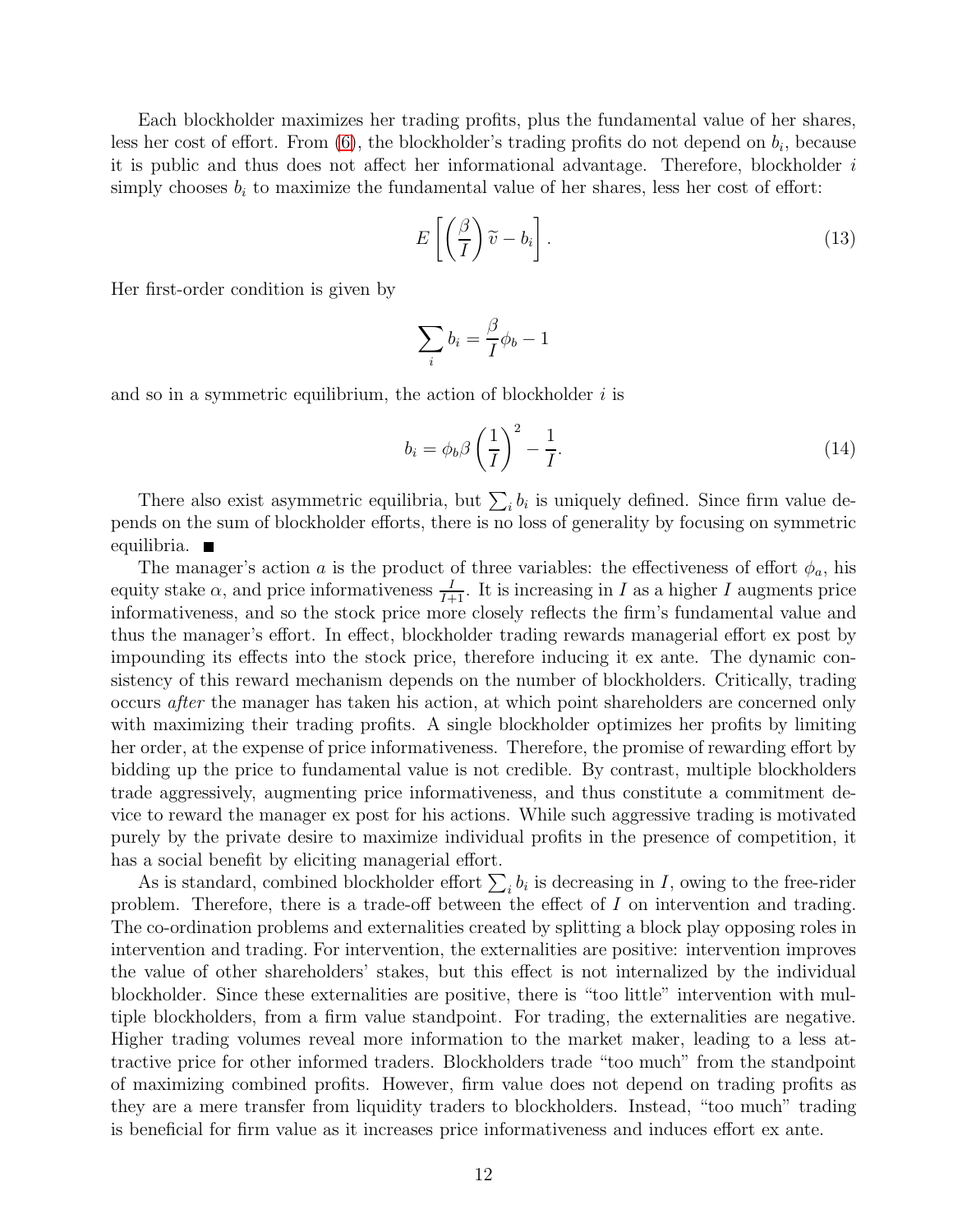Each blockholder maximizes her trading profits, plus the fundamental value of her shares, less her cost of effort. From (6), the blockholder's trading profits do not depend on $b_i$, because it is public and thus does not affect her informational advantage. Therefore, blockholder $i$ simply chooses $b_i$ to maximize the fundamental value of her shares, less her cost of effort:

$$E\left[\left(\frac{\beta}{I}\right)\widetilde{v} - b_i\right]. \tag{13}$$

Her first-order condition is given by

$$\sum_i b_i = \frac{\beta}{I}\phi_b - 1$$

and so in a symmetric equilibrium, the action of blockholder $i$ is

$$b_i = \phi_b \beta \left(\frac{1}{I}\right)^2 - \frac{1}{I}. \tag{14}$$

There also exist asymmetric equilibria, but $\sum_i b_i$ is uniquely defined. Since firm value depends on the sum of blockholder efforts, there is no loss of generality by focusing on symmetric equilibria. ∎

The manager's action $a$ is the product of three variables: the effectiveness of effort $\phi_a$, his equity stake $\alpha$, and price informativeness $\frac{I}{I+1}$. It is increasing in $I$ as a higher $I$ augments price informativeness, and so the stock price more closely reflects the firm's fundamental value and thus the manager's effort. In effect, blockholder trading rewards managerial effort ex post by impounding its effects into the stock price, therefore inducing it ex ante. The dynamic consistency of this reward mechanism depends on the number of blockholders. Critically, trading occurs *after* the manager has taken his action, at which point shareholders are concerned only with maximizing their trading profits. A single blockholder optimizes her profits by limiting her order, at the expense of price informativeness. Therefore, the promise of rewarding effort by bidding up the price to fundamental value is not credible. By contrast, multiple blockholders trade aggressively, augmenting price informativeness, and thus constitute a commitment device to reward the manager ex post for his actions. While such aggressive trading is motivated purely by the private desire to maximize individual profits in the presence of competition, it has a social benefit by eliciting managerial effort.

As is standard, combined blockholder effort $\sum_i b_i$ is decreasing in $I$, owing to the free-rider problem. Therefore, there is a trade-off between the effect of $I$ on intervention and trading. The co-ordination problems and externalities created by splitting a block play opposing roles in intervention and trading. For intervention, the externalities are positive: intervention improves the value of other shareholders' stakes, but this effect is not internalized by the individual blockholder. Since these externalities are positive, there is "too little" intervention with multiple blockholders, from a firm value standpoint. For trading, the externalities are negative. Higher trading volumes reveal more information to the market maker, leading to a less attractive price for other informed traders. Blockholders trade "too much" from the standpoint of maximizing combined profits. However, firm value does not depend on trading profits as they are a mere transfer from liquidity traders to blockholders. Instead, "too much" trading is beneficial for firm value as it increases price informativeness and induces effort ex ante.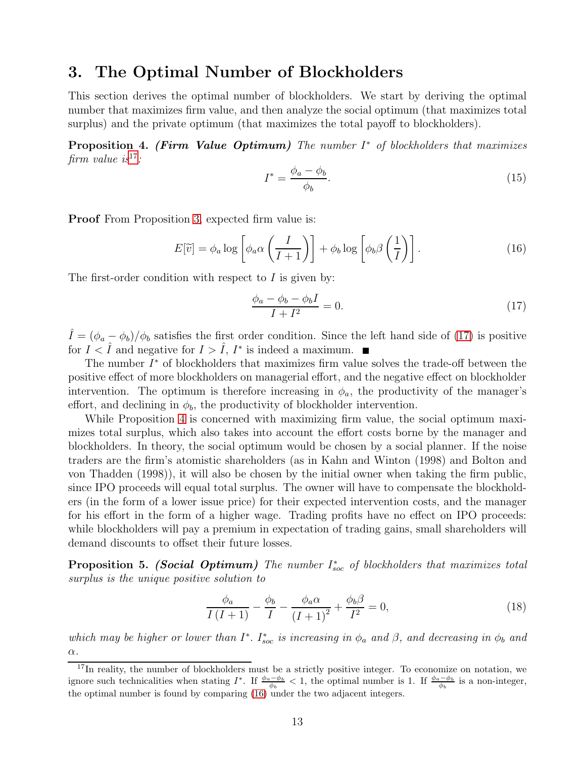## 3. The Optimal Number of Blockholders

This section derives the optimal number of blockholders. We start by deriving the optimal number that maximizes firm value, and then analyze the social optimum (that maximizes total surplus) and the private optimum (that maximizes the total payoff to blockholders).

**Proposition 4.** ***(Firm Value Optimum)*** *The number $I^*$ of blockholders that maximizes firm value is*[17]*:*

$$I^* = \frac{\phi_a - \phi_b}{\phi_b}. \tag{15}$$

**Proof** From Proposition 3, expected firm value is:

$$E[\widetilde{v}] = \phi_a \log \left[ \phi_a \alpha \left( \frac{I}{I+1} \right) \right] + \phi_b \log \left[ \phi_b \beta \left( \frac{1}{I} \right) \right]. \tag{16}$$

The first-order condition with respect to $I$ is given by:

$$\frac{\phi_a - \phi_b - \phi_b I}{I + I^2} = 0. \tag{17}$$

$\hat{I} = (\phi_a - \phi_b)/\phi_b$ satisfies the first order condition. Since the left hand side of (17) is positive for $I < \hat{I}$ and negative for $I > \hat{I}$, $I^*$ is indeed a maximum. ■

The number $I^*$ of blockholders that maximizes firm value solves the trade-off between the positive effect of more blockholders on managerial effort, and the negative effect on blockholder intervention. The optimum is therefore increasing in $\phi_a$, the productivity of the manager's effort, and declining in $\phi_b$, the productivity of blockholder intervention.

While Proposition 4 is concerned with maximizing firm value, the social optimum maximizes total surplus, which also takes into account the effort costs borne by the manager and blockholders. In theory, the social optimum would be chosen by a social planner. If the noise traders are the firm's atomistic shareholders (as in Kahn and Winton (1998) and Bolton and von Thadden (1998)), it will also be chosen by the initial owner when taking the firm public, since IPO proceeds will equal total surplus. The owner will have to compensate the blockholders (in the form of a lower issue price) for their expected intervention costs, and the manager for his effort in the form of a higher wage. Trading profits have no effect on IPO proceeds: while blockholders will pay a premium in expectation of trading gains, small shareholders will demand discounts to offset their future losses.

**Proposition 5.** ***(Social Optimum)*** *The number $I^*_{soc}$ of blockholders that maximizes total surplus is the unique positive solution to*

$$\frac{\phi_a}{I(I+1)} - \frac{\phi_b}{I} - \frac{\phi_a \alpha}{(I+1)^2} + \frac{\phi_b \beta}{I^2} = 0, \tag{18}$$

*which may be higher or lower than $I^*$. $I^*_{soc}$ is increasing in $\phi_a$ and $\beta$, and decreasing in $\phi_b$ and $\alpha$.*

[17] In reality, the number of blockholders must be a strictly positive integer. To economize on notation, we ignore such technicalities when stating $I^*$. If $\frac{\phi_a - \phi_b}{\phi_b} < 1$, the optimal number is 1. If $\frac{\phi_a - \phi_b}{\phi_b}$ is a non-integer, the optimal number is found by comparing (16) under the two adjacent integers.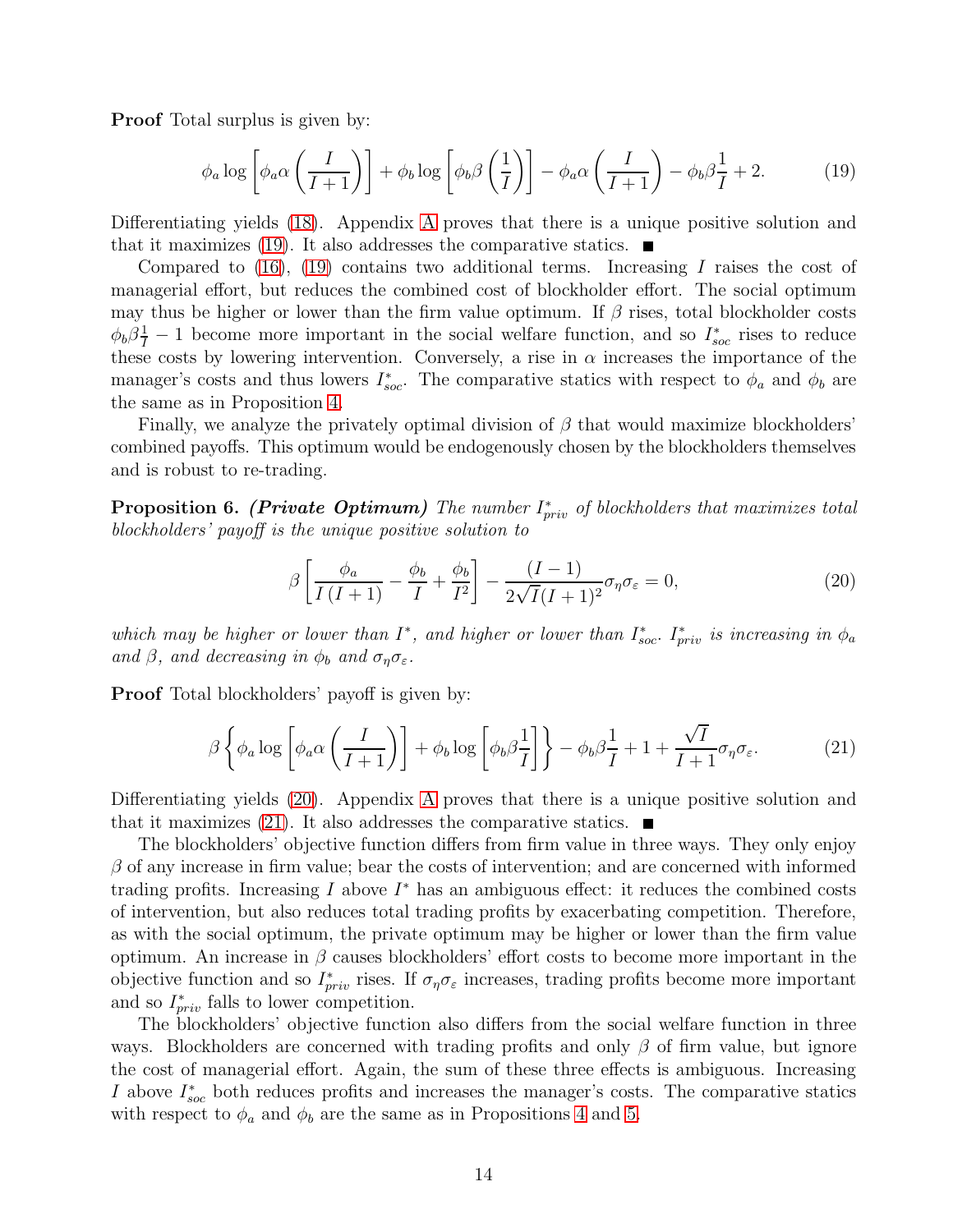**Proof** Total surplus is given by:

$$\phi_a \log\left[\phi_a \alpha \left(\frac{I}{I+1}\right)\right] + \phi_b \log\left[\phi_b \beta \left(\frac{1}{I}\right)\right] - \phi_a \alpha \left(\frac{I}{I+1}\right) - \phi_b \beta \frac{1}{I} + 2. \tag{19}$$

Differentiating yields (18). Appendix A proves that there is a unique positive solution and that it maximizes (19). It also addresses the comparative statics. ■

Compared to (16), (19) contains two additional terms. Increasing $I$ raises the cost of managerial effort, but reduces the combined cost of blockholder effort. The social optimum may thus be higher or lower than the firm value optimum. If $\beta$ rises, total blockholder costs $\phi_b \beta \frac{1}{I} - 1$ become more important in the social welfare function, and so $I^*_{soc}$ rises to reduce these costs by lowering intervention. Conversely, a rise in $\alpha$ increases the importance of the manager's costs and thus lowers $I^*_{soc}$. The comparative statics with respect to $\phi_a$ and $\phi_b$ are the same as in Proposition 4.

Finally, we analyze the privately optimal division of $\beta$ that would maximize blockholders' combined payoffs. This optimum would be endogenously chosen by the blockholders themselves and is robust to re-trading.

**Proposition 6.** ***(Private Optimum)*** *The number $I^*_{priv}$ of blockholders that maximizes total blockholders' payoff is the unique positive solution to*

$$\beta \left[\frac{\phi_a}{I\,(I+1)} - \frac{\phi_b}{I} + \frac{\phi_b}{I^2}\right] - \frac{(I-1)}{2\sqrt{I}(I+1)^2}\sigma_\eta \sigma_\varepsilon = 0, \tag{20}$$

*which may be higher or lower than $I^*$, and higher or lower than $I^*_{soc}$. $I^*_{priv}$ is increasing in $\phi_a$ and $\beta$, and decreasing in $\phi_b$ and $\sigma_\eta \sigma_\varepsilon$.*

**Proof** Total blockholders' payoff is given by:

$$\beta \left\{\phi_a \log\left[\phi_a \alpha \left(\frac{I}{I+1}\right)\right] + \phi_b \log\left[\phi_b \beta \frac{1}{I}\right]\right\} - \phi_b \beta \frac{1}{I} + 1 + \frac{\sqrt{I}}{I+1}\sigma_\eta \sigma_\varepsilon. \tag{21}$$

Differentiating yields (20). Appendix A proves that there is a unique positive solution and that it maximizes (21). It also addresses the comparative statics. ■

The blockholders' objective function differs from firm value in three ways. They only enjoy $\beta$ of any increase in firm value; bear the costs of intervention; and are concerned with informed trading profits. Increasing $I$ above $I^*$ has an ambiguous effect: it reduces the combined costs of intervention, but also reduces total trading profits by exacerbating competition. Therefore, as with the social optimum, the private optimum may be higher or lower than the firm value optimum. An increase in $\beta$ causes blockholders' effort costs to become more important in the objective function and so $I^*_{priv}$ rises. If $\sigma_\eta \sigma_\varepsilon$ increases, trading profits become more important and so $I^*_{priv}$ falls to lower competition.

The blockholders' objective function also differs from the social welfare function in three ways. Blockholders are concerned with trading profits and only $\beta$ of firm value, but ignore the cost of managerial effort. Again, the sum of these three effects is ambiguous. Increasing $I$ above $I^*_{soc}$ both reduces profits and increases the manager's costs. The comparative statics with respect to $\phi_a$ and $\phi_b$ are the same as in Propositions 4 and 5.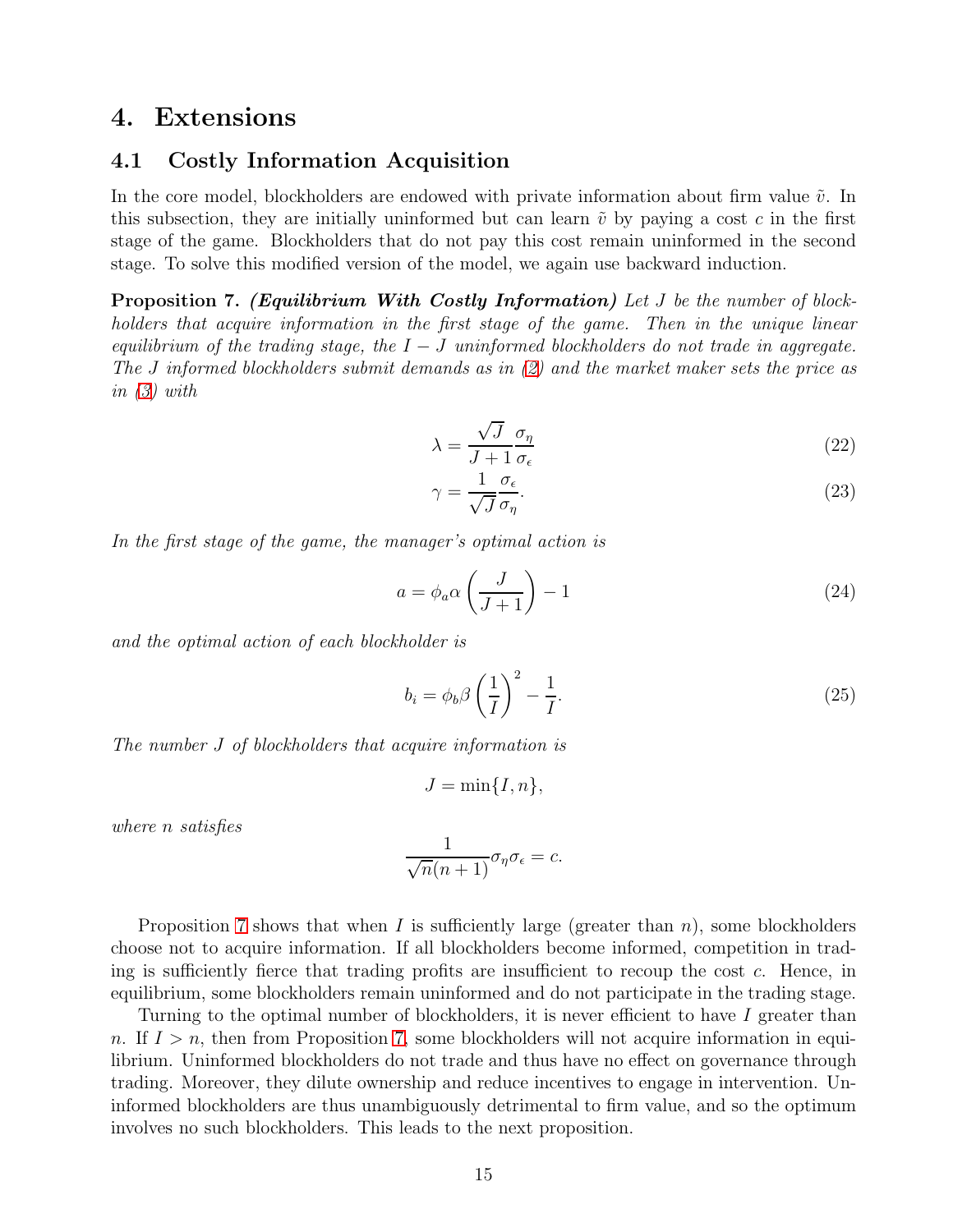# 4. Extensions

## 4.1 Costly Information Acquisition

In the core model, blockholders are endowed with private information about firm value $\tilde{v}$. In this subsection, they are initially uninformed but can learn $\tilde{v}$ by paying a cost $c$ in the first stage of the game. Blockholders that do not pay this cost remain uninformed in the second stage. To solve this modified version of the model, we again use backward induction.

**Proposition 7.** ***(Equilibrium With Costly Information)*** *Let $J$ be the number of blockholders that acquire information in the first stage of the game. Then in the unique linear equilibrium of the trading stage, the $I - J$ uninformed blockholders do not trade in aggregate. The $J$ informed blockholders submit demands as in (2) and the market maker sets the price as in (3) with*

$$\lambda = \frac{\sqrt{J}}{J+1}\frac{\sigma_\eta}{\sigma_\epsilon} \tag{22}$$

$$\gamma = \frac{1}{\sqrt{J}}\frac{\sigma_\epsilon}{\sigma_\eta}. \tag{23}$$

*In the first stage of the game, the manager's optimal action is*

$$a = \phi_a \alpha \left(\frac{J}{J+1}\right) - 1 \tag{24}$$

*and the optimal action of each blockholder is*

$$b_i = \phi_b \beta \left(\frac{1}{I}\right)^2 - \frac{1}{I}. \tag{25}$$

*The number $J$ of blockholders that acquire information is*

$$J = \min\{I, n\},$$

*where $n$ satisfies*

$$\frac{1}{\sqrt{n}(n+1)}\sigma_\eta \sigma_\epsilon = c.$$

Proposition 7 shows that when $I$ is sufficiently large (greater than $n$), some blockholders choose not to acquire information. If all blockholders become informed, competition in trading is sufficiently fierce that trading profits are insufficient to recoup the cost $c$. Hence, in equilibrium, some blockholders remain uninformed and do not participate in the trading stage.

Turning to the optimal number of blockholders, it is never efficient to have $I$ greater than $n$. If $I > n$, then from Proposition 7, some blockholders will not acquire information in equilibrium. Uninformed blockholders do not trade and thus have no effect on governance through trading. Moreover, they dilute ownership and reduce incentives to engage in intervention. Uninformed blockholders are thus unambiguously detrimental to firm value, and so the optimum involves no such blockholders. This leads to the next proposition.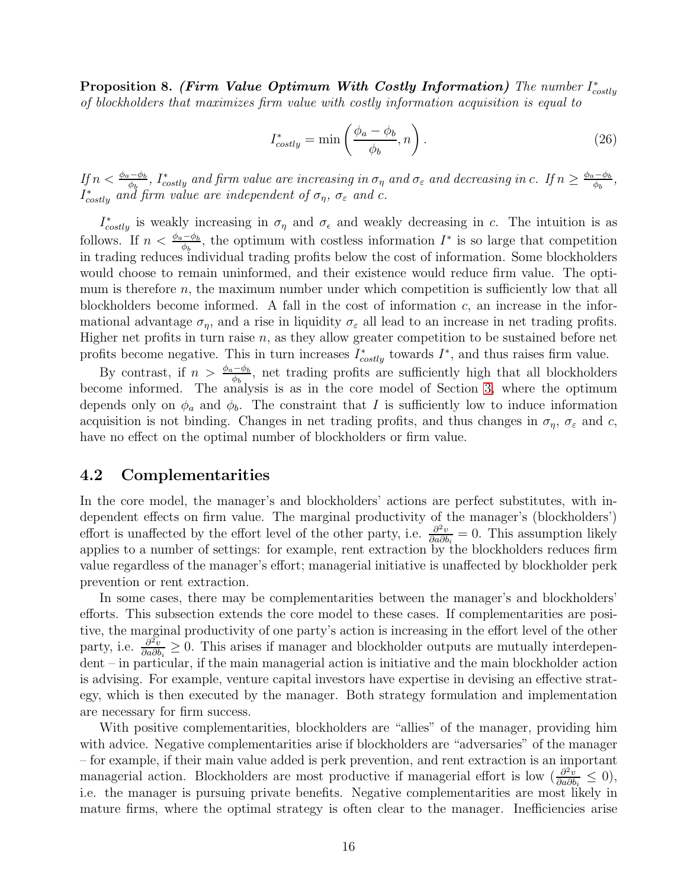**Proposition 8.** ***(Firm Value Optimum With Costly Information)*** *The number $I^*_{costly}$ of blockholders that maximizes firm value with costly information acquisition is equal to*

$$I^*_{costly} = \min\left(\frac{\phi_a - \phi_b}{\phi_b}, n\right). \tag{26}$$

*If $n < \frac{\phi_a - \phi_b}{\phi_b}$, $I^*_{costly}$ and firm value are increasing in $\sigma_\eta$ and $\sigma_\varepsilon$ and decreasing in $c$. If $n \geq \frac{\phi_a - \phi_b}{\phi_b}$, $I^*_{costly}$ and firm value are independent of $\sigma_\eta$, $\sigma_\varepsilon$ and $c$.*

$I^*_{costly}$ is weakly increasing in $\sigma_\eta$ and $\sigma_\epsilon$ and weakly decreasing in $c$. The intuition is as follows. If $n < \frac{\phi_a - \phi_b}{\phi_b}$, the optimum with costless information $I^*$ is so large that competition in trading reduces individual trading profits below the cost of information. Some blockholders would choose to remain uninformed, and their existence would reduce firm value. The optimum is therefore $n$, the maximum number under which competition is sufficiently low that all blockholders become informed. A fall in the cost of information $c$, an increase in the informational advantage $\sigma_\eta$, and a rise in liquidity $\sigma_\varepsilon$ all lead to an increase in net trading profits. Higher net profits in turn raise $n$, as they allow greater competition to be sustained before net profits become negative. This in turn increases $I^*_{costly}$ towards $I^*$, and thus raises firm value.

By contrast, if $n > \frac{\phi_a - \phi_b}{\phi_b}$, net trading profits are sufficiently high that all blockholders become informed. The analysis is as in the core model of Section 3, where the optimum depends only on $\phi_a$ and $\phi_b$. The constraint that $I$ is sufficiently low to induce information acquisition is not binding. Changes in net trading profits, and thus changes in $\sigma_\eta$, $\sigma_\varepsilon$ and $c$, have no effect on the optimal number of blockholders or firm value.

## 4.2 Complementarities

In the core model, the manager's and blockholders' actions are perfect substitutes, with independent effects on firm value. The marginal productivity of the manager's (blockholders') effort is unaffected by the effort level of the other party, i.e. $\frac{\partial^2 v}{\partial a \partial b_i} = 0$. This assumption likely applies to a number of settings: for example, rent extraction by the blockholders reduces firm value regardless of the manager's effort; managerial initiative is unaffected by blockholder perk prevention or rent extraction.

In some cases, there may be complementarities between the manager's and blockholders' efforts. This subsection extends the core model to these cases. If complementarities are positive, the marginal productivity of one party's action is increasing in the effort level of the other party, i.e. $\frac{\partial^2 v}{\partial a \partial b_i} \geq 0$. This arises if manager and blockholder outputs are mutually interdependent – in particular, if the main managerial action is initiative and the main blockholder action is advising. For example, venture capital investors have expertise in devising an effective strategy, which is then executed by the manager. Both strategy formulation and implementation are necessary for firm success.

With positive complementarities, blockholders are "allies" of the manager, providing him with advice. Negative complementarities arise if blockholders are "adversaries" of the manager – for example, if their main value added is perk prevention, and rent extraction is an important managerial action. Blockholders are most productive if managerial effort is low ($\frac{\partial^2 v}{\partial a \partial b_i} \leq 0$), i.e. the manager is pursuing private benefits. Negative complementarities are most likely in mature firms, where the optimal strategy is often clear to the manager. Inefficiencies arise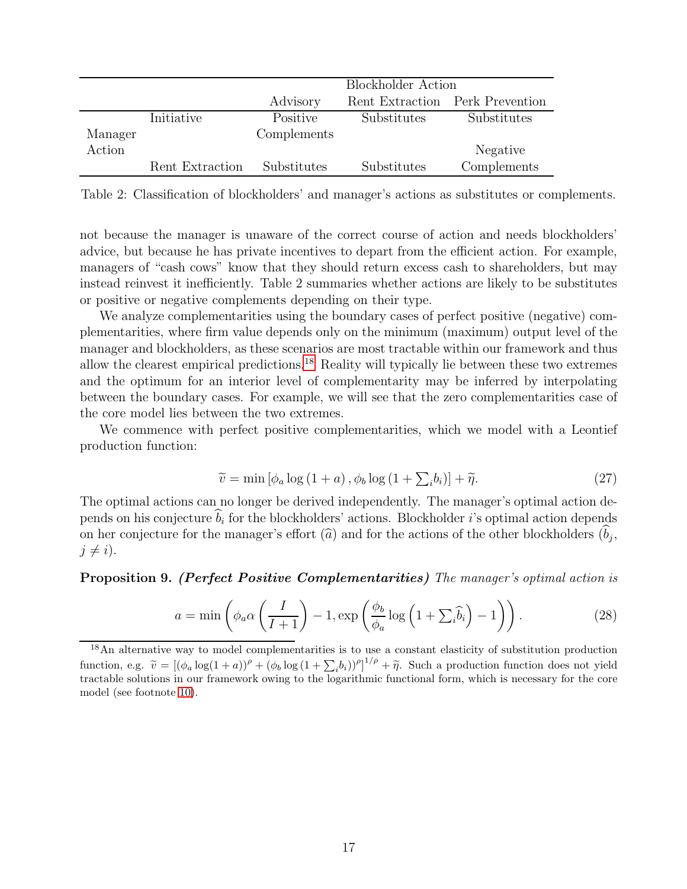| | | Blockholder Action | | |
|---|---|---|---|---|
| | | Advisory | Rent Extraction | Perk Prevention |
| Manager Action | Initiative | Positive Complements | Substitutes | Substitutes |
| | Rent Extraction | Substitutes | Substitutes | Negative Complements |

Table 2: Classification of blockholders' and manager's actions as substitutes or complements.

not because the manager is unaware of the correct course of action and needs blockholders' advice, but because he has private incentives to depart from the efficient action. For example, managers of "cash cows" know that they should return excess cash to shareholders, but may instead reinvest it inefficiently. Table 2 summaries whether actions are likely to be substitutes or positive or negative complements depending on their type.

We analyze complementarities using the boundary cases of perfect positive (negative) complementarities, where firm value depends only on the minimum (maximum) output level of the manager and blockholders, as these scenarios are most tractable within our framework and thus allow the clearest empirical predictions.[18] Reality will typically lie between these two extremes and the optimum for an interior level of complementarity may be inferred by interpolating between the boundary cases. For example, we will see that the zero complementarities case of the core model lies between the two extremes.

We commence with perfect positive complementarities, which we model with a Leontief production function:

$$\widetilde{v} = \min \left[ \phi_a \log(1+a), \phi_b \log\left(1+\textstyle\sum_i b_i\right) \right] + \widetilde{\eta}. \tag{27}$$

The optimal actions can no longer be derived independently. The manager's optimal action depends on his conjecture $\widehat{b}_i$ for the blockholders' actions. Blockholder $i$'s optimal action depends on her conjecture for the manager's effort ($\widehat{a}$) and for the actions of the other blockholders ($\widehat{b}_j$, $j \neq i$).

**Proposition 9.** ***(Perfect Positive Complementarities)*** *The manager's optimal action is*

$$a = \min\left( \phi_a \alpha \left(\frac{I}{I+1}\right) - 1, \exp\left(\frac{\phi_b}{\phi_a} \log\left(1 + \textstyle\sum_i \widehat{b}_i\right) - 1\right)\right). \tag{28}$$

[18] An alternative way to model complementarities is to use a constant elasticity of substitution production function, e.g. $\widetilde{v} = \left[(\phi_a \log(1+a))^{\rho} + (\phi_b \log(1+\sum_i b_i))^{\rho}\right]^{1/\rho} + \widetilde{\eta}$. Such a production function does not yield tractable solutions in our framework owing to the logarithmic functional form, which is necessary for the core model (see footnote 10).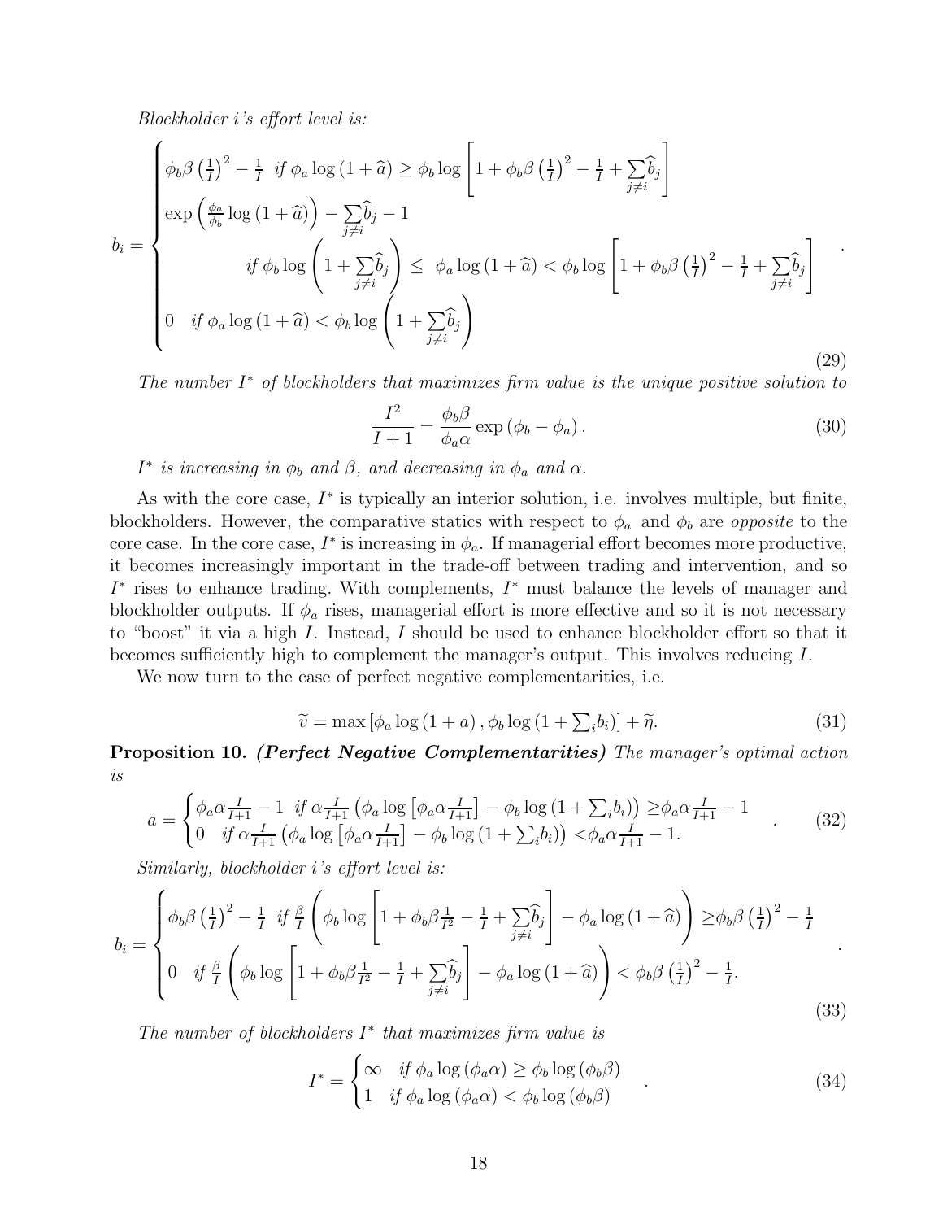*Blockholder i's effort level is:*

$$
b_i = \begin{cases} \phi_b \beta \left(\frac{1}{I}\right)^2 - \frac{1}{I} \ \ \textit{if } \phi_a \log\left(1+\widehat{a}\right) \geq \phi_b \log\left[1 + \phi_b \beta \left(\frac{1}{I}\right)^2 - \frac{1}{I} + \sum\limits_{j \neq i} \widehat{b}_j\right] \\ \exp\left(\frac{\phi_a}{\phi_b}\log\left(1+\widehat{a}\right)\right) - \sum\limits_{j\neq i}\widehat{b}_j - 1 \\ \qquad \qquad \textit{if } \phi_b \log\left(1 + \sum\limits_{j\neq i}\widehat{b}_j\right) \leq \ \phi_a \log\left(1+\widehat{a}\right) < \phi_b \log\left[1 + \phi_b\beta\left(\frac{1}{I}\right)^2 - \frac{1}{I} + \sum\limits_{j\neq i}\widehat{b}_j\right] \\ 0 \quad \textit{if } \phi_a \log\left(1+\widehat{a}\right) < \phi_b \log\left(1 + \sum\limits_{j\neq i}\widehat{b}_j\right) \end{cases}. \tag{29}
$$

*The number $I^*$ of blockholders that maximizes firm value is the unique positive solution to*

$$
\frac{I^2}{I+1} = \frac{\phi_b \beta}{\phi_a \alpha} \exp\left(\phi_b - \phi_a\right). \tag{30}
$$

*$I^*$ is increasing in $\phi_b$ and $\beta$, and decreasing in $\phi_a$ and $\alpha$.*

As with the core case, $I^*$ is typically an interior solution, i.e. involves multiple, but finite, blockholders. However, the comparative statics with respect to $\phi_a$ and $\phi_b$ are *opposite* to the core case. In the core case, $I^*$ is increasing in $\phi_a$. If managerial effort becomes more productive, it becomes increasingly important in the trade-off between trading and intervention, and so $I^*$ rises to enhance trading. With complements, $I^*$ must balance the levels of manager and blockholder outputs. If $\phi_a$ rises, managerial effort is more effective and so it is not necessary to "boost" it via a high $I$. Instead, $I$ should be used to enhance blockholder effort so that it becomes sufficiently high to complement the manager's output. This involves reducing $I$.

We now turn to the case of perfect negative complementarities, i.e.

$$
\widetilde{v} = \max\left[\phi_a \log\left(1+a\right), \phi_b \log\left(1+\textstyle\sum_i b_i\right)\right] + \widetilde{\eta}. \tag{31}
$$

**Proposition 10.** ***(Perfect Negative Complementarities)*** *The manager's optimal action is*

$$
a = \begin{cases} \phi_a \alpha \frac{I}{I+1} - 1 \ \ \textit{if } \alpha\frac{I}{I+1}\left(\phi_a \log\left[\phi_a \alpha \frac{I}{I+1}\right] - \phi_b \log\left(1+\sum_i b_i\right)\right) \geq \phi_a\alpha\frac{I}{I+1} - 1 \\ 0 \quad \textit{if } \alpha\frac{I}{I+1}\left(\phi_a \log\left[\phi_a \alpha \frac{I}{I+1}\right] - \phi_b \log\left(1+\sum_i b_i\right)\right) < \phi_a\alpha\frac{I}{I+1} - 1. \end{cases}. \tag{32}
$$

*Similarly, blockholder i's effort level is:*

$$
b_i = \begin{cases} \phi_b\beta\left(\frac{1}{I}\right)^2 - \frac{1}{I} \ \ \textit{if } \frac{\beta}{I}\left(\phi_b \log\left[1 + \phi_b\beta\frac{1}{I^2} - \frac{1}{I} + \sum\limits_{j\neq i}\widehat{b}_j\right] - \phi_a\log\left(1+\widehat{a}\right)\right) \geq \phi_b\beta\left(\frac{1}{I}\right)^2 - \frac{1}{I} \\ 0 \quad \textit{if } \frac{\beta}{I}\left(\phi_b \log\left[1 + \phi_b\beta\frac{1}{I^2} - \frac{1}{I} + \sum\limits_{j\neq i}\widehat{b}_j\right] - \phi_a\log\left(1+\widehat{a}\right)\right) < \phi_b\beta\left(\frac{1}{I}\right)^2 - \frac{1}{I}. \end{cases}. \tag{33}
$$

*The number of blockholders $I^*$ that maximizes firm value is*

$$
I^* = \begin{cases} \infty \quad \textit{if } \phi_a \log\left(\phi_a\alpha\right) \geq \phi_b\log\left(\phi_b\beta\right) \\ 1 \quad \textit{if } \phi_a \log\left(\phi_a\alpha\right) < \phi_b\log\left(\phi_b\beta\right) \end{cases}. \tag{34}
$$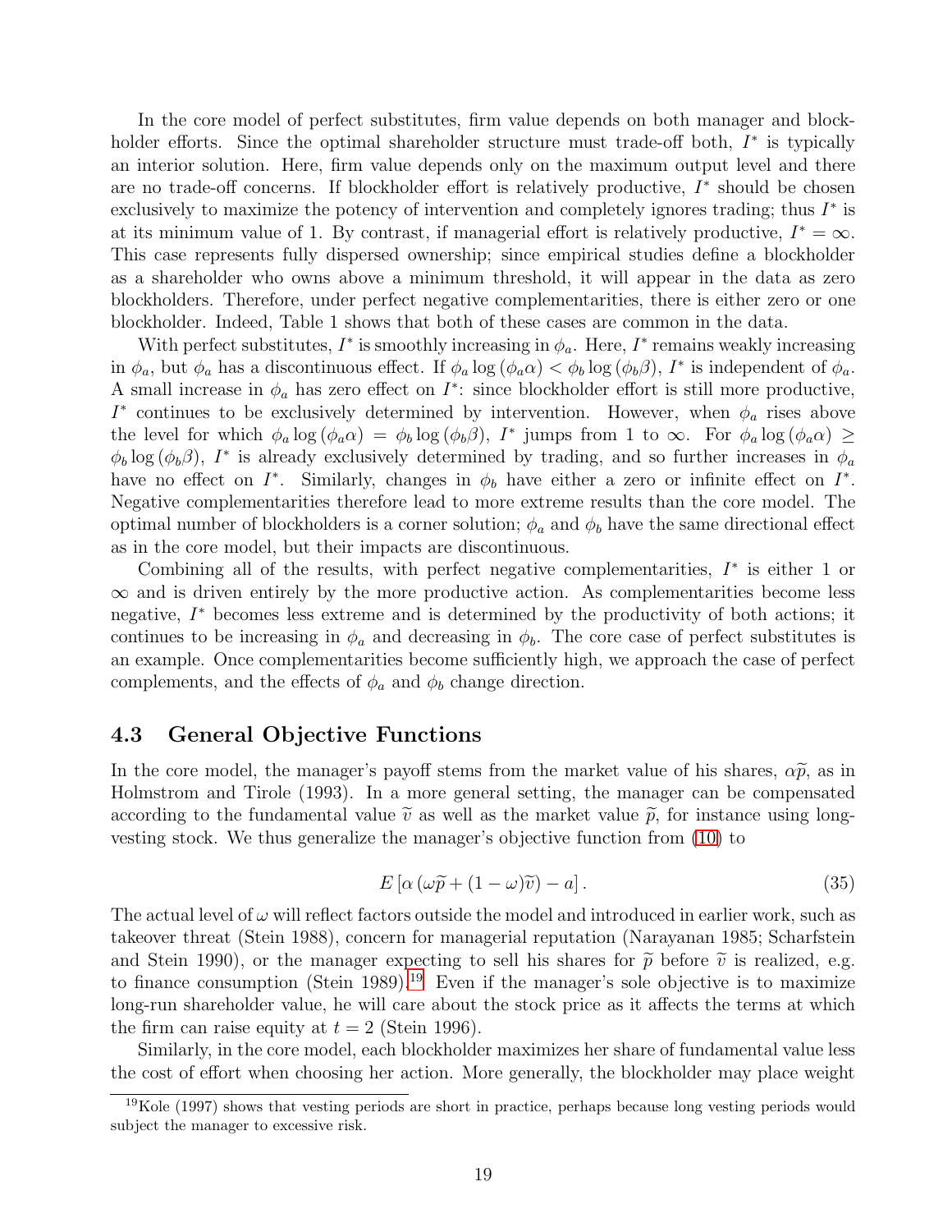In the core model of perfect substitutes, firm value depends on both manager and blockholder efforts. Since the optimal shareholder structure must trade-off both, $I^*$ is typically an interior solution. Here, firm value depends only on the maximum output level and there are no trade-off concerns. If blockholder effort is relatively productive, $I^*$ should be chosen exclusively to maximize the potency of intervention and completely ignores trading; thus $I^*$ is at its minimum value of 1. By contrast, if managerial effort is relatively productive, $I^* = \infty$. This case represents fully dispersed ownership; since empirical studies define a blockholder as a shareholder who owns above a minimum threshold, it will appear in the data as zero blockholders. Therefore, under perfect negative complementarities, there is either zero or one blockholder. Indeed, Table 1 shows that both of these cases are common in the data.

With perfect substitutes, $I^*$ is smoothly increasing in $\phi_a$. Here, $I^*$ remains weakly increasing in $\phi_a$, but $\phi_a$ has a discontinuous effect. If $\phi_a \log(\phi_a \alpha) < \phi_b \log(\phi_b \beta)$, $I^*$ is independent of $\phi_a$. A small increase in $\phi_a$ has zero effect on $I^*$: since blockholder effort is still more productive, $I^*$ continues to be exclusively determined by intervention. However, when $\phi_a$ rises above the level for which $\phi_a \log(\phi_a \alpha) = \phi_b \log(\phi_b \beta)$, $I^*$ jumps from 1 to $\infty$. For $\phi_a \log(\phi_a \alpha) \geq \phi_b \log(\phi_b \beta)$, $I^*$ is already exclusively determined by trading, and so further increases in $\phi_a$ have no effect on $I^*$. Similarly, changes in $\phi_b$ have either a zero or infinite effect on $I^*$. Negative complementarities therefore lead to more extreme results than the core model. The optimal number of blockholders is a corner solution; $\phi_a$ and $\phi_b$ have the same directional effect as in the core model, but their impacts are discontinuous.

Combining all of the results, with perfect negative complementarities, $I^*$ is either 1 or $\infty$ and is driven entirely by the more productive action. As complementarities become less negative, $I^*$ becomes less extreme and is determined by the productivity of both actions; it continues to be increasing in $\phi_a$ and decreasing in $\phi_b$. The core case of perfect substitutes is an example. Once complementarities become sufficiently high, we approach the case of perfect complements, and the effects of $\phi_a$ and $\phi_b$ change direction.

### 4.3 General Objective Functions

In the core model, the manager's payoff stems from the market value of his shares, $\alpha\widetilde{p}$, as in Holmstrom and Tirole (1993). In a more general setting, the manager can be compensated according to the fundamental value $\widetilde{v}$ as well as the market value $\widetilde{p}$, for instance using long-vesting stock. We thus generalize the manager's objective function from (10) to

$$E\left[\alpha\left(\omega\widetilde{p} + (1-\omega)\widetilde{v}\right) - a\right]. \tag{35}$$

The actual level of $\omega$ will reflect factors outside the model and introduced in earlier work, such as takeover threat (Stein 1988), concern for managerial reputation (Narayanan 1985; Scharfstein and Stein 1990), or the manager expecting to sell his shares for $\widetilde{p}$ before $\widetilde{v}$ is realized, e.g. to finance consumption (Stein 1989).[19] Even if the manager's sole objective is to maximize long-run shareholder value, he will care about the stock price as it affects the terms at which the firm can raise equity at $t = 2$ (Stein 1996).

Similarly, in the core model, each blockholder maximizes her share of fundamental value less the cost of effort when choosing her action. More generally, the blockholder may place weight

[19] Kole (1997) shows that vesting periods are short in practice, perhaps because long vesting periods would subject the manager to excessive risk.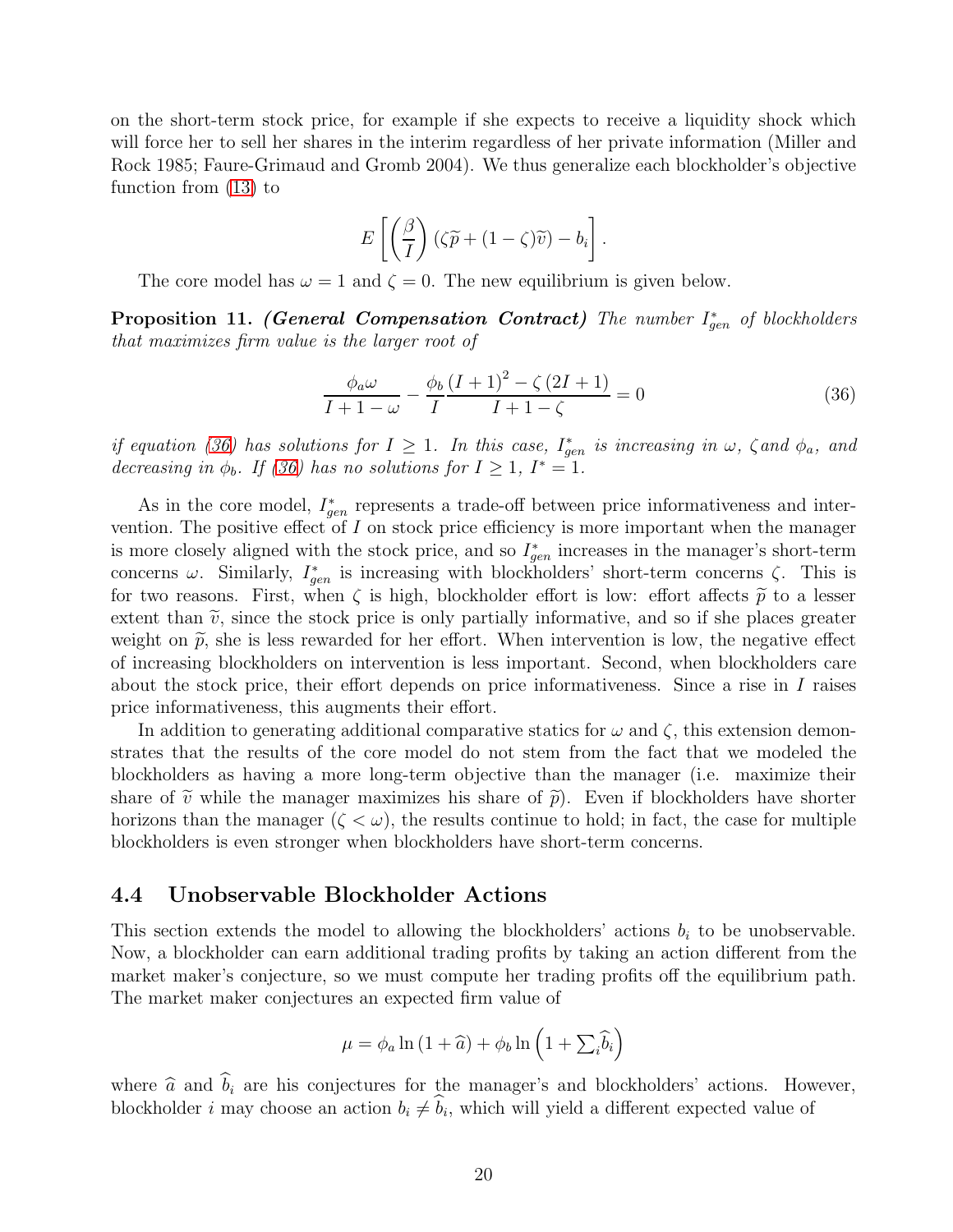on the short-term stock price, for example if she expects to receive a liquidity shock which will force her to sell her shares in the interim regardless of her private information (Miller and Rock 1985; Faure-Grimaud and Gromb 2004). We thus generalize each blockholder's objective function from (13) to

$$E\left[\left(\frac{\beta}{I}\right)(\zeta\widetilde{p}+(1-\zeta)\widetilde{v})-b_i\right].$$

The core model has $\omega = 1$ and $\zeta = 0$. The new equilibrium is given below.

**Proposition 11.** ***(General Compensation Contract)*** *The number $I^*_{gen}$ of blockholders that maximizes firm value is the larger root of*

$$\frac{\phi_a \omega}{I+1-\omega}-\frac{\phi_b}{I}\frac{(I+1)^2-\zeta(2I+1)}{I+1-\zeta}=0 \tag{36}$$

*if equation (36) has solutions for $I \geq 1$. In this case, $I^*_{gen}$ is increasing in $\omega$, $\zeta$ and $\phi_a$, and decreasing in $\phi_b$. If (36) has no solutions for $I \geq 1$, $I^* = 1$.*

As in the core model, $I^*_{gen}$ represents a trade-off between price informativeness and intervention. The positive effect of $I$ on stock price efficiency is more important when the manager is more closely aligned with the stock price, and so $I^*_{gen}$ increases in the manager's short-term concerns $\omega$. Similarly, $I^*_{gen}$ is increasing with blockholders' short-term concerns $\zeta$. This is for two reasons. First, when $\zeta$ is high, blockholder effort is low: effort affects $\widetilde{p}$ to a lesser extent than $\widetilde{v}$, since the stock price is only partially informative, and so if she places greater weight on $\widetilde{p}$, she is less rewarded for her effort. When intervention is low, the negative effect of increasing blockholders on intervention is less important. Second, when blockholders care about the stock price, their effort depends on price informativeness. Since a rise in $I$ raises price informativeness, this augments their effort.

In addition to generating additional comparative statics for $\omega$ and $\zeta$, this extension demonstrates that the results of the core model do not stem from the fact that we modeled the blockholders as having a more long-term objective than the manager (i.e. maximize their share of $\widetilde{v}$ while the manager maximizes his share of $\widetilde{p}$). Even if blockholders have shorter horizons than the manager ($\zeta < \omega$), the results continue to hold; in fact, the case for multiple blockholders is even stronger when blockholders have short-term concerns.

## 4.4 Unobservable Blockholder Actions

This section extends the model to allowing the blockholders' actions $b_i$ to be unobservable. Now, a blockholder can earn additional trading profits by taking an action different from the market maker's conjecture, so we must compute her trading profits off the equilibrium path. The market maker conjectures an expected firm value of

$$\mu = \phi_a \ln(1+\widehat{a}) + \phi_b \ln\left(1+\textstyle\sum_i \widehat{b}_i\right)$$

where $\widehat{a}$ and $\widehat{b}_i$ are his conjectures for the manager's and blockholders' actions. However, blockholder $i$ may choose an action $b_i \neq \widehat{b}_i$, which will yield a different expected value of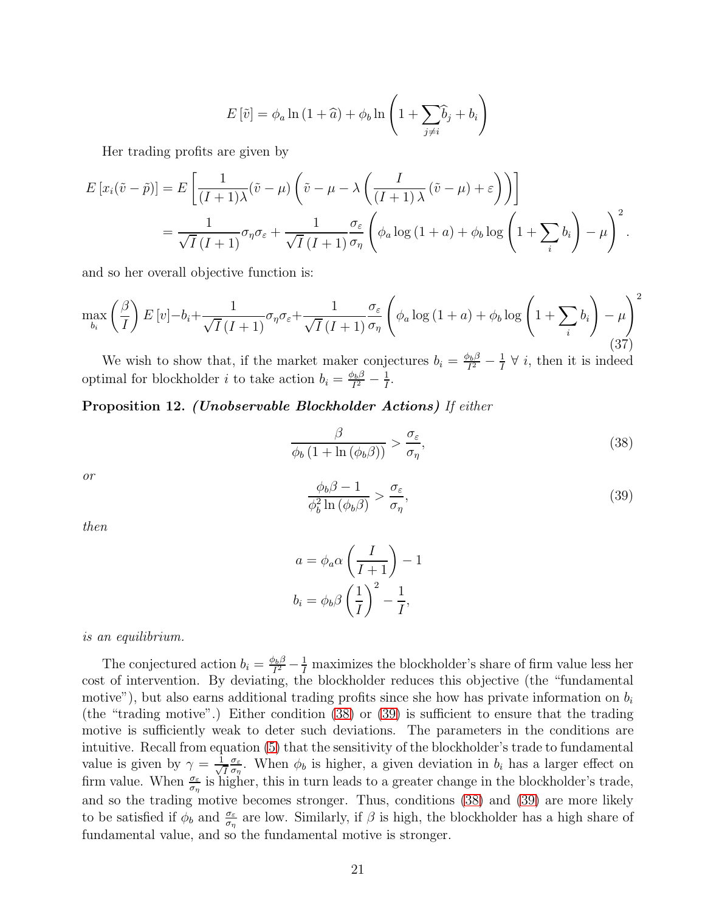$$E[\tilde{v}] = \phi_a \ln(1+\widehat{a}) + \phi_b \ln\left(1 + \sum_{j \neq i} \widehat{b}_j + b_i\right)$$

Her trading profits are given by

$$\begin{aligned} E[x_i(\tilde{v} - \tilde{p})] &= E\left[\frac{1}{(I+1)\lambda}(\tilde{v} - \mu)\left(\tilde{v} - \mu - \lambda\left(\frac{I}{(I+1)\lambda}(\tilde{v} - \mu) + \varepsilon\right)\right)\right] \\ &= \frac{1}{\sqrt{I}(I+1)}\sigma_\eta \sigma_\varepsilon + \frac{1}{\sqrt{I}(I+1)}\frac{\sigma_\varepsilon}{\sigma_\eta}\left(\phi_a \log(1+a) + \phi_b \log\left(1 + \sum_i b_i\right) - \mu\right)^2. \end{aligned}$$

and so her overall objective function is:

$$\max_{b_i} \left(\frac{\beta}{I}\right) E[v] - b_i + \frac{1}{\sqrt{I}(I+1)}\sigma_\eta \sigma_\varepsilon + \frac{1}{\sqrt{I}(I+1)}\frac{\sigma_\varepsilon}{\sigma_\eta}\left(\phi_a \log(1+a) + \phi_b \log\left(1 + \sum_i b_i\right) - \mu\right)^2 \tag{37}$$

We wish to show that, if the market maker conjectures $b_i = \frac{\phi_b \beta}{I^2} - \frac{1}{I}\ \forall\ i$, then it is indeed optimal for blockholder $i$ to take action $b_i = \frac{\phi_b \beta}{I^2} - \frac{1}{I}$.

**Proposition 12.** ***(Unobservable Blockholder Actions)*** *If either*

$$\frac{\beta}{\phi_b(1 + \ln(\phi_b \beta))} > \frac{\sigma_\varepsilon}{\sigma_\eta}, \tag{38}$$

*or*

$$\frac{\phi_b \beta - 1}{\phi_b^2 \ln(\phi_b \beta)} > \frac{\sigma_\varepsilon}{\sigma_\eta}, \tag{39}$$

*then*

$$\begin{aligned} a &= \phi_a \alpha \left(\frac{I}{I+1}\right) - 1 \\ b_i &= \phi_b \beta \left(\frac{1}{I}\right)^2 - \frac{1}{I}, \end{aligned}$$

*is an equilibrium.*

The conjectured action $b_i = \frac{\phi_b \beta}{I^2} - \frac{1}{I}$ maximizes the blockholder's share of firm value less her cost of intervention. By deviating, the blockholder reduces this objective (the "fundamental motive"), but also earns additional trading profits since she how has private information on $b_i$ (the "trading motive".) Either condition (38) or (39) is sufficient to ensure that the trading motive is sufficiently weak to deter such deviations. The parameters in the conditions are intuitive. Recall from equation (5) that the sensitivity of the blockholder's trade to fundamental value is given by $\gamma = \frac{1}{\sqrt{I}}\frac{\sigma_\varepsilon}{\sigma_\eta}$. When $\phi_b$ is higher, a given deviation in $b_i$ has a larger effect on firm value. When $\frac{\sigma_\varepsilon}{\sigma_\eta}$ is higher, this in turn leads to a greater change in the blockholder's trade, and so the trading motive becomes stronger. Thus, conditions (38) and (39) are more likely to be satisfied if $\phi_b$ and $\frac{\sigma_\varepsilon}{\sigma_\eta}$ are low. Similarly, if $\beta$ is high, the blockholder has a high share of fundamental value, and so the fundamental motive is stronger.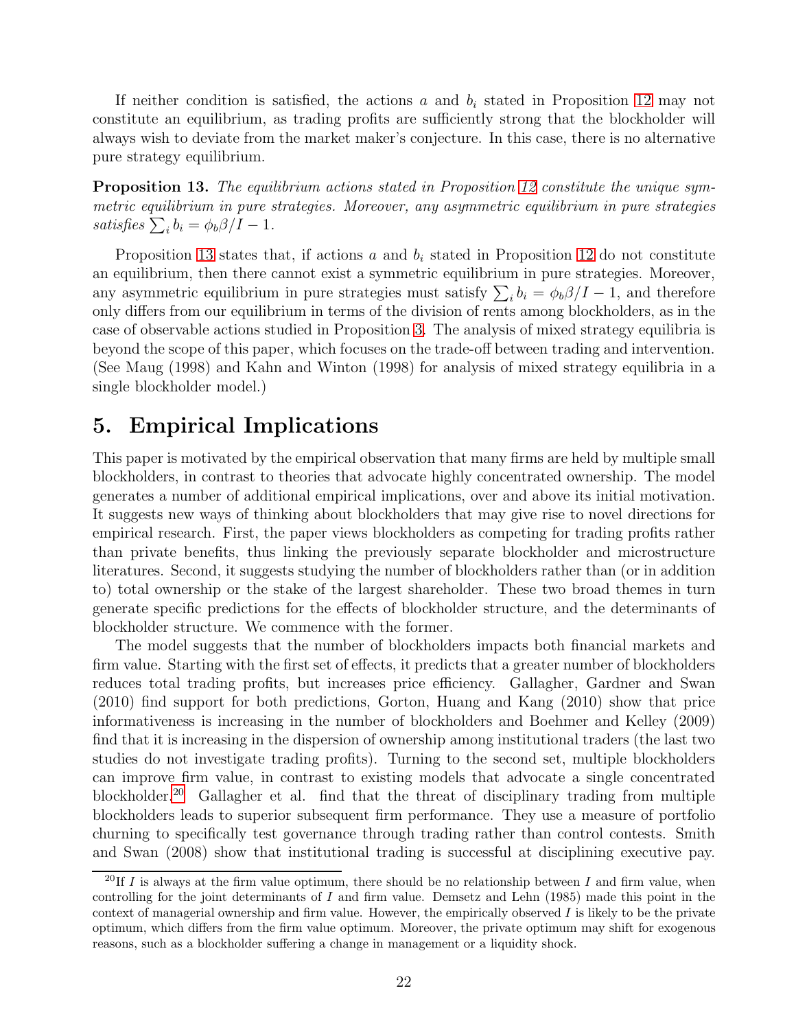If neither condition is satisfied, the actions $a$ and $b_i$ stated in Proposition 12 may not constitute an equilibrium, as trading profits are sufficiently strong that the blockholder will always wish to deviate from the market maker's conjecture. In this case, there is no alternative pure strategy equilibrium.

**Proposition 13.** *The equilibrium actions stated in Proposition 12 constitute the unique symmetric equilibrium in pure strategies. Moreover, any asymmetric equilibrium in pure strategies satisfies* $\sum_i b_i = \phi_b \beta / I - 1$.

Proposition 13 states that, if actions $a$ and $b_i$ stated in Proposition 12 do not constitute an equilibrium, then there cannot exist a symmetric equilibrium in pure strategies. Moreover, any asymmetric equilibrium in pure strategies must satisfy $\sum_i b_i = \phi_b \beta / I - 1$, and therefore only differs from our equilibrium in terms of the division of rents among blockholders, as in the case of observable actions studied in Proposition 3. The analysis of mixed strategy equilibria is beyond the scope of this paper, which focuses on the trade-off between trading and intervention. (See Maug (1998) and Kahn and Winton (1998) for analysis of mixed strategy equilibria in a single blockholder model.)

# 5. Empirical Implications

This paper is motivated by the empirical observation that many firms are held by multiple small blockholders, in contrast to theories that advocate highly concentrated ownership. The model generates a number of additional empirical implications, over and above its initial motivation. It suggests new ways of thinking about blockholders that may give rise to novel directions for empirical research. First, the paper views blockholders as competing for trading profits rather than private benefits, thus linking the previously separate blockholder and microstructure literatures. Second, it suggests studying the number of blockholders rather than (or in addition to) total ownership or the stake of the largest shareholder. These two broad themes in turn generate specific predictions for the effects of blockholder structure, and the determinants of blockholder structure. We commence with the former.

The model suggests that the number of blockholders impacts both financial markets and firm value. Starting with the first set of effects, it predicts that a greater number of blockholders reduces total trading profits, but increases price efficiency. Gallagher, Gardner and Swan (2010) find support for both predictions, Gorton, Huang and Kang (2010) show that price informativeness is increasing in the number of blockholders and Boehmer and Kelley (2009) find that it is increasing in the dispersion of ownership among institutional traders (the last two studies do not investigate trading profits). Turning to the second set, multiple blockholders can improve firm value, in contrast to existing models that advocate a single concentrated blockholder.[20] Gallagher et al. find that the threat of disciplinary trading from multiple blockholders leads to superior subsequent firm performance. They use a measure of portfolio churning to specifically test governance through trading rather than control contests. Smith and Swan (2008) show that institutional trading is successful at disciplining executive pay.

[20] If $I$ is always at the firm value optimum, there should be no relationship between $I$ and firm value, when controlling for the joint determinants of $I$ and firm value. Demsetz and Lehn (1985) made this point in the context of managerial ownership and firm value. However, the empirically observed $I$ is likely to be the private optimum, which differs from the firm value optimum. Moreover, the private optimum may shift for exogenous reasons, such as a blockholder suffering a change in management or a liquidity shock.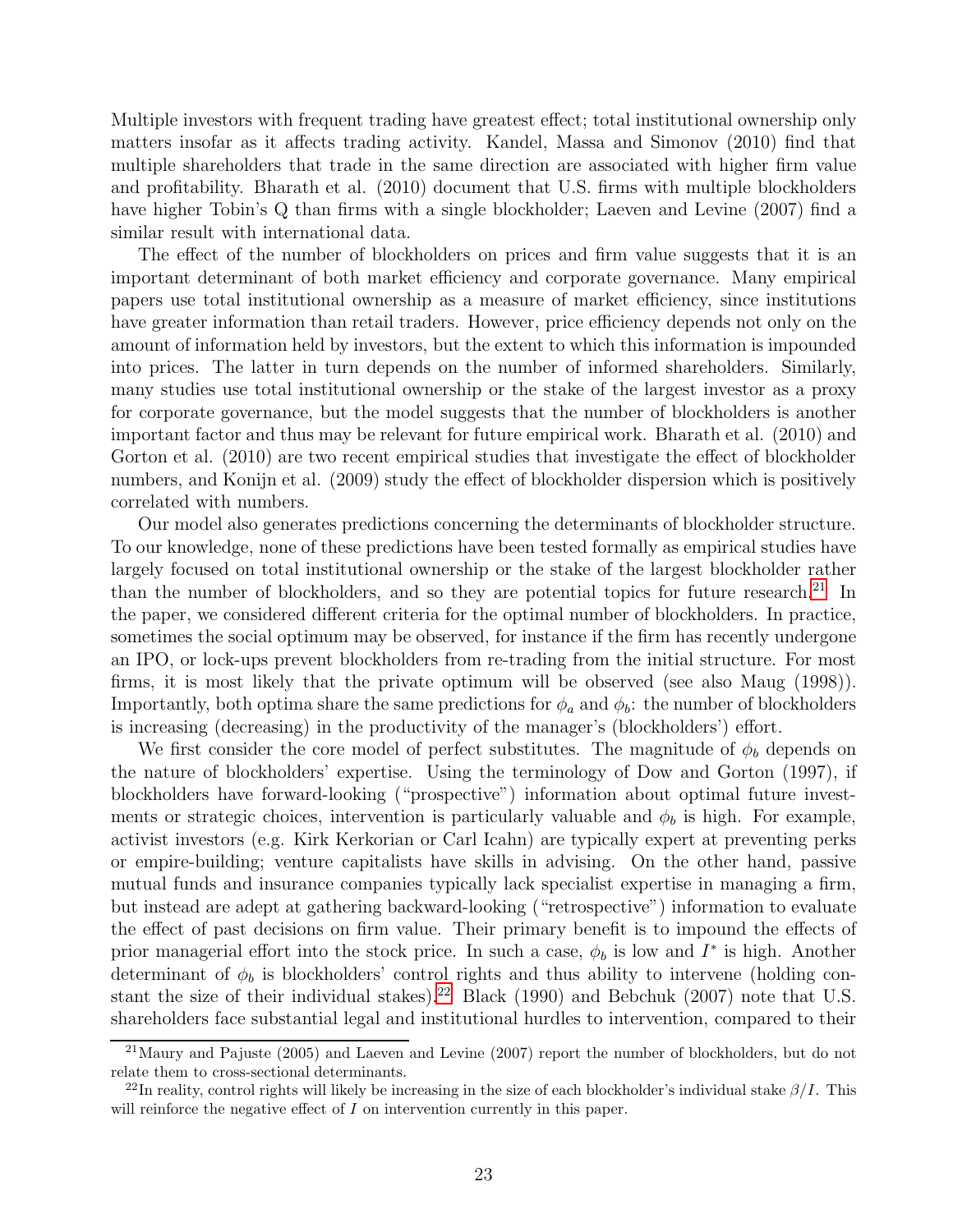Multiple investors with frequent trading have greatest effect; total institutional ownership only matters insofar as it affects trading activity. Kandel, Massa and Simonov (2010) find that multiple shareholders that trade in the same direction are associated with higher firm value and profitability. Bharath et al. (2010) document that U.S. firms with multiple blockholders have higher Tobin's Q than firms with a single blockholder; Laeven and Levine (2007) find a similar result with international data.

The effect of the number of blockholders on prices and firm value suggests that it is an important determinant of both market efficiency and corporate governance. Many empirical papers use total institutional ownership as a measure of market efficiency, since institutions have greater information than retail traders. However, price efficiency depends not only on the amount of information held by investors, but the extent to which this information is impounded into prices. The latter in turn depends on the number of informed shareholders. Similarly, many studies use total institutional ownership or the stake of the largest investor as a proxy for corporate governance, but the model suggests that the number of blockholders is another important factor and thus may be relevant for future empirical work. Bharath et al. (2010) and Gorton et al. (2010) are two recent empirical studies that investigate the effect of blockholder numbers, and Konijn et al. (2009) study the effect of blockholder dispersion which is positively correlated with numbers.

Our model also generates predictions concerning the determinants of blockholder structure. To our knowledge, none of these predictions have been tested formally as empirical studies have largely focused on total institutional ownership or the stake of the largest blockholder rather than the number of blockholders, and so they are potential topics for future research.[21] In the paper, we considered different criteria for the optimal number of blockholders. In practice, sometimes the social optimum may be observed, for instance if the firm has recently undergone an IPO, or lock-ups prevent blockholders from re-trading from the initial structure. For most firms, it is most likely that the private optimum will be observed (see also Maug (1998)). Importantly, both optima share the same predictions for $\phi_a$ and $\phi_b$: the number of blockholders is increasing (decreasing) in the productivity of the manager's (blockholders') effort.

We first consider the core model of perfect substitutes. The magnitude of $\phi_b$ depends on the nature of blockholders' expertise. Using the terminology of Dow and Gorton (1997), if blockholders have forward-looking ("prospective") information about optimal future investments or strategic choices, intervention is particularly valuable and $\phi_b$ is high. For example, activist investors (e.g. Kirk Kerkorian or Carl Icahn) are typically expert at preventing perks or empire-building; venture capitalists have skills in advising. On the other hand, passive mutual funds and insurance companies typically lack specialist expertise in managing a firm, but instead are adept at gathering backward-looking ("retrospective") information to evaluate the effect of past decisions on firm value. Their primary benefit is to impound the effects of prior managerial effort into the stock price. In such a case, $\phi_b$ is low and $I^*$ is high. Another determinant of $\phi_b$ is blockholders' control rights and thus ability to intervene (holding constant the size of their individual stakes).[22] Black (1990) and Bebchuk (2007) note that U.S. shareholders face substantial legal and institutional hurdles to intervention, compared to their

[21] Maury and Pajuste (2005) and Laeven and Levine (2007) report the number of blockholders, but do not relate them to cross-sectional determinants.

[22] In reality, control rights will likely be increasing in the size of each blockholder's individual stake $\beta/I$. This will reinforce the negative effect of $I$ on intervention currently in this paper.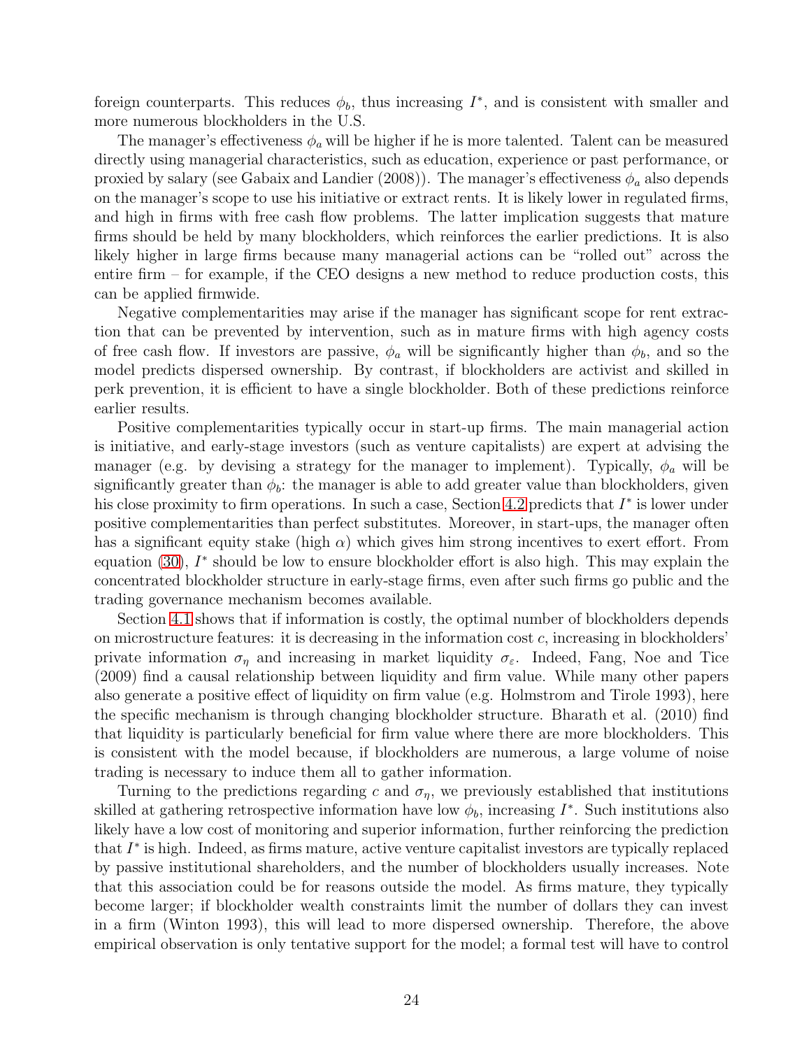foreign counterparts. This reduces $\phi_b$, thus increasing $I^*$, and is consistent with smaller and more numerous blockholders in the U.S.

The manager's effectiveness $\phi_a$ will be higher if he is more talented. Talent can be measured directly using managerial characteristics, such as education, experience or past performance, or proxied by salary (see Gabaix and Landier (2008)). The manager's effectiveness $\phi_a$ also depends on the manager's scope to use his initiative or extract rents. It is likely lower in regulated firms, and high in firms with free cash flow problems. The latter implication suggests that mature firms should be held by many blockholders, which reinforces the earlier predictions. It is also likely higher in large firms because many managerial actions can be "rolled out" across the entire firm – for example, if the CEO designs a new method to reduce production costs, this can be applied firmwide.

Negative complementarities may arise if the manager has significant scope for rent extraction that can be prevented by intervention, such as in mature firms with high agency costs of free cash flow. If investors are passive, $\phi_a$ will be significantly higher than $\phi_b$, and so the model predicts dispersed ownership. By contrast, if blockholders are activist and skilled in perk prevention, it is efficient to have a single blockholder. Both of these predictions reinforce earlier results.

Positive complementarities typically occur in start-up firms. The main managerial action is initiative, and early-stage investors (such as venture capitalists) are expert at advising the manager (e.g. by devising a strategy for the manager to implement). Typically, $\phi_a$ will be significantly greater than $\phi_b$: the manager is able to add greater value than blockholders, given his close proximity to firm operations. In such a case, Section 4.2 predicts that $I^*$ is lower under positive complementarities than perfect substitutes. Moreover, in start-ups, the manager often has a significant equity stake (high $\alpha$) which gives him strong incentives to exert effort. From equation (30), $I^*$ should be low to ensure blockholder effort is also high. This may explain the concentrated blockholder structure in early-stage firms, even after such firms go public and the trading governance mechanism becomes available.

Section 4.1 shows that if information is costly, the optimal number of blockholders depends on microstructure features: it is decreasing in the information cost $c$, increasing in blockholders' private information $\sigma_\eta$ and increasing in market liquidity $\sigma_\varepsilon$. Indeed, Fang, Noe and Tice (2009) find a causal relationship between liquidity and firm value. While many other papers also generate a positive effect of liquidity on firm value (e.g. Holmstrom and Tirole 1993), here the specific mechanism is through changing blockholder structure. Bharath et al. (2010) find that liquidity is particularly beneficial for firm value where there are more blockholders. This is consistent with the model because, if blockholders are numerous, a large volume of noise trading is necessary to induce them all to gather information.

Turning to the predictions regarding $c$ and $\sigma_\eta$, we previously established that institutions skilled at gathering retrospective information have low $\phi_b$, increasing $I^*$. Such institutions also likely have a low cost of monitoring and superior information, further reinforcing the prediction that $I^*$ is high. Indeed, as firms mature, active venture capitalist investors are typically replaced by passive institutional shareholders, and the number of blockholders usually increases. Note that this association could be for reasons outside the model. As firms mature, they typically become larger; if blockholder wealth constraints limit the number of dollars they can invest in a firm (Winton 1993), this will lead to more dispersed ownership. Therefore, the above empirical observation is only tentative support for the model; a formal test will have to control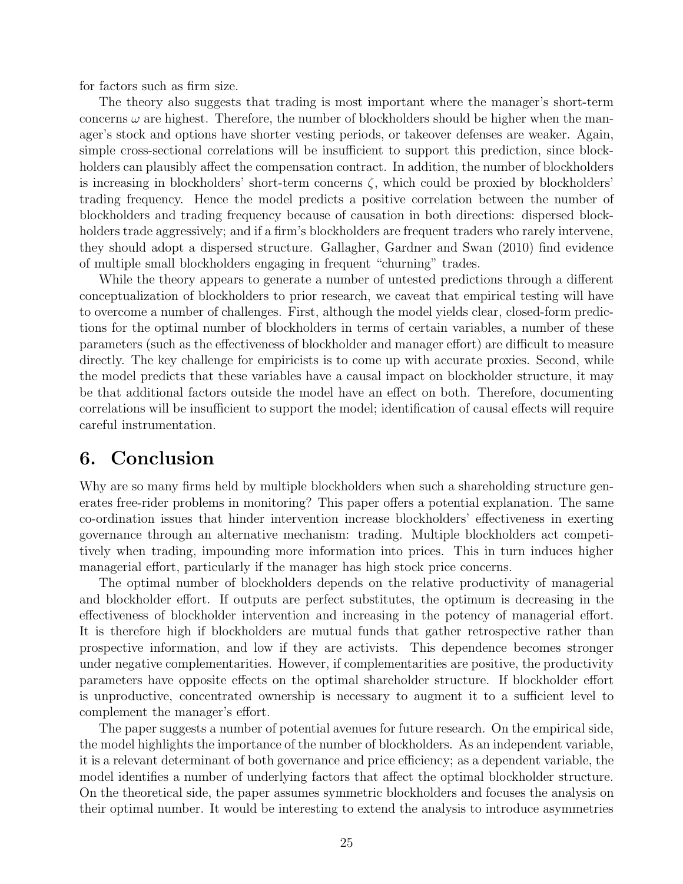for factors such as firm size.

The theory also suggests that trading is most important where the manager's short-term concerns $\omega$ are highest. Therefore, the number of blockholders should be higher when the manager's stock and options have shorter vesting periods, or takeover defenses are weaker. Again, simple cross-sectional correlations will be insufficient to support this prediction, since blockholders can plausibly affect the compensation contract. In addition, the number of blockholders is increasing in blockholders' short-term concerns $\zeta$, which could be proxied by blockholders' trading frequency. Hence the model predicts a positive correlation between the number of blockholders and trading frequency because of causation in both directions: dispersed blockholders trade aggressively; and if a firm's blockholders are frequent traders who rarely intervene, they should adopt a dispersed structure. Gallagher, Gardner and Swan (2010) find evidence of multiple small blockholders engaging in frequent "churning" trades.

While the theory appears to generate a number of untested predictions through a different conceptualization of blockholders to prior research, we caveat that empirical testing will have to overcome a number of challenges. First, although the model yields clear, closed-form predictions for the optimal number of blockholders in terms of certain variables, a number of these parameters (such as the effectiveness of blockholder and manager effort) are difficult to measure directly. The key challenge for empiricists is to come up with accurate proxies. Second, while the model predicts that these variables have a causal impact on blockholder structure, it may be that additional factors outside the model have an effect on both. Therefore, documenting correlations will be insufficient to support the model; identification of causal effects will require careful instrumentation.

# 6. Conclusion

Why are so many firms held by multiple blockholders when such a shareholding structure generates free-rider problems in monitoring? This paper offers a potential explanation. The same co-ordination issues that hinder intervention increase blockholders' effectiveness in exerting governance through an alternative mechanism: trading. Multiple blockholders act competitively when trading, impounding more information into prices. This in turn induces higher managerial effort, particularly if the manager has high stock price concerns.

The optimal number of blockholders depends on the relative productivity of managerial and blockholder effort. If outputs are perfect substitutes, the optimum is decreasing in the effectiveness of blockholder intervention and increasing in the potency of managerial effort. It is therefore high if blockholders are mutual funds that gather retrospective rather than prospective information, and low if they are activists. This dependence becomes stronger under negative complementarities. However, if complementarities are positive, the productivity parameters have opposite effects on the optimal shareholder structure. If blockholder effort is unproductive, concentrated ownership is necessary to augment it to a sufficient level to complement the manager's effort.

The paper suggests a number of potential avenues for future research. On the empirical side, the model highlights the importance of the number of blockholders. As an independent variable, it is a relevant determinant of both governance and price efficiency; as a dependent variable, the model identifies a number of underlying factors that affect the optimal blockholder structure. On the theoretical side, the paper assumes symmetric blockholders and focuses the analysis on their optimal number. It would be interesting to extend the analysis to introduce asymmetries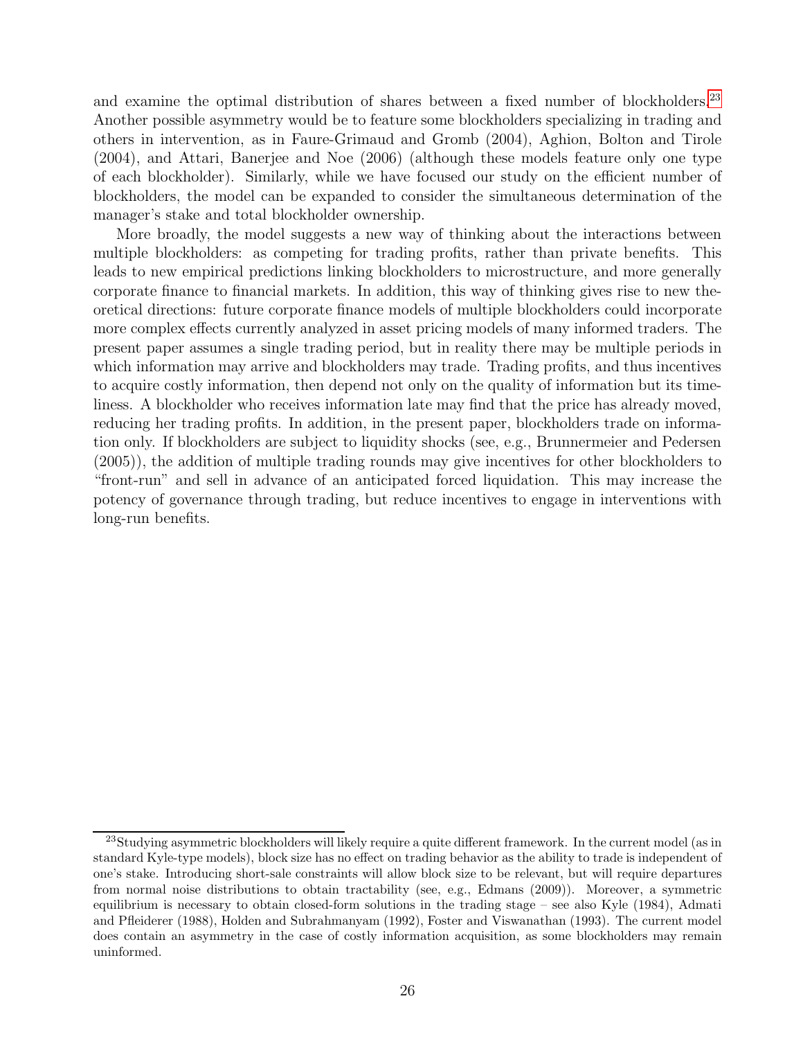and examine the optimal distribution of shares between a fixed number of blockholders.[23] Another possible asymmetry would be to feature some blockholders specializing in trading and others in intervention, as in Faure-Grimaud and Gromb (2004), Aghion, Bolton and Tirole (2004), and Attari, Banerjee and Noe (2006) (although these models feature only one type of each blockholder). Similarly, while we have focused our study on the efficient number of blockholders, the model can be expanded to consider the simultaneous determination of the manager's stake and total blockholder ownership.

More broadly, the model suggests a new way of thinking about the interactions between multiple blockholders: as competing for trading profits, rather than private benefits. This leads to new empirical predictions linking blockholders to microstructure, and more generally corporate finance to financial markets. In addition, this way of thinking gives rise to new theoretical directions: future corporate finance models of multiple blockholders could incorporate more complex effects currently analyzed in asset pricing models of many informed traders. The present paper assumes a single trading period, but in reality there may be multiple periods in which information may arrive and blockholders may trade. Trading profits, and thus incentives to acquire costly information, then depend not only on the quality of information but its timeliness. A blockholder who receives information late may find that the price has already moved, reducing her trading profits. In addition, in the present paper, blockholders trade on information only. If blockholders are subject to liquidity shocks (see, e.g., Brunnermeier and Pedersen (2005)), the addition of multiple trading rounds may give incentives for other blockholders to "front-run" and sell in advance of an anticipated forced liquidation. This may increase the potency of governance through trading, but reduce incentives to engage in interventions with long-run benefits.

[23] Studying asymmetric blockholders will likely require a quite different framework. In the current model (as in standard Kyle-type models), block size has no effect on trading behavior as the ability to trade is independent of one's stake. Introducing short-sale constraints will allow block size to be relevant, but will require departures from normal noise distributions to obtain tractability (see, e.g., Edmans (2009)). Moreover, a symmetric equilibrium is necessary to obtain closed-form solutions in the trading stage – see also Kyle (1984), Admati and Pfleiderer (1988), Holden and Subrahmanyam (1992), Foster and Viswanathan (1993). The current model does contain an asymmetry in the case of costly information acquisition, as some blockholders may remain uninformed.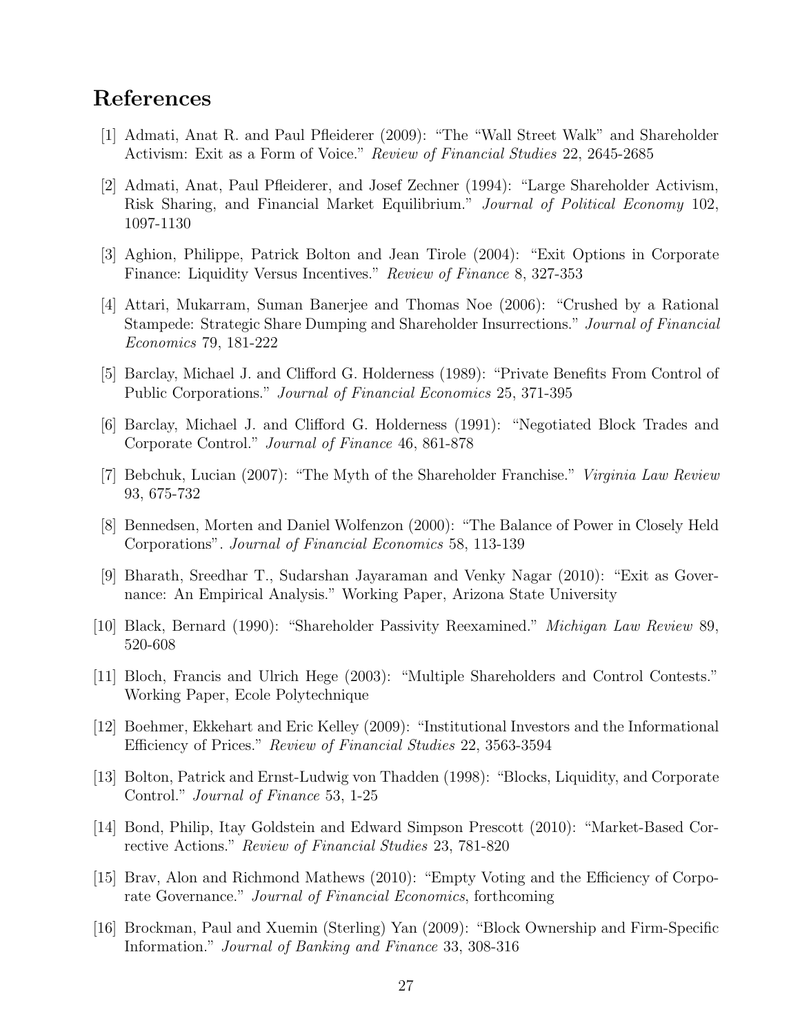# References

[1] Admati, Anat R. and Paul Pfleiderer (2009): "The "Wall Street Walk" and Shareholder Activism: Exit as a Form of Voice." *Review of Financial Studies* 22, 2645-2685

[2] Admati, Anat, Paul Pfleiderer, and Josef Zechner (1994): "Large Shareholder Activism, Risk Sharing, and Financial Market Equilibrium." *Journal of Political Economy* 102, 1097-1130

[3] Aghion, Philippe, Patrick Bolton and Jean Tirole (2004): "Exit Options in Corporate Finance: Liquidity Versus Incentives." *Review of Finance* 8, 327-353

[4] Attari, Mukarram, Suman Banerjee and Thomas Noe (2006): "Crushed by a Rational Stampede: Strategic Share Dumping and Shareholder Insurrections." *Journal of Financial Economics* 79, 181-222

[5] Barclay, Michael J. and Clifford G. Holderness (1989): "Private Benefits From Control of Public Corporations." *Journal of Financial Economics* 25, 371-395

[6] Barclay, Michael J. and Clifford G. Holderness (1991): "Negotiated Block Trades and Corporate Control." *Journal of Finance* 46, 861-878

[7] Bebchuk, Lucian (2007): "The Myth of the Shareholder Franchise." *Virginia Law Review* 93, 675-732

[8] Bennedsen, Morten and Daniel Wolfenzon (2000): "The Balance of Power in Closely Held Corporations". *Journal of Financial Economics* 58, 113-139

[9] Bharath, Sreedhar T., Sudarshan Jayaraman and Venky Nagar (2010): "Exit as Governance: An Empirical Analysis." Working Paper, Arizona State University

[10] Black, Bernard (1990): "Shareholder Passivity Reexamined." *Michigan Law Review* 89, 520-608

[11] Bloch, Francis and Ulrich Hege (2003): "Multiple Shareholders and Control Contests." Working Paper, Ecole Polytechnique

[12] Boehmer, Ekkehart and Eric Kelley (2009): "Institutional Investors and the Informational Efficiency of Prices." *Review of Financial Studies* 22, 3563-3594

[13] Bolton, Patrick and Ernst-Ludwig von Thadden (1998): "Blocks, Liquidity, and Corporate Control." *Journal of Finance* 53, 1-25

[14] Bond, Philip, Itay Goldstein and Edward Simpson Prescott (2010): "Market-Based Corrective Actions." *Review of Financial Studies* 23, 781-820

[15] Brav, Alon and Richmond Mathews (2010): "Empty Voting and the Efficiency of Corporate Governance." *Journal of Financial Economics*, forthcoming

[16] Brockman, Paul and Xuemin (Sterling) Yan (2009): "Block Ownership and Firm-Specific Information." *Journal of Banking and Finance* 33, 308-316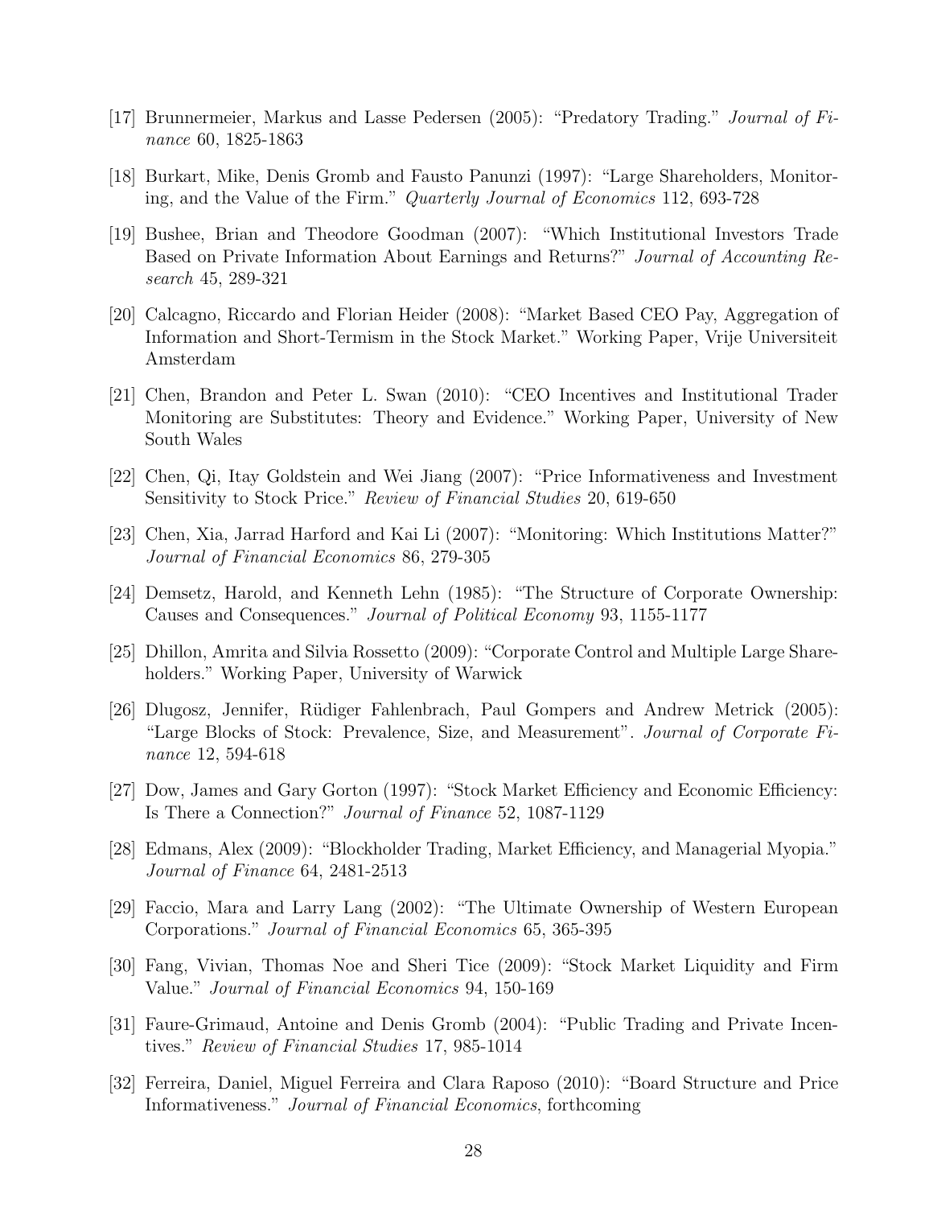[17] Brunnermeier, Markus and Lasse Pedersen (2005): "Predatory Trading." *Journal of Finance* 60, 1825-1863

[18] Burkart, Mike, Denis Gromb and Fausto Panunzi (1997): "Large Shareholders, Monitoring, and the Value of the Firm." *Quarterly Journal of Economics* 112, 693-728

[19] Bushee, Brian and Theodore Goodman (2007): "Which Institutional Investors Trade Based on Private Information About Earnings and Returns?" *Journal of Accounting Research* 45, 289-321

[20] Calcagno, Riccardo and Florian Heider (2008): "Market Based CEO Pay, Aggregation of Information and Short-Termism in the Stock Market." Working Paper, Vrije Universiteit Amsterdam

[21] Chen, Brandon and Peter L. Swan (2010): "CEO Incentives and Institutional Trader Monitoring are Substitutes: Theory and Evidence." Working Paper, University of New South Wales

[22] Chen, Qi, Itay Goldstein and Wei Jiang (2007): "Price Informativeness and Investment Sensitivity to Stock Price." *Review of Financial Studies* 20, 619-650

[23] Chen, Xia, Jarrad Harford and Kai Li (2007): "Monitoring: Which Institutions Matter?" *Journal of Financial Economics* 86, 279-305

[24] Demsetz, Harold, and Kenneth Lehn (1985): "The Structure of Corporate Ownership: Causes and Consequences." *Journal of Political Economy* 93, 1155-1177

[25] Dhillon, Amrita and Silvia Rossetto (2009): "Corporate Control and Multiple Large Shareholders." Working Paper, University of Warwick

[26] Dlugosz, Jennifer, Rüdiger Fahlenbrach, Paul Gompers and Andrew Metrick (2005): "Large Blocks of Stock: Prevalence, Size, and Measurement". *Journal of Corporate Finance* 12, 594-618

[27] Dow, James and Gary Gorton (1997): "Stock Market Efficiency and Economic Efficiency: Is There a Connection?" *Journal of Finance* 52, 1087-1129

[28] Edmans, Alex (2009): "Blockholder Trading, Market Efficiency, and Managerial Myopia." *Journal of Finance* 64, 2481-2513

[29] Faccio, Mara and Larry Lang (2002): "The Ultimate Ownership of Western European Corporations." *Journal of Financial Economics* 65, 365-395

[30] Fang, Vivian, Thomas Noe and Sheri Tice (2009): "Stock Market Liquidity and Firm Value." *Journal of Financial Economics* 94, 150-169

[31] Faure-Grimaud, Antoine and Denis Gromb (2004): "Public Trading and Private Incentives." *Review of Financial Studies* 17, 985-1014

[32] Ferreira, Daniel, Miguel Ferreira and Clara Raposo (2010): "Board Structure and Price Informativeness." *Journal of Financial Economics*, forthcoming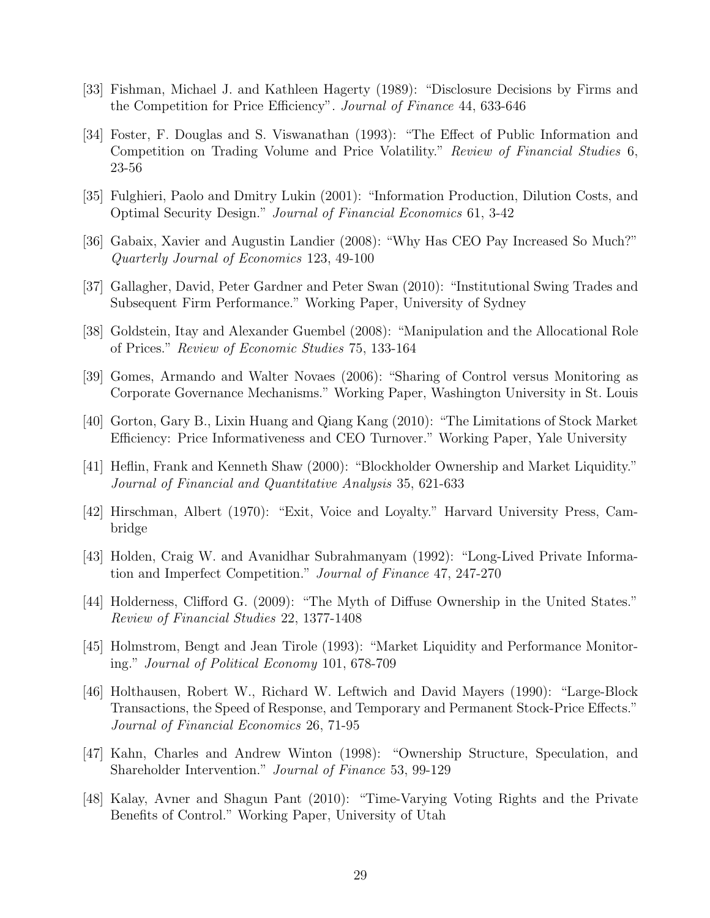[33] Fishman, Michael J. and Kathleen Hagerty (1989): "Disclosure Decisions by Firms and the Competition for Price Efficiency". *Journal of Finance* 44, 633-646

[34] Foster, F. Douglas and S. Viswanathan (1993): "The Effect of Public Information and Competition on Trading Volume and Price Volatility." *Review of Financial Studies* 6, 23-56

[35] Fulghieri, Paolo and Dmitry Lukin (2001): "Information Production, Dilution Costs, and Optimal Security Design." *Journal of Financial Economics* 61, 3-42

[36] Gabaix, Xavier and Augustin Landier (2008): "Why Has CEO Pay Increased So Much?" *Quarterly Journal of Economics* 123, 49-100

[37] Gallagher, David, Peter Gardner and Peter Swan (2010): "Institutional Swing Trades and Subsequent Firm Performance." Working Paper, University of Sydney

[38] Goldstein, Itay and Alexander Guembel (2008): "Manipulation and the Allocational Role of Prices." *Review of Economic Studies* 75, 133-164

[39] Gomes, Armando and Walter Novaes (2006): "Sharing of Control versus Monitoring as Corporate Governance Mechanisms." Working Paper, Washington University in St. Louis

[40] Gorton, Gary B., Lixin Huang and Qiang Kang (2010): "The Limitations of Stock Market Efficiency: Price Informativeness and CEO Turnover." Working Paper, Yale University

[41] Heflin, Frank and Kenneth Shaw (2000): "Blockholder Ownership and Market Liquidity." *Journal of Financial and Quantitative Analysis* 35, 621-633

[42] Hirschman, Albert (1970): "Exit, Voice and Loyalty." Harvard University Press, Cambridge

[43] Holden, Craig W. and Avanidhar Subrahmanyam (1992): "Long-Lived Private Information and Imperfect Competition." *Journal of Finance* 47, 247-270

[44] Holderness, Clifford G. (2009): "The Myth of Diffuse Ownership in the United States." *Review of Financial Studies* 22, 1377-1408

[45] Holmstrom, Bengt and Jean Tirole (1993): "Market Liquidity and Performance Monitoring." *Journal of Political Economy* 101, 678-709

[46] Holthausen, Robert W., Richard W. Leftwich and David Mayers (1990): "Large-Block Transactions, the Speed of Response, and Temporary and Permanent Stock-Price Effects." *Journal of Financial Economics* 26, 71-95

[47] Kahn, Charles and Andrew Winton (1998): "Ownership Structure, Speculation, and Shareholder Intervention." *Journal of Finance* 53, 99-129

[48] Kalay, Avner and Shagun Pant (2010): "Time-Varying Voting Rights and the Private Benefits of Control." Working Paper, University of Utah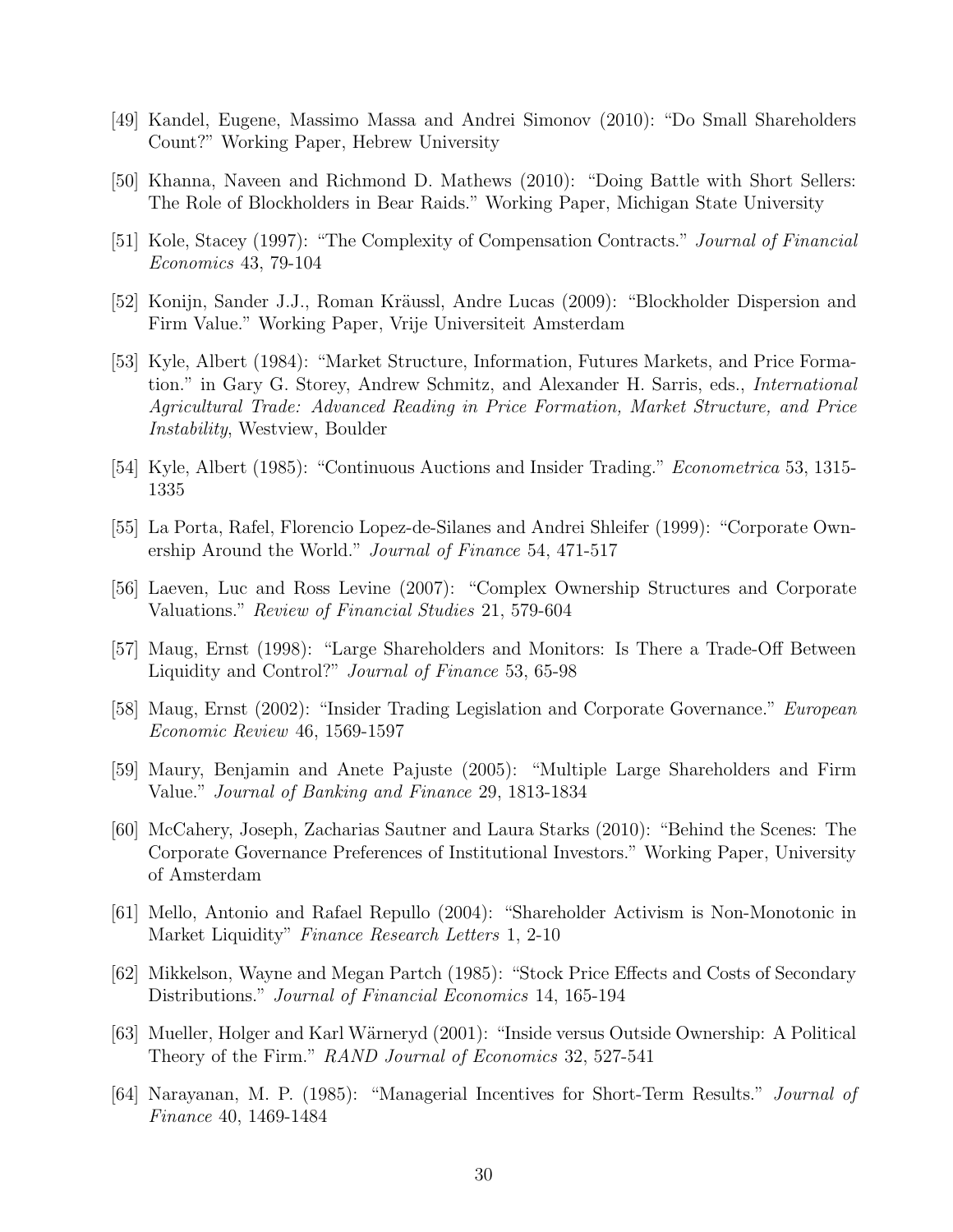[49] Kandel, Eugene, Massimo Massa and Andrei Simonov (2010): "Do Small Shareholders Count?" Working Paper, Hebrew University

[50] Khanna, Naveen and Richmond D. Mathews (2010): "Doing Battle with Short Sellers: The Role of Blockholders in Bear Raids." Working Paper, Michigan State University

[51] Kole, Stacey (1997): "The Complexity of Compensation Contracts." *Journal of Financial Economics* 43, 79-104

[52] Konijn, Sander J.J., Roman Kräussl, Andre Lucas (2009): "Blockholder Dispersion and Firm Value." Working Paper, Vrije Universiteit Amsterdam

[53] Kyle, Albert (1984): "Market Structure, Information, Futures Markets, and Price Formation." in Gary G. Storey, Andrew Schmitz, and Alexander H. Sarris, eds., *International Agricultural Trade: Advanced Reading in Price Formation, Market Structure, and Price Instability*, Westview, Boulder

[54] Kyle, Albert (1985): "Continuous Auctions and Insider Trading." *Econometrica* 53, 1315-1335

[55] La Porta, Rafel, Florencio Lopez-de-Silanes and Andrei Shleifer (1999): "Corporate Ownership Around the World." *Journal of Finance* 54, 471-517

[56] Laeven, Luc and Ross Levine (2007): "Complex Ownership Structures and Corporate Valuations." *Review of Financial Studies* 21, 579-604

[57] Maug, Ernst (1998): "Large Shareholders and Monitors: Is There a Trade-Off Between Liquidity and Control?" *Journal of Finance* 53, 65-98

[58] Maug, Ernst (2002): "Insider Trading Legislation and Corporate Governance." *European Economic Review* 46, 1569-1597

[59] Maury, Benjamin and Anete Pajuste (2005): "Multiple Large Shareholders and Firm Value." *Journal of Banking and Finance* 29, 1813-1834

[60] McCahery, Joseph, Zacharias Sautner and Laura Starks (2010): "Behind the Scenes: The Corporate Governance Preferences of Institutional Investors." Working Paper, University of Amsterdam

[61] Mello, Antonio and Rafael Repullo (2004): "Shareholder Activism is Non-Monotonic in Market Liquidity" *Finance Research Letters* 1, 2-10

[62] Mikkelson, Wayne and Megan Partch (1985): "Stock Price Effects and Costs of Secondary Distributions." *Journal of Financial Economics* 14, 165-194

[63] Mueller, Holger and Karl Wärneryd (2001): "Inside versus Outside Ownership: A Political Theory of the Firm." *RAND Journal of Economics* 32, 527-541

[64] Narayanan, M. P. (1985): "Managerial Incentives for Short-Term Results." *Journal of Finance* 40, 1469-1484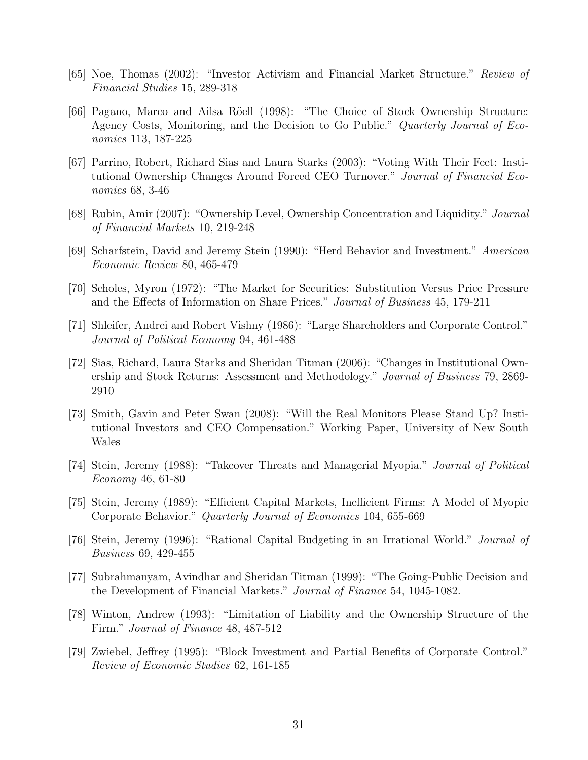[65] Noe, Thomas (2002): "Investor Activism and Financial Market Structure." *Review of Financial Studies* 15, 289-318

[66] Pagano, Marco and Ailsa Röell (1998): "The Choice of Stock Ownership Structure: Agency Costs, Monitoring, and the Decision to Go Public." *Quarterly Journal of Economics* 113, 187-225

[67] Parrino, Robert, Richard Sias and Laura Starks (2003): "Voting With Their Feet: Institutional Ownership Changes Around Forced CEO Turnover." *Journal of Financial Economics* 68, 3-46

[68] Rubin, Amir (2007): "Ownership Level, Ownership Concentration and Liquidity." *Journal of Financial Markets* 10, 219-248

[69] Scharfstein, David and Jeremy Stein (1990): "Herd Behavior and Investment." *American Economic Review* 80, 465-479

[70] Scholes, Myron (1972): "The Market for Securities: Substitution Versus Price Pressure and the Effects of Information on Share Prices." *Journal of Business* 45, 179-211

[71] Shleifer, Andrei and Robert Vishny (1986): "Large Shareholders and Corporate Control." *Journal of Political Economy* 94, 461-488

[72] Sias, Richard, Laura Starks and Sheridan Titman (2006): "Changes in Institutional Ownership and Stock Returns: Assessment and Methodology." *Journal of Business* 79, 2869-2910

[73] Smith, Gavin and Peter Swan (2008): "Will the Real Monitors Please Stand Up? Institutional Investors and CEO Compensation." Working Paper, University of New South Wales

[74] Stein, Jeremy (1988): "Takeover Threats and Managerial Myopia." *Journal of Political Economy* 46, 61-80

[75] Stein, Jeremy (1989): "Efficient Capital Markets, Inefficient Firms: A Model of Myopic Corporate Behavior." *Quarterly Journal of Economics* 104, 655-669

[76] Stein, Jeremy (1996): "Rational Capital Budgeting in an Irrational World." *Journal of Business* 69, 429-455

[77] Subrahmanyam, Avindhar and Sheridan Titman (1999): "The Going-Public Decision and the Development of Financial Markets." *Journal of Finance* 54, 1045-1082.

[78] Winton, Andrew (1993): "Limitation of Liability and the Ownership Structure of the Firm." *Journal of Finance* 48, 487-512

[79] Zwiebel, Jeffrey (1995): "Block Investment and Partial Benefits of Corporate Control." *Review of Economic Studies* 62, 161-185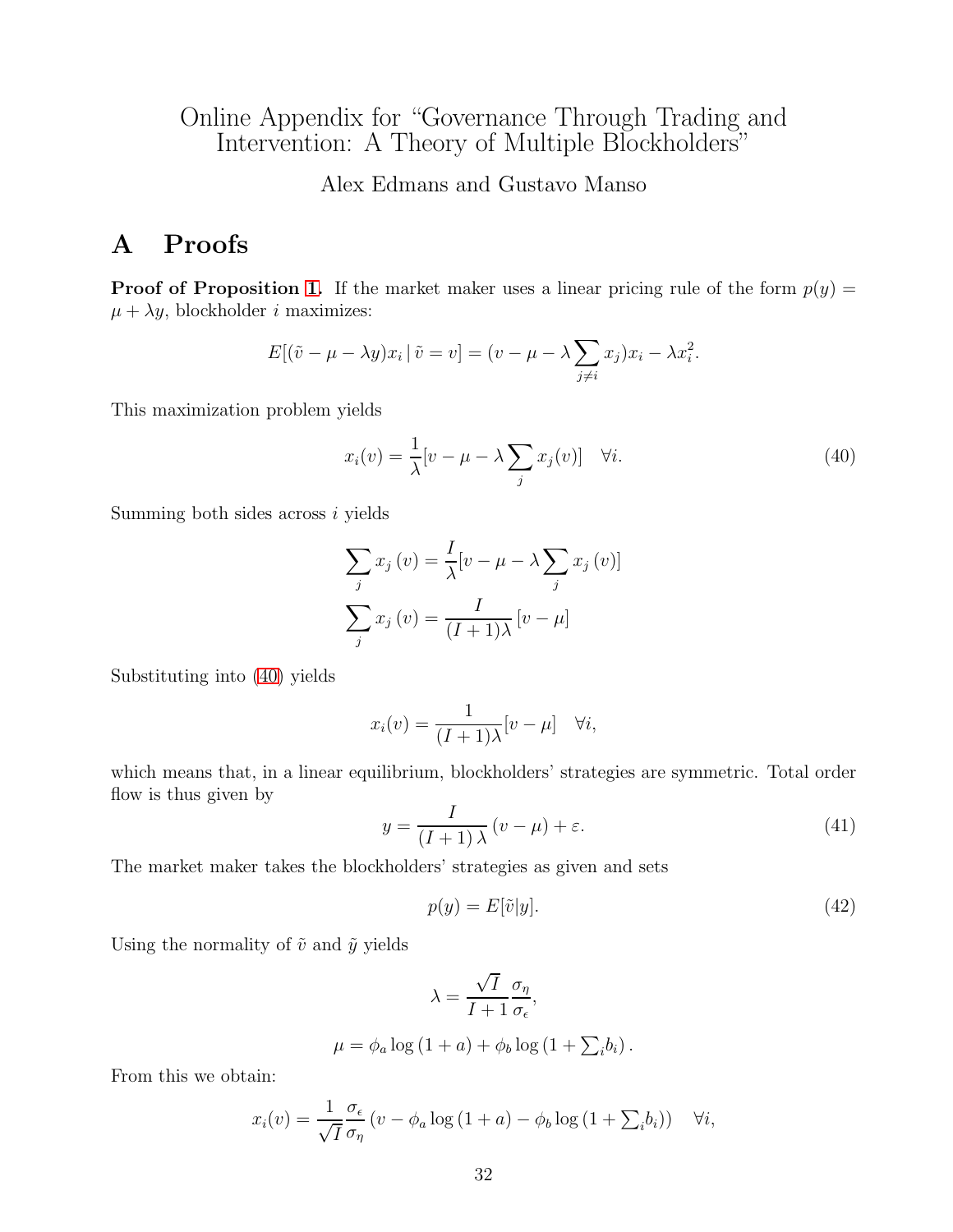# Online Appendix for "Governance Through Trading and Intervention: A Theory of Multiple Blockholders"

Alex Edmans and Gustavo Manso

## A Proofs

**Proof of Proposition 1.** If the market maker uses a linear pricing rule of the form $p(y) = \mu + \lambda y$, blockholder $i$ maximizes:

$$E[(\tilde{v} - \mu - \lambda y)x_i \,|\, \tilde{v} = v] = (v - \mu - \lambda \sum_{j \neq i} x_j)x_i - \lambda x_i^2.$$

This maximization problem yields

$$x_i(v) = \frac{1}{\lambda}[v - \mu - \lambda \sum_j x_j(v)] \quad \forall i. \tag{40}$$

Summing both sides across $i$ yields

$$\sum_j x_j(v) = \frac{I}{\lambda}[v - \mu - \lambda \sum_j x_j(v)]$$

$$\sum_j x_j(v) = \frac{I}{(I+1)\lambda}[v - \mu]$$

Substituting into (40) yields

$$x_i(v) = \frac{1}{(I+1)\lambda}[v - \mu] \quad \forall i,$$

which means that, in a linear equilibrium, blockholders' strategies are symmetric. Total order flow is thus given by

$$y = \frac{I}{(I+1)\lambda}(v - \mu) + \varepsilon. \tag{41}$$

The market maker takes the blockholders' strategies as given and sets

$$p(y) = E[\tilde{v}|y]. \tag{42}$$

Using the normality of $\tilde{v}$ and $\tilde{y}$ yields

$$\lambda = \frac{\sqrt{I}}{I+1}\frac{\sigma_\eta}{\sigma_\epsilon},$$

$$\mu = \phi_a \log(1+a) + \phi_b \log\left(1 + \textstyle\sum_i b_i\right).$$

From this we obtain:

$$x_i(v) = \frac{1}{\sqrt{I}}\frac{\sigma_\epsilon}{\sigma_\eta}\left(v - \phi_a \log(1+a) - \phi_b \log\left(1 + \textstyle\sum_i b_i\right)\right) \quad \forall i,$$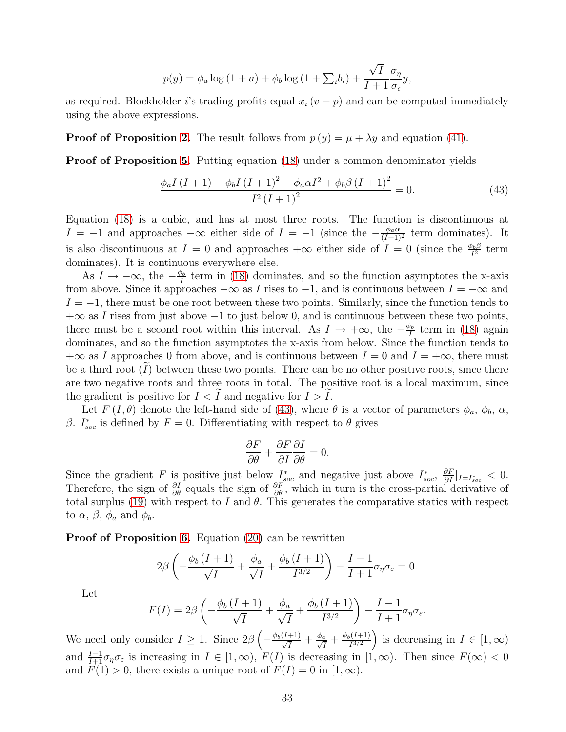$$p(y) = \phi_a \log(1+a) + \phi_b \log(1+\textstyle\sum_i b_i) + \frac{\sqrt{I}}{I+1}\frac{\sigma_\eta}{\sigma_\epsilon} y,$$

as required. Blockholder $i$'s trading profits equal $x_i(v-p)$ and can be computed immediately using the above expressions.

**Proof of Proposition 2.** The result follows from $p(y) = \mu + \lambda y$ and equation (41).

**Proof of Proposition 5.** Putting equation (18) under a common denominator yields

$$\frac{\phi_a I(I+1) - \phi_b I(I+1)^2 - \phi_a \alpha I^2 + \phi_b \beta (I+1)^2}{I^2 (I+1)^2} = 0. \tag{43}$$

Equation (18) is a cubic, and has at most three roots. The function is discontinuous at $I = -1$ and approaches $-\infty$ either side of $I = -1$ (since the $-\frac{\phi_a \alpha}{(I+1)^2}$ term dominates). It is also discontinuous at $I = 0$ and approaches $+\infty$ either side of $I = 0$ (since the $\frac{\phi_b \beta}{I^2}$ term dominates). It is continuous everywhere else.

As $I \to -\infty$, the $-\frac{\phi_b}{I}$ term in (18) dominates, and so the function asymptotes the x-axis from above. Since it approaches $-\infty$ as $I$ rises to $-1$, and is continuous between $I = -\infty$ and $I = -1$, there must be one root between these two points. Similarly, since the function tends to $+\infty$ as $I$ rises from just above $-1$ to just below 0, and is continuous between these two points, there must be a second root within this interval. As $I \to +\infty$, the $-\frac{\phi_b}{I}$ term in (18) again dominates, and so the function asymptotes the x-axis from below. Since the function tends to $+\infty$ as $I$ approaches 0 from above, and is continuous between $I = 0$ and $I = +\infty$, there must be a third root ($\widetilde{I}$) between these two points. There can be no other positive roots, since there are two negative roots and three roots in total. The positive root is a local maximum, since the gradient is positive for $I < \widetilde{I}$ and negative for $I > \widetilde{I}$.

Let $F(I, \theta)$ denote the left-hand side of (43), where $\theta$ is a vector of parameters $\phi_a$, $\phi_b$, $\alpha$, $\beta$. $I^*_{soc}$ is defined by $F = 0$. Differentiating with respect to $\theta$ gives

$$\frac{\partial F}{\partial \theta} + \frac{\partial F}{\partial I}\frac{\partial I}{\partial \theta} = 0.$$

Since the gradient $F$ is positive just below $I^*_{soc}$ and negative just above $I^*_{soc}$, $\frac{\partial F}{\partial I}|_{I = I^*_{soc}} < 0$. Therefore, the sign of $\frac{\partial I}{\partial \theta}$ equals the sign of $\frac{\partial F}{\partial \theta}$, which in turn is the cross-partial derivative of total surplus (19) with respect to $I$ and $\theta$. This generates the comparative statics with respect to $\alpha$, $\beta$, $\phi_a$ and $\phi_b$.

**Proof of Proposition 6.** Equation (20) can be rewritten

$$2\beta\left(-\frac{\phi_b(I+1)}{\sqrt{I}} + \frac{\phi_a}{\sqrt{I}} + \frac{\phi_b(I+1)}{I^{3/2}}\right) - \frac{I-1}{I+1}\sigma_\eta \sigma_\varepsilon = 0.$$

Let

$$F(I) = 2\beta\left(-\frac{\phi_b(I+1)}{\sqrt{I}} + \frac{\phi_a}{\sqrt{I}} + \frac{\phi_b(I+1)}{I^{3/2}}\right) - \frac{I-1}{I+1}\sigma_\eta \sigma_\varepsilon.$$

We need only consider $I \geq 1$. Since $2\beta\left(-\frac{\phi_b(I+1)}{\sqrt{I}} + \frac{\phi_a}{\sqrt{I}} + \frac{\phi_b(I+1)}{I^{3/2}}\right)$ is decreasing in $I \in [1, \infty)$ and $\frac{I-1}{I+1}\sigma_\eta \sigma_\varepsilon$ is increasing in $I \in [1, \infty)$, $F(I)$ is decreasing in $[1, \infty)$. Then since $F(\infty) < 0$ and $F(1) > 0$, there exists a unique root of $F(I) = 0$ in $[1, \infty)$.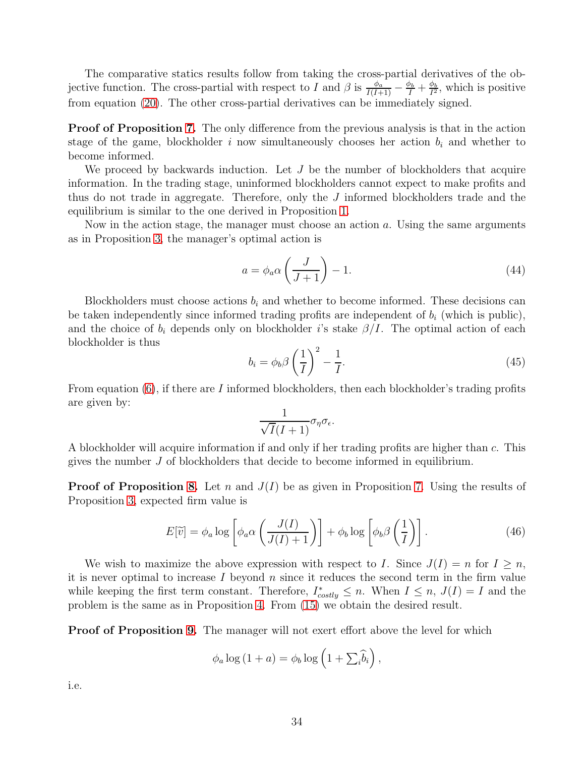The comparative statics results follow from taking the cross-partial derivatives of the objective function. The cross-partial with respect to $I$ and $\beta$ is $\frac{\phi_a}{I(I+1)} - \frac{\phi_b}{I} + \frac{\phi_b}{I^2}$, which is positive from equation (20). The other cross-partial derivatives can be immediately signed.

**Proof of Proposition 7.** The only difference from the previous analysis is that in the action stage of the game, blockholder $i$ now simultaneously chooses her action $b_i$ and whether to become informed.

We proceed by backwards induction. Let $J$ be the number of blockholders that acquire information. In the trading stage, uninformed blockholders cannot expect to make profits and thus do not trade in aggregate. Therefore, only the $J$ informed blockholders trade and the equilibrium is similar to the one derived in Proposition 1.

Now in the action stage, the manager must choose an action $a$. Using the same arguments as in Proposition 3, the manager's optimal action is

$$a = \phi_a \alpha \left( \frac{J}{J+1} \right) - 1. \tag{44}$$

Blockholders must choose actions $b_i$ and whether to become informed. These decisions can be taken independently since informed trading profits are independent of $b_i$ (which is public), and the choice of $b_i$ depends only on blockholder $i$'s stake $\beta/I$. The optimal action of each blockholder is thus

$$b_i = \phi_b \beta \left( \frac{1}{I} \right)^2 - \frac{1}{I}. \tag{45}$$

From equation (6), if there are $I$ informed blockholders, then each blockholder's trading profits are given by:

$$\frac{1}{\sqrt{I}(I+1)} \sigma_\eta \sigma_\epsilon.$$

A blockholder will acquire information if and only if her trading profits are higher than $c$. This gives the number $J$ of blockholders that decide to become informed in equilibrium.

**Proof of Proposition 8.** Let $n$ and $J(I)$ be as given in Proposition 7. Using the results of Proposition 3, expected firm value is

$$E[\widetilde{v}] = \phi_a \log \left[ \phi_a \alpha \left( \frac{J(I)}{J(I)+1} \right) \right] + \phi_b \log \left[ \phi_b \beta \left( \frac{1}{I} \right) \right]. \tag{46}$$

We wish to maximize the above expression with respect to $I$. Since $J(I) = n$ for $I \geq n$, it is never optimal to increase $I$ beyond $n$ since it reduces the second term in the firm value while keeping the first term constant. Therefore, $I^*_{costly} \leq n$. When $I \leq n$, $J(I) = I$ and the problem is the same as in Proposition 4. From (15) we obtain the desired result.

**Proof of Proposition 9.** The manager will not exert effort above the level for which

$$\phi_a \log (1 + a) = \phi_b \log \left( 1 + \sum\nolimits_i \widehat{b}_i \right),$$

i.e.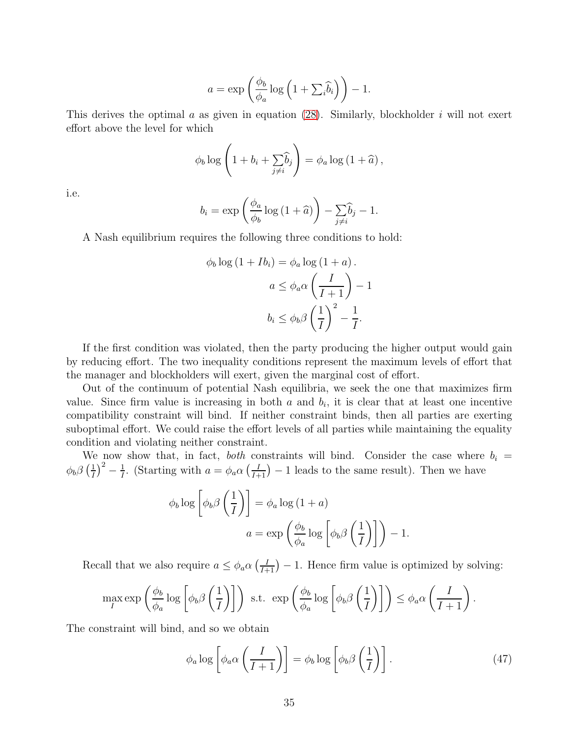$$a = \exp\left(\frac{\phi_b}{\phi_a}\log\left(1+\sum_i \widehat{b}_i\right)\right) - 1.$$

This derives the optimal $a$ as given in equation (28). Similarly, blockholder $i$ will not exert effort above the level for which

$$\phi_b \log\left(1 + b_i + \sum_{j\neq i}\widehat{b}_j\right) = \phi_a \log\left(1+\widehat{a}\right),$$

i.e.

$$b_i = \exp\left(\frac{\phi_a}{\phi_b}\log\left(1+\widehat{a}\right)\right) - \sum_{j\neq i}\widehat{b}_j - 1.$$

A Nash equilibrium requires the following three conditions to hold:

$$\phi_b \log\left(1 + I b_i\right) = \phi_a \log\left(1+a\right).$$

$$a \leq \phi_a \alpha\left(\frac{I}{I+1}\right) - 1$$

$$b_i \leq \phi_b \beta \left(\frac{1}{I}\right)^2 - \frac{1}{I}.$$

If the first condition was violated, then the party producing the higher output would gain by reducing effort. The two inequality conditions represent the maximum levels of effort that the manager and blockholders will exert, given the marginal cost of effort.

Out of the continuum of potential Nash equilibria, we seek the one that maximizes firm value. Since firm value is increasing in both $a$ and $b_i$, it is clear that at least one incentive compatibility constraint will bind. If neither constraint binds, then all parties are exerting suboptimal effort. We could raise the effort levels of all parties while maintaining the equality condition and violating neither constraint.

We now show that, in fact, *both* constraints will bind. Consider the case where $b_i = \phi_b\beta\left(\frac{1}{I}\right)^2 - \frac{1}{I}$. (Starting with $a = \phi_a\alpha\left(\frac{I}{I+1}\right) - 1$ leads to the same result). Then we have

$$\phi_b \log\left[\phi_b\beta\left(\frac{1}{I}\right)\right] = \phi_a \log\left(1+a\right)$$

$$a = \exp\left(\frac{\phi_b}{\phi_a}\log\left[\phi_b\beta\left(\frac{1}{I}\right)\right]\right) - 1.$$

Recall that we also require $a \leq \phi_a\alpha\left(\frac{I}{I+1}\right) - 1$. Hence firm value is optimized by solving:

$$\max_I \exp\left(\frac{\phi_b}{\phi_a}\log\left[\phi_b\beta\left(\frac{1}{I}\right)\right]\right) \text{ s.t. } \exp\left(\frac{\phi_b}{\phi_a}\log\left[\phi_b\beta\left(\frac{1}{I}\right)\right]\right) \leq \phi_a\alpha\left(\frac{I}{I+1}\right).$$

The constraint will bind, and so we obtain

$$\phi_a \log\left[\phi_a\alpha\left(\frac{I}{I+1}\right)\right] = \phi_b \log\left[\phi_b\beta\left(\frac{1}{I}\right)\right]. \tag{47}$$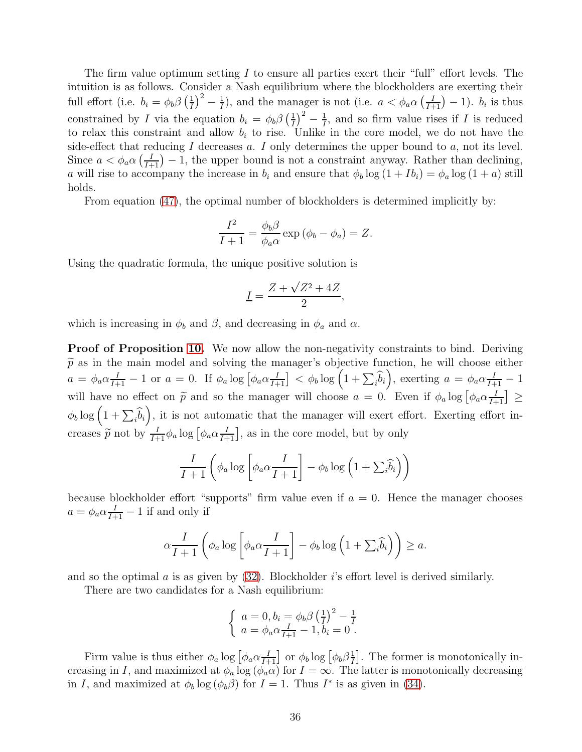The firm value optimum setting $I$ to ensure all parties exert their "full" effort levels. The intuition is as follows. Consider a Nash equilibrium where the blockholders are exerting their full effort (i.e. $b_i = \phi_b \beta \left(\frac{1}{I}\right)^2 - \frac{1}{I}$), and the manager is not (i.e. $a < \phi_a \alpha \left(\frac{I}{I+1}\right) - 1$). $b_i$ is thus constrained by $I$ via the equation $b_i = \phi_b \beta \left(\frac{1}{I}\right)^2 - \frac{1}{I}$, and so firm value rises if $I$ is reduced to relax this constraint and allow $b_i$ to rise. Unlike in the core model, we do not have the side-effect that reducing $I$ decreases $a$. $I$ only determines the upper bound to $a$, not its level. Since $a < \phi_a \alpha \left(\frac{I}{I+1}\right) - 1$, the upper bound is not a constraint anyway. Rather than declining, $a$ will rise to accompany the increase in $b_i$ and ensure that $\phi_b \log(1 + Ib_i) = \phi_a \log(1 + a)$ still holds.

From equation (47), the optimal number of blockholders is determined implicitly by:

$$\frac{I^2}{I+1} = \frac{\phi_b \beta}{\phi_a \alpha} \exp(\phi_b - \phi_a) = Z.$$

Using the quadratic formula, the unique positive solution is

$$\underline{I} = \frac{Z + \sqrt{Z^2 + 4Z}}{2},$$

which is increasing in $\phi_b$ and $\beta$, and decreasing in $\phi_a$ and $\alpha$.

**Proof of Proposition 10.** We now allow the non-negativity constraints to bind. Deriving $\widetilde{p}$ as in the main model and solving the manager's objective function, he will choose either $a = \phi_a \alpha \frac{I}{I+1} - 1$ or $a = 0$. If $\phi_a \log\left[\phi_a \alpha \frac{I}{I+1}\right] < \phi_b \log\left(1 + \sum_i \widehat{b}_i\right)$, exerting $a = \phi_a \alpha \frac{I}{I+1} - 1$ will have no effect on $\widetilde{p}$ and so the manager will choose $a = 0$. Even if $\phi_a \log\left[\phi_a \alpha \frac{I}{I+1}\right] \geq \phi_b \log\left(1 + \sum_i \widehat{b}_i\right)$, it is not automatic that the manager will exert effort. Exerting effort increases $\widetilde{p}$ not by $\frac{I}{I+1} \phi_a \log\left[\phi_a \alpha \frac{I}{I+1}\right]$, as in the core model, but by only

$$\frac{I}{I+1}\left(\phi_a \log\left[\phi_a \alpha \frac{I}{I+1}\right] - \phi_b \log\left(1 + \textstyle\sum_i \widehat{b}_i\right)\right)$$

because blockholder effort "supports" firm value even if $a = 0$. Hence the manager chooses $a = \phi_a \alpha \frac{I}{I+1} - 1$ if and only if

$$\alpha \frac{I}{I+1}\left(\phi_a \log\left[\phi_a \alpha \frac{I}{I+1}\right] - \phi_b \log\left(1 + \textstyle\sum_i \widehat{b}_i\right)\right) \geq a.$$

and so the optimal $a$ is as given by (32). Blockholder $i$'s effort level is derived similarly.

There are two candidates for a Nash equilibrium:

$$\begin{cases} a = 0, b_i = \phi_b \beta \left(\frac{1}{I}\right)^2 - \frac{1}{I} \\ a = \phi_a \alpha \frac{I}{I+1} - 1, b_i = 0 \end{cases}.$$

Firm value is thus either $\phi_a \log\left[\phi_a \alpha \frac{I}{I+1}\right]$ or $\phi_b \log\left[\phi_b \beta \frac{1}{I}\right]$. The former is monotonically increasing in $I$, and maximized at $\phi_a \log(\phi_a \alpha)$ for $I = \infty$. The latter is monotonically decreasing in $I$, and maximized at $\phi_b \log(\phi_b \beta)$ for $I = 1$. Thus $I^*$ is as given in (34).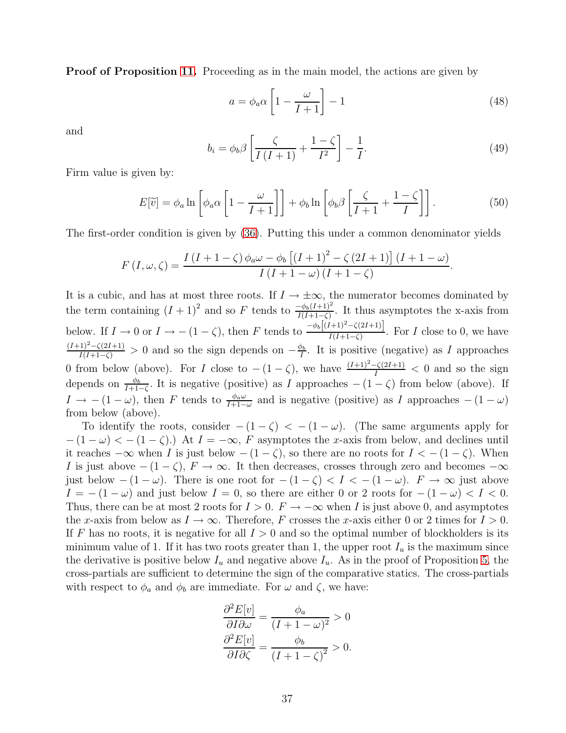**Proof of Proposition 11.** Proceeding as in the main model, the actions are given by

$$a = \phi_a \alpha \left[1 - \frac{\omega}{I+1}\right] - 1 \tag{48}$$

and

$$b_i = \phi_b \beta \left[\frac{\zeta}{I(I+1)} + \frac{1-\zeta}{I^2}\right] - \frac{1}{I}. \tag{49}$$

Firm value is given by:

$$E[\widetilde{v}] = \phi_a \ln\left[\phi_a \alpha \left[1 - \frac{\omega}{I+1}\right]\right] + \phi_b \ln\left[\phi_b \beta \left[\frac{\zeta}{I+1} + \frac{1-\zeta}{I}\right]\right]. \tag{50}$$

The first-order condition is given by (36). Putting this under a common denominator yields

$$F(I, \omega, \zeta) = \frac{I(I+1-\zeta)\phi_a \omega - \phi_b\left[(I+1)^2 - \zeta(2I+1)\right](I+1-\omega)}{I(I+1-\omega)(I+1-\zeta)}.$$

It is a cubic, and has at most three roots. If $I \to \pm\infty$, the numerator becomes dominated by the term containing $(I+1)^2$ and so $F$ tends to $\frac{-\phi_b(I+1)^2}{I(I+1-\zeta)}$. It thus asymptotes the x-axis from below. If $I \to 0$ or $I \to -(1-\zeta)$, then $F$ tends to $\frac{-\phi_b\left[(I+1)^2 - \zeta(2I+1)\right]}{I(I+1-\zeta)}$. For $I$ close to 0, we have $\frac{(I+1)^2 - \zeta(2I+1)}{I(I+1-\zeta)} > 0$ and so the sign depends on $-\frac{\phi_b}{I}$. It is positive (negative) as $I$ approaches 0 from below (above). For $I$ close to $-(1-\zeta)$, we have $\frac{(I+1)^2 - \zeta(2I+1)}{I} < 0$ and so the sign depends on $\frac{\phi_b}{I+1-\zeta}$. It is negative (positive) as $I$ approaches $-(1-\zeta)$ from below (above). If $I \to -(1-\omega)$, then $F$ tends to $\frac{\phi_a \omega}{I+1-\omega}$ and is negative (positive) as $I$ approaches $-(1-\omega)$ from below (above).

To identify the roots, consider $-(1-\zeta) < -(1-\omega)$. (The same arguments apply for $-(1-\omega) < -(1-\zeta)$.) At $I = -\infty$, $F$ asymptotes the $x$-axis from below, and declines until it reaches $-\infty$ when $I$ is just below $-(1-\zeta)$, so there are no roots for $I < -(1-\zeta)$. When $I$ is just above $-(1-\zeta)$, $F \to \infty$. It then decreases, crosses through zero and becomes $-\infty$ just below $-(1-\omega)$. There is one root for $-(1-\zeta) < I < -(1-\omega)$. $F \to \infty$ just above $I = -(1-\omega)$ and just below $I = 0$, so there are either 0 or 2 roots for $-(1-\omega) < I < 0$. Thus, there can be at most 2 roots for $I > 0$. $F \to -\infty$ when $I$ is just above 0, and asymptotes the $x$-axis from below as $I \to \infty$. Therefore, $F$ crosses the $x$-axis either 0 or 2 times for $I > 0$. If $F$ has no roots, it is negative for all $I > 0$ and so the optimal number of blockholders is its minimum value of 1. If it has two roots greater than 1, the upper root $I_u$ is the maximum since the derivative is positive below $I_u$ and negative above $I_u$. As in the proof of Proposition 5, the cross-partials are sufficient to determine the sign of the comparative statics. The cross-partials with respect to $\phi_a$ and $\phi_b$ are immediate. For $\omega$ and $\zeta$, we have:

$$\frac{\partial^2 E[v]}{\partial I \partial \omega} = \frac{\phi_a}{(I+1-\omega)^2} > 0$$

$$\frac{\partial^2 E[v]}{\partial I \partial \zeta} = \frac{\phi_b}{(I+1-\zeta)^2} > 0.$$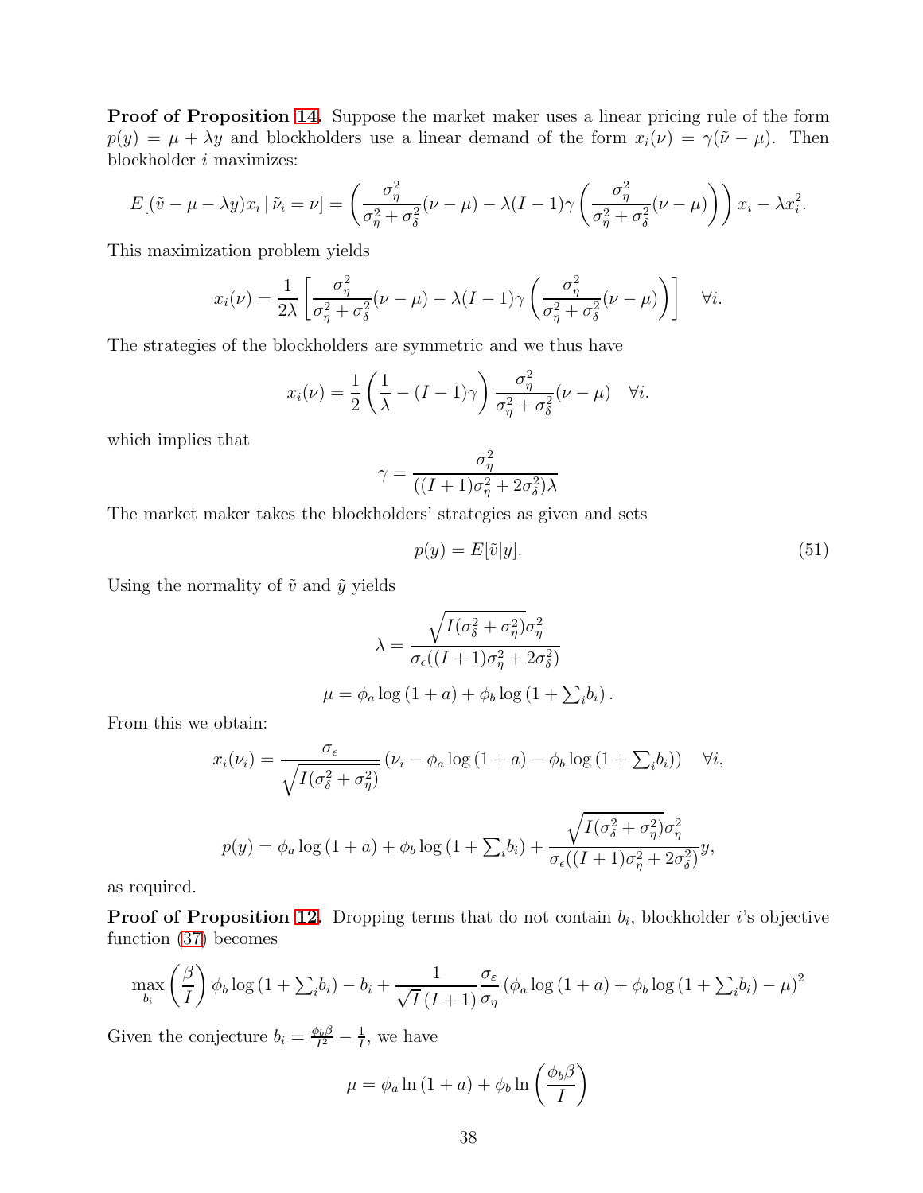**Proof of Proposition 14.** Suppose the market maker uses a linear pricing rule of the form $p(y) = \mu + \lambda y$ and blockholders use a linear demand of the form $x_i(\nu) = \gamma(\tilde{\nu} - \mu)$. Then blockholder $i$ maximizes:

$$E[(\tilde{v} - \mu - \lambda y)x_i \,|\, \tilde{\nu}_i = \nu] = \left(\frac{\sigma_\eta^2}{\sigma_\eta^2 + \sigma_\delta^2}(\nu - \mu) - \lambda(I-1)\gamma\left(\frac{\sigma_\eta^2}{\sigma_\eta^2 + \sigma_\delta^2}(\nu - \mu)\right)\right)x_i - \lambda x_i^2.$$

This maximization problem yields

$$x_i(\nu) = \frac{1}{2\lambda}\left[\frac{\sigma_\eta^2}{\sigma_\eta^2 + \sigma_\delta^2}(\nu - \mu) - \lambda(I-1)\gamma\left(\frac{\sigma_\eta^2}{\sigma_\eta^2 + \sigma_\delta^2}(\nu - \mu)\right)\right] \quad \forall i.$$

The strategies of the blockholders are symmetric and we thus have

$$x_i(\nu) = \frac{1}{2}\left(\frac{1}{\lambda} - (I-1)\gamma\right)\frac{\sigma_\eta^2}{\sigma_\eta^2 + \sigma_\delta^2}(\nu - \mu) \quad \forall i.$$

which implies that

$$\gamma = \frac{\sigma_\eta^2}{((I+1)\sigma_\eta^2 + 2\sigma_\delta^2)\lambda}$$

The market maker takes the blockholders' strategies as given and sets

$$p(y) = E[\tilde{v}|y]. \tag{51}$$

Using the normality of $\tilde{v}$ and $\tilde{y}$ yields

$$\lambda = \frac{\sqrt{I(\sigma_\delta^2 + \sigma_\eta^2)}\sigma_\eta^2}{\sigma_\epsilon((I+1)\sigma_\eta^2 + 2\sigma_\delta^2)}$$

$$\mu = \phi_a \log(1+a) + \phi_b \log\left(1 + \textstyle\sum_i b_i\right).$$

From this we obtain:

$$x_i(\nu_i) = \frac{\sigma_\epsilon}{\sqrt{I(\sigma_\delta^2 + \sigma_\eta^2)}}\left(\nu_i - \phi_a \log(1+a) - \phi_b \log\left(1 + \textstyle\sum_i b_i\right)\right) \quad \forall i,$$

$$p(y) = \phi_a \log(1+a) + \phi_b \log\left(1 + \textstyle\sum_i b_i\right) + \frac{\sqrt{I(\sigma_\delta^2 + \sigma_\eta^2)}\sigma_\eta^2}{\sigma_\epsilon((I+1)\sigma_\eta^2 + 2\sigma_\delta^2)}y,$$

as required.

**Proof of Proposition 12.** Dropping terms that do not contain $b_i$, blockholder $i$'s objective function (37) becomes

$$\max_{b_i}\left(\frac{\beta}{I}\right)\phi_b \log\left(1 + \textstyle\sum_i b_i\right) - b_i + \frac{1}{\sqrt{I}\,(I+1)}\frac{\sigma_\varepsilon}{\sigma_\eta}\left(\phi_a \log(1+a) + \phi_b \log\left(1 + \textstyle\sum_i b_i\right) - \mu\right)^2$$

Given the conjecture $b_i = \frac{\phi_b \beta}{I^2} - \frac{1}{I}$, we have

$$\mu = \phi_a \ln(1+a) + \phi_b \ln\left(\frac{\phi_b \beta}{I}\right)$$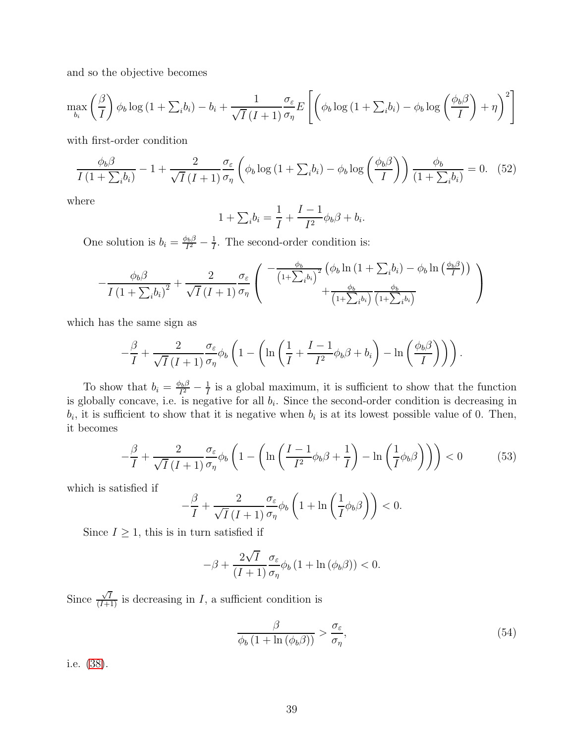and so the objective becomes

$$\max_{b_i} \left(\frac{\beta}{I}\right) \phi_b \log\left(1+\sum_i b_i\right) - b_i + \frac{1}{\sqrt{I}\,(I+1)} \frac{\sigma_\varepsilon}{\sigma_\eta} E\left[\left(\phi_b \log\left(1+\sum_i b_i\right) - \phi_b \log\left(\frac{\phi_b \beta}{I}\right) + \eta\right)^2\right]$$

with first-order condition

$$\frac{\phi_b \beta}{I\left(1+\sum_i b_i\right)} - 1 + \frac{2}{\sqrt{I}\,(I+1)} \frac{\sigma_\varepsilon}{\sigma_\eta} \left(\phi_b \log\left(1+\sum_i b_i\right) - \phi_b \log\left(\frac{\phi_b \beta}{I}\right)\right) \frac{\phi_b}{\left(1+\sum_i b_i\right)} = 0. \quad (52)$$

where

$$1+\sum_i b_i = \frac{1}{I} + \frac{I-1}{I^2}\phi_b \beta + b_i.$$

One solution is $b_i = \frac{\phi_b \beta}{I^2} - \frac{1}{I}$. The second-order condition is:

$$-\frac{\phi_b \beta}{I\left(1+\sum_i b_i\right)^2} + \frac{2}{\sqrt{I}\,(I+1)} \frac{\sigma_\varepsilon}{\sigma_\eta} \left( \begin{array}{c} -\frac{\phi_b}{\left(1+\sum_i b_i\right)^2}\left(\phi_b \ln\left(1+\sum_i b_i\right) - \phi_b \ln\left(\frac{\phi_b \beta}{I}\right)\right) \\ +\frac{\phi_b}{\left(1+\sum_i b_i\right)} \frac{\phi_b}{\left(1+\sum_i b_i\right)} \end{array} \right)$$

which has the same sign as

$$-\frac{\beta}{I} + \frac{2}{\sqrt{I}\,(I+1)} \frac{\sigma_\varepsilon}{\sigma_\eta} \phi_b \left(1 - \left(\ln\left(\frac{1}{I} + \frac{I-1}{I^2}\phi_b \beta + b_i\right) - \ln\left(\frac{\phi_b \beta}{I}\right)\right)\right).$$

To show that $b_i = \frac{\phi_b \beta}{I^2} - \frac{1}{I}$ is a global maximum, it is sufficient to show that the function is globally concave, i.e. is negative for all $b_i$. Since the second-order condition is decreasing in $b_i$, it is sufficient to show that it is negative when $b_i$ is at its lowest possible value of 0. Then, it becomes

$$-\frac{\beta}{I} + \frac{2}{\sqrt{I}\,(I+1)} \frac{\sigma_\varepsilon}{\sigma_\eta} \phi_b \left(1 - \left(\ln\left(\frac{I-1}{I^2}\phi_b \beta + \frac{1}{I}\right) - \ln\left(\frac{1}{I}\phi_b \beta\right)\right)\right) < 0 \quad (53)$$

which is satisfied if

$$-\frac{\beta}{I} + \frac{2}{\sqrt{I}\,(I+1)} \frac{\sigma_\varepsilon}{\sigma_\eta} \phi_b \left(1 + \ln\left(\frac{1}{I}\phi_b \beta\right)\right) < 0.$$

Since $I \geq 1$, this is in turn satisfied if

$$-\beta + \frac{2\sqrt{I}}{(I+1)} \frac{\sigma_\varepsilon}{\sigma_\eta} \phi_b \left(1 + \ln\left(\phi_b \beta\right)\right) < 0.$$

Since $\frac{\sqrt{I}}{(I+1)}$ is decreasing in $I$, a sufficient condition is

$$\frac{\beta}{\phi_b \left(1 + \ln\left(\phi_b \beta\right)\right)} > \frac{\sigma_\varepsilon}{\sigma_\eta}, \quad (54)$$

i.e. (38).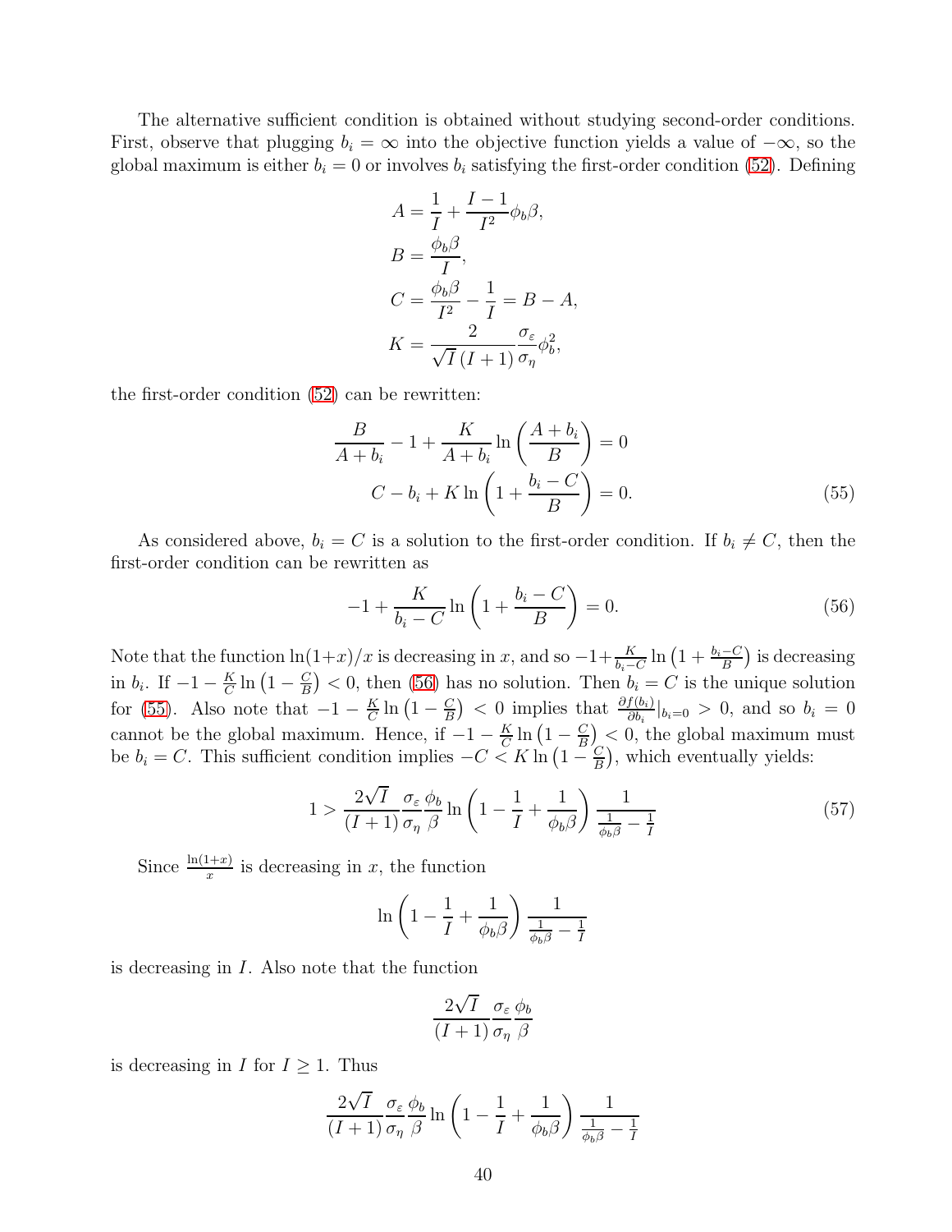The alternative sufficient condition is obtained without studying second-order conditions. First, observe that plugging $b_i = \infty$ into the objective function yields a value of $-\infty$, so the global maximum is either $b_i = 0$ or involves $b_i$ satisfying the first-order condition (52). Defining

$$
\begin{aligned}
A &= \frac{1}{I} + \frac{I-1}{I^2}\phi_b\beta, \\
B &= \frac{\phi_b\beta}{I}, \\
C &= \frac{\phi_b\beta}{I^2} - \frac{1}{I} = B - A, \\
K &= \frac{2}{\sqrt{I}\,(I+1)}\frac{\sigma_\varepsilon}{\sigma_\eta}\phi_b^2,
\end{aligned}
$$

the first-order condition (52) can be rewritten:

$$
\begin{aligned}
\frac{B}{A+b_i} - 1 + \frac{K}{A+b_i}\ln\left(\frac{A+b_i}{B}\right) &= 0 \\
C - b_i + K\ln\left(1 + \frac{b_i - C}{B}\right) &= 0. \qquad (55)
\end{aligned}
$$

As considered above, $b_i = C$ is a solution to the first-order condition. If $b_i \neq C$, then the first-order condition can be rewritten as

$$
-1 + \frac{K}{b_i - C}\ln\left(1 + \frac{b_i - C}{B}\right) = 0. \qquad (56)
$$

Note that the function $\ln(1+x)/x$ is decreasing in $x$, and so $-1+\frac{K}{b_i-C}\ln\left(1+\frac{b_i-C}{B}\right)$ is decreasing in $b_i$. If $-1 - \frac{K}{C}\ln\left(1-\frac{C}{B}\right) < 0$, then (56) has no solution. Then $b_i = C$ is the unique solution for (55). Also note that $-1 - \frac{K}{C}\ln\left(1-\frac{C}{B}\right) < 0$ implies that $\frac{\partial f(b_i)}{\partial b_i}|_{b_i=0} > 0$, and so $b_i = 0$ cannot be the global maximum. Hence, if $-1 - \frac{K}{C}\ln\left(1-\frac{C}{B}\right) < 0$, the global maximum must be $b_i = C$. This sufficient condition implies $-C < K\ln\left(1-\frac{C}{B}\right)$, which eventually yields:

$$
1 > \frac{2\sqrt{I}}{(I+1)}\frac{\sigma_\varepsilon}{\sigma_\eta}\frac{\phi_b}{\beta}\ln\left(1 - \frac{1}{I} + \frac{1}{\phi_b\beta}\right)\frac{1}{\frac{1}{\phi_b\beta} - \frac{1}{I}} \qquad (57)
$$

Since $\frac{\ln(1+x)}{x}$ is decreasing in $x$, the function

$$
\ln\left(1 - \frac{1}{I} + \frac{1}{\phi_b\beta}\right)\frac{1}{\frac{1}{\phi_b\beta} - \frac{1}{I}}
$$

is decreasing in $I$. Also note that the function

$$
\frac{2\sqrt{I}}{(I+1)}\frac{\sigma_\varepsilon}{\sigma_\eta}\frac{\phi_b}{\beta}
$$

is decreasing in $I$ for $I \geq 1$. Thus

$$
\frac{2\sqrt{I}}{(I+1)}\frac{\sigma_\varepsilon}{\sigma_\eta}\frac{\phi_b}{\beta}\ln\left(1 - \frac{1}{I} + \frac{1}{\phi_b\beta}\right)\frac{1}{\frac{1}{\phi_b\beta} - \frac{1}{I}}
$$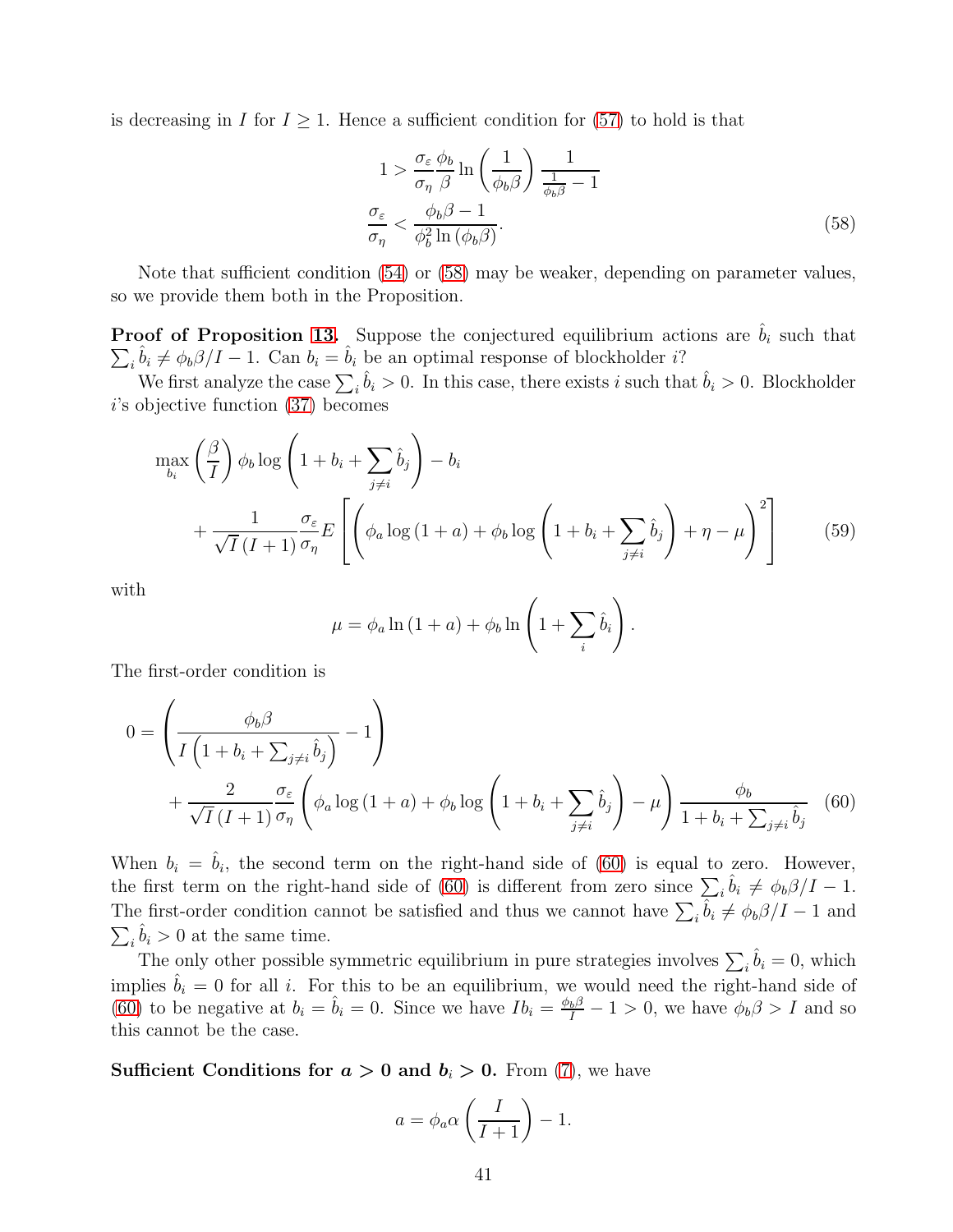is decreasing in $I$ for $I \geq 1$. Hence a sufficient condition for (57) to hold is that

$$
\begin{aligned}
1 &> \frac{\sigma_\varepsilon}{\sigma_\eta} \frac{\phi_b}{\beta} \ln\left(\frac{1}{\phi_b \beta}\right) \frac{1}{\frac{1}{\phi_b \beta} - 1} \\
\frac{\sigma_\varepsilon}{\sigma_\eta} &< \frac{\phi_b \beta - 1}{\phi_b^2 \ln\left(\phi_b \beta\right)}.
\end{aligned} \tag{58}
$$

Note that sufficient condition (54) or (58) may be weaker, depending on parameter values, so we provide them both in the Proposition.

**Proof of Proposition 13.** Suppose the conjectured equilibrium actions are $\hat{b}_i$ such that $\sum_i \hat{b}_i \neq \phi_b \beta / I - 1$. Can $b_i = \hat{b}_i$ be an optimal response of blockholder $i$?

We first analyze the case $\sum_i \hat{b}_i > 0$. In this case, there exists $i$ such that $\hat{b}_i > 0$. Blockholder $i$'s objective function (37) becomes

$$
\begin{aligned}
&\max_{b_i} \left(\frac{\beta}{I}\right) \phi_b \log\left(1 + b_i + \sum_{j \neq i} \hat{b}_j\right) - b_i \\
&\quad + \frac{1}{\sqrt{I}\,(I+1)} \frac{\sigma_\varepsilon}{\sigma_\eta} E\left[\left(\phi_a \log\left(1+a\right) + \phi_b \log\left(1 + b_i + \sum_{j \neq i} \hat{b}_j\right) + \eta - \mu\right)^2\right]
\end{aligned} \tag{59}
$$

with

$$
\mu = \phi_a \ln\left(1+a\right) + \phi_b \ln\left(1 + \sum_i \hat{b}_i\right).
$$

The first-order condition is

$$
\begin{aligned}
0 = &\left(\frac{\phi_b \beta}{I\left(1 + b_i + \sum_{j \neq i} \hat{b}_j\right)} - 1\right) \\
&+ \frac{2}{\sqrt{I}\,(I+1)} \frac{\sigma_\varepsilon}{\sigma_\eta} \left(\phi_a \log\left(1+a\right) + \phi_b \log\left(1 + b_i + \sum_{j \neq i} \hat{b}_j\right) - \mu\right) \frac{\phi_b}{1 + b_i + \sum_{j \neq i} \hat{b}_j}
\end{aligned} \tag{60}
$$

When $b_i = \hat{b}_i$, the second term on the right-hand side of (60) is equal to zero. However, the first term on the right-hand side of (60) is different from zero since $\sum_i \hat{b}_i \neq \phi_b \beta / I - 1$. The first-order condition cannot be satisfied and thus we cannot have $\sum_i \hat{b}_i \neq \phi_b \beta / I - 1$ and $\sum_i \hat{b}_i > 0$ at the same time.

The only other possible symmetric equilibrium in pure strategies involves $\sum_i \hat{b}_i = 0$, which implies $\hat{b}_i = 0$ for all $i$. For this to be an equilibrium, we would need the right-hand side of (60) to be negative at $b_i = \hat{b}_i = 0$. Since we have $I b_i = \frac{\phi_b \beta}{I} - 1 > 0$, we have $\phi_b \beta > I$ and so this cannot be the case.

**Sufficient Conditions for $a > 0$ and $b_i > 0$.** From (7), we have

$$
a = \phi_a \alpha \left(\frac{I}{I+1}\right) - 1.
$$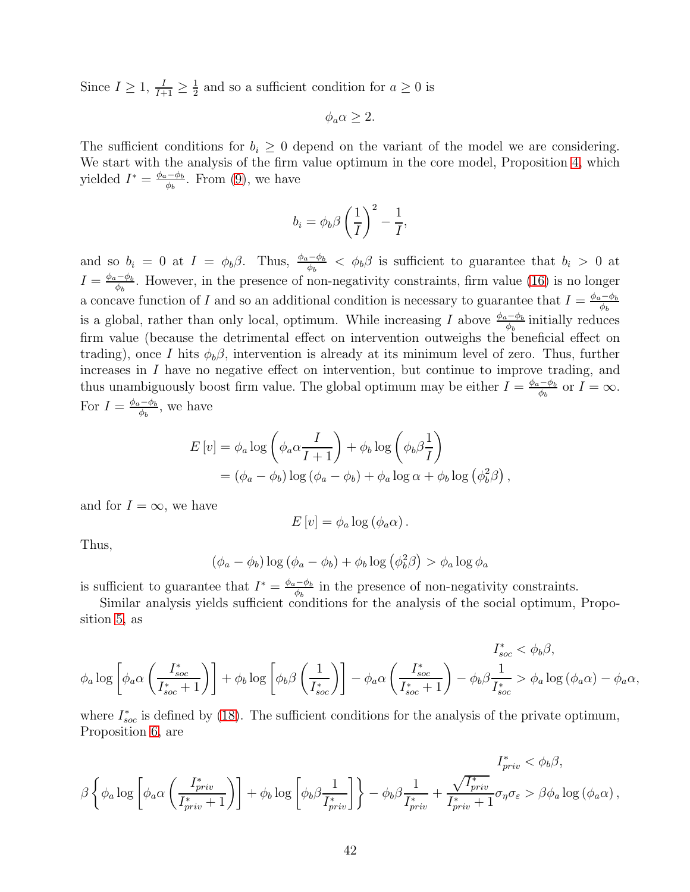Since $I \geq 1$, $\frac{I}{I+1} \geq \frac{1}{2}$ and so a sufficient condition for $a \geq 0$ is

$$\phi_a \alpha \geq 2.$$

The sufficient conditions for $b_i \geq 0$ depend on the variant of the model we are considering. We start with the analysis of the firm value optimum in the core model, Proposition 4, which yielded $I^* = \frac{\phi_a - \phi_b}{\phi_b}$. From (9), we have

$$b_i = \phi_b \beta \left(\frac{1}{I}\right)^2 - \frac{1}{I},$$

and so $b_i = 0$ at $I = \phi_b \beta$. Thus, $\frac{\phi_a - \phi_b}{\phi_b} < \phi_b \beta$ is sufficient to guarantee that $b_i > 0$ at $I = \frac{\phi_a - \phi_b}{\phi_b}$. However, in the presence of non-negativity constraints, firm value (16) is no longer a concave function of $I$ and so an additional condition is necessary to guarantee that $I = \frac{\phi_a - \phi_b}{\phi_b}$ is a global, rather than only local, optimum. While increasing $I$ above $\frac{\phi_a - \phi_b}{\phi_b}$ initially reduces firm value (because the detrimental effect on intervention outweighs the beneficial effect on trading), once $I$ hits $\phi_b \beta$, intervention is already at its minimum level of zero. Thus, further increases in $I$ have no negative effect on intervention, but continue to improve trading, and thus unambiguously boost firm value. The global optimum may be either $I = \frac{\phi_a - \phi_b}{\phi_b}$ or $I = \infty$. For $I = \frac{\phi_a - \phi_b}{\phi_b}$, we have

$$\begin{aligned} E[v] &= \phi_a \log\left(\phi_a \alpha \frac{I}{I+1}\right) + \phi_b \log\left(\phi_b \beta \frac{1}{I}\right) \\ &= (\phi_a - \phi_b) \log(\phi_a - \phi_b) + \phi_a \log \alpha + \phi_b \log\left(\phi_b^2 \beta\right), \end{aligned}$$

and for $I = \infty$, we have

$$E[v] = \phi_a \log(\phi_a \alpha).$$

Thus,

$$(\phi_a - \phi_b) \log(\phi_a - \phi_b) + \phi_b \log\left(\phi_b^2 \beta\right) > \phi_a \log \phi_a$$

is sufficient to guarantee that $I^* = \frac{\phi_a - \phi_b}{\phi_b}$ in the presence of non-negativity constraints.

Similar analysis yields sufficient conditions for the analysis of the social optimum, Proposition 5, as

$$I^*_{soc} < \phi_b \beta,$$

$$\phi_a \log\left[\phi_a \alpha \left(\frac{I^*_{soc}}{I^*_{soc}+1}\right)\right] + \phi_b \log\left[\phi_b \beta \left(\frac{1}{I^*_{soc}}\right)\right] - \phi_a \alpha \left(\frac{I^*_{soc}}{I^*_{soc}+1}\right) - \phi_b \beta \frac{1}{I^*_{soc}} > \phi_a \log(\phi_a \alpha) - \phi_a \alpha,$$

where $I^*_{soc}$ is defined by (18). The sufficient conditions for the analysis of the private optimum, Proposition 6, are

$$I^*_{priv} < \phi_b \beta,$$

$$\beta \left\{ \phi_a \log\left[\phi_a \alpha \left(\frac{I^*_{priv}}{I^*_{priv}+1}\right)\right] + \phi_b \log\left[\phi_b \beta \frac{1}{I^*_{priv}}\right] \right\} - \phi_b \beta \frac{1}{I^*_{priv}} + \frac{\sqrt{I^*_{priv}}}{I^*_{priv}+1} \sigma_\eta \sigma_\varepsilon > \beta \phi_a \log(\phi_a \alpha),$$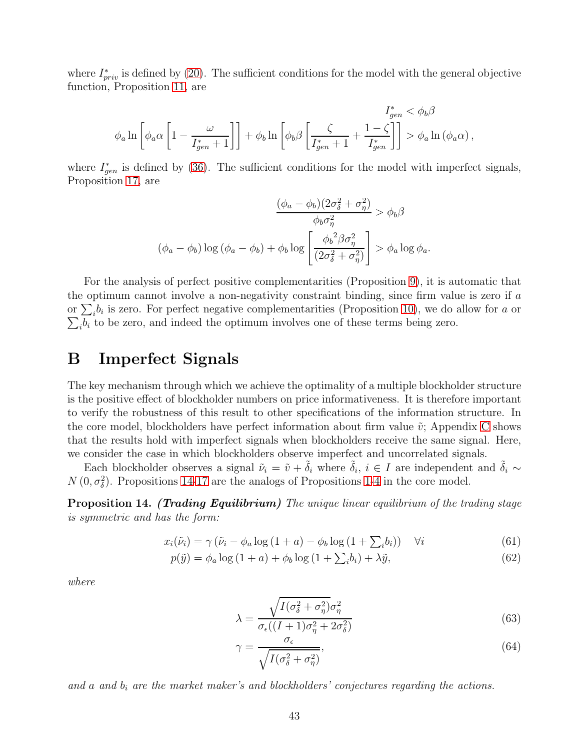where $I^*_{priv}$ is defined by (20). The sufficient conditions for the model with the general objective function, Proposition 11, are

$$I^*_{gen} < \phi_b \beta$$

$$\phi_a \ln \left[ \phi_a \alpha \left[ 1 - \frac{\omega}{I^*_{gen} + 1} \right] \right] + \phi_b \ln \left[ \phi_b \beta \left[ \frac{\zeta}{I^*_{gen} + 1} + \frac{1 - \zeta}{I^*_{gen}} \right] \right] > \phi_a \ln (\phi_a \alpha),$$

where $I^*_{gen}$ is defined by (36). The sufficient conditions for the model with imperfect signals, Proposition 17, are

$$\frac{(\phi_a - \phi_b)(2\sigma_\delta^2 + \sigma_\eta^2)}{\phi_b \sigma_\eta^2} > \phi_b \beta$$

$$(\phi_a - \phi_b) \log (\phi_a - \phi_b) + \phi_b \log \left[ \frac{{\phi_b}^2 \beta \sigma_\eta^2}{(2\sigma_\delta^2 + \sigma_\eta^2)} \right] > \phi_a \log \phi_a.$$

For the analysis of perfect positive complementarities (Proposition 9), it is automatic that the optimum cannot involve a non-negativity constraint binding, since firm value is zero if $a$ or $\sum_i b_i$ is zero. For perfect negative complementarities (Proposition 10), we do allow for $a$ or $\sum_i b_i$ to be zero, and indeed the optimum involves one of these terms being zero.

# B Imperfect Signals

The key mechanism through which we achieve the optimality of a multiple blockholder structure is the positive effect of blockholder numbers on price informativeness. It is therefore important to verify the robustness of this result to other specifications of the information structure. In the core model, blockholders have perfect information about firm value $\tilde{v}$; Appendix C shows that the results hold with imperfect signals when blockholders receive the same signal. Here, we consider the case in which blockholders observe imperfect and uncorrelated signals.

Each blockholder observes a signal $\tilde{\nu}_i = \tilde{v} + \tilde{\delta}_i$ where $\tilde{\delta}_i$, $i \in I$ are independent and $\tilde{\delta}_i \sim N(0, \sigma_\delta^2)$. Propositions 14-17 are the analogs of Propositions 1-4 in the core model.

**Proposition 14.** ***(Trading Equilibrium)*** *The unique linear equilibrium of the trading stage is symmetric and has the form:*

$$x_i(\tilde{\nu}_i) = \gamma \left( \tilde{\nu}_i - \phi_a \log (1 + a) - \phi_b \log (1 + \textstyle\sum_i b_i) \right) \quad \forall i \tag{61}$$

$$p(\tilde{y}) = \phi_a \log (1 + a) + \phi_b \log (1 + \textstyle\sum_i b_i) + \lambda \tilde{y}, \tag{62}$$

*where*

$$\lambda = \frac{\sqrt{I(\sigma_\delta^2 + \sigma_\eta^2)}\sigma_\eta^2}{\sigma_\epsilon((I+1)\sigma_\eta^2 + 2\sigma_\delta^2)} \tag{63}$$

$$\gamma = \frac{\sigma_\epsilon}{\sqrt{I(\sigma_\delta^2 + \sigma_\eta^2)}}, \tag{64}$$

*and $a$ and $b_i$ are the market maker's and blockholders' conjectures regarding the actions.*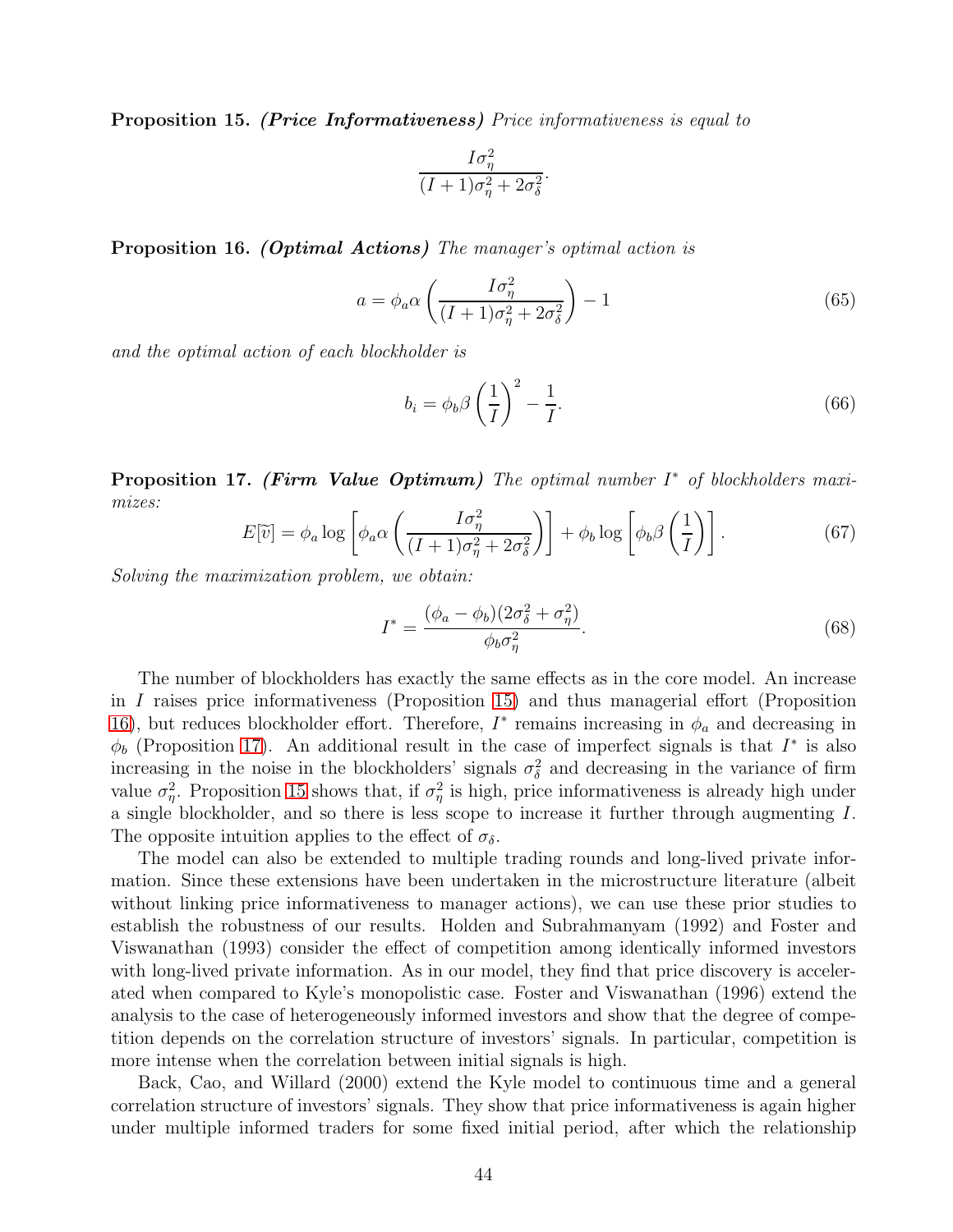**Proposition 15.** ***(Price Informativeness)*** *Price informativeness is equal to*

$$\frac{I\sigma_\eta^2}{(I+1)\sigma_\eta^2 + 2\sigma_\delta^2}.$$

**Proposition 16.** ***(Optimal Actions)*** *The manager's optimal action is*

$$a = \phi_a \alpha \left( \frac{I\sigma_\eta^2}{(I+1)\sigma_\eta^2 + 2\sigma_\delta^2} \right) - 1 \tag{65}$$

*and the optimal action of each blockholder is*

$$b_i = \phi_b \beta \left( \frac{1}{I} \right)^2 - \frac{1}{I}. \tag{66}$$

**Proposition 17.** ***(Firm Value Optimum)*** *The optimal number $I^*$ of blockholders maximizes:*

$$E[\widetilde{v}] = \phi_a \log \left[ \phi_a \alpha \left( \frac{I\sigma_\eta^2}{(I+1)\sigma_\eta^2 + 2\sigma_\delta^2} \right) \right] + \phi_b \log \left[ \phi_b \beta \left( \frac{1}{I} \right) \right]. \tag{67}$$

*Solving the maximization problem, we obtain:*

$$I^* = \frac{(\phi_a - \phi_b)(2\sigma_\delta^2 + \sigma_\eta^2)}{\phi_b \sigma_\eta^2}. \tag{68}$$

The number of blockholders has exactly the same effects as in the core model. An increase in $I$ raises price informativeness (Proposition 15) and thus managerial effort (Proposition 16), but reduces blockholder effort. Therefore, $I^*$ remains increasing in $\phi_a$ and decreasing in $\phi_b$ (Proposition 17). An additional result in the case of imperfect signals is that $I^*$ is also increasing in the noise in the blockholders' signals $\sigma_\delta^2$ and decreasing in the variance of firm value $\sigma_\eta^2$. Proposition 15 shows that, if $\sigma_\eta^2$ is high, price informativeness is already high under a single blockholder, and so there is less scope to increase it further through augmenting $I$. The opposite intuition applies to the effect of $\sigma_\delta$.

The model can also be extended to multiple trading rounds and long-lived private information. Since these extensions have been undertaken in the microstructure literature (albeit without linking price informativeness to manager actions), we can use these prior studies to establish the robustness of our results. Holden and Subrahmanyam (1992) and Foster and Viswanathan (1993) consider the effect of competition among identically informed investors with long-lived private information. As in our model, they find that price discovery is accelerated when compared to Kyle's monopolistic case. Foster and Viswanathan (1996) extend the analysis to the case of heterogeneously informed investors and show that the degree of competition depends on the correlation structure of investors' signals. In particular, competition is more intense when the correlation between initial signals is high.

Back, Cao, and Willard (2000) extend the Kyle model to continuous time and a general correlation structure of investors' signals. They show that price informativeness is again higher under multiple informed traders for some fixed initial period, after which the relationship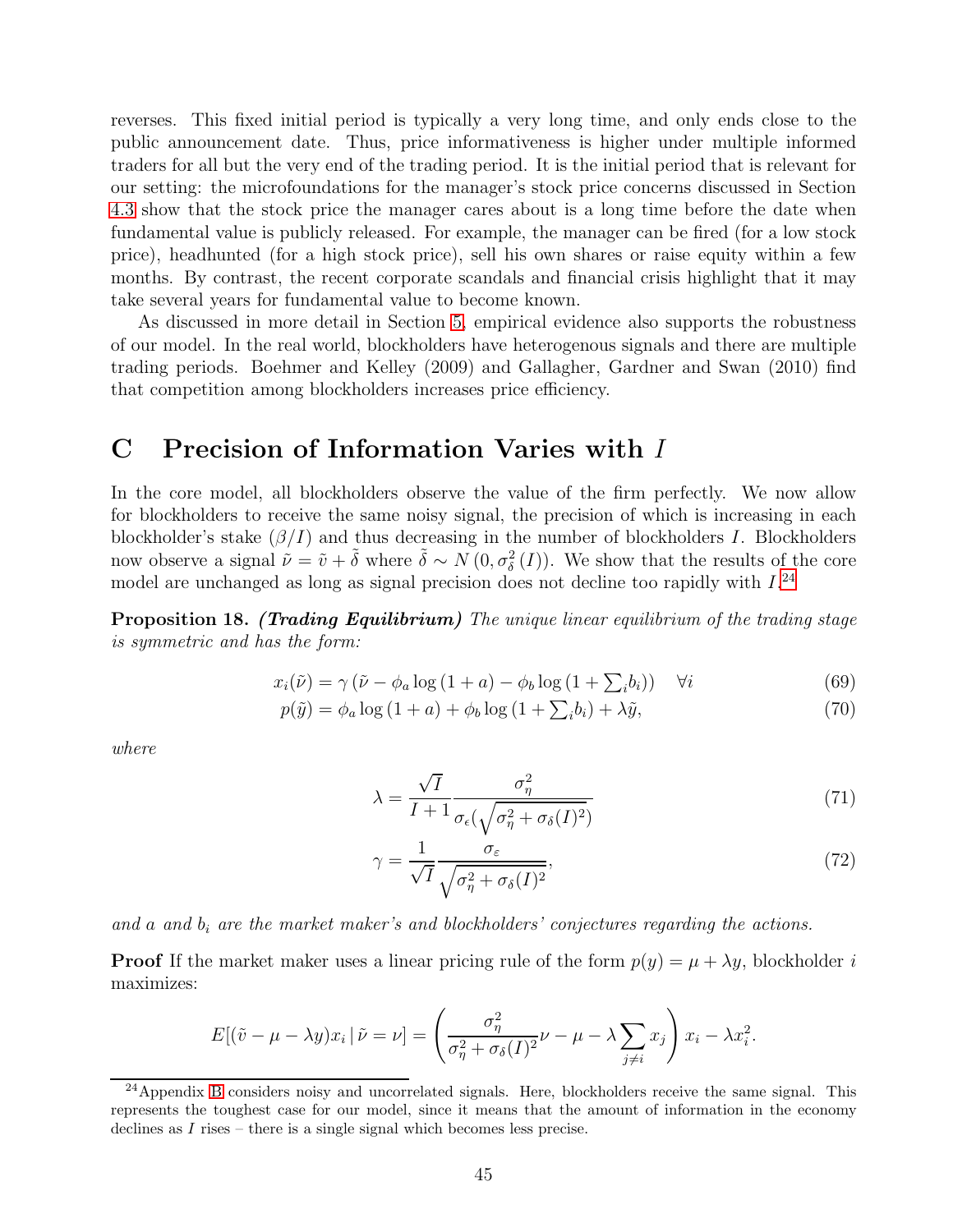reverses. This fixed initial period is typically a very long time, and only ends close to the public announcement date. Thus, price informativeness is higher under multiple informed traders for all but the very end of the trading period. It is the initial period that is relevant for our setting: the microfoundations for the manager's stock price concerns discussed in Section 4.3 show that the stock price the manager cares about is a long time before the date when fundamental value is publicly released. For example, the manager can be fired (for a low stock price), headhunted (for a high stock price), sell his own shares or raise equity within a few months. By contrast, the recent corporate scandals and financial crisis highlight that it may take several years for fundamental value to become known.

As discussed in more detail in Section 5, empirical evidence also supports the robustness of our model. In the real world, blockholders have heterogenous signals and there are multiple trading periods. Boehmer and Kelley (2009) and Gallagher, Gardner and Swan (2010) find that competition among blockholders increases price efficiency.

# C Precision of Information Varies with $I$

In the core model, all blockholders observe the value of the firm perfectly. We now allow for blockholders to receive the same noisy signal, the precision of which is increasing in each blockholder's stake ($\beta/I$) and thus decreasing in the number of blockholders $I$. Blockholders now observe a signal $\tilde{\nu} = \tilde{v} + \tilde{\delta}$ where $\tilde{\delta} \sim N\left(0, \sigma_\delta^2(I)\right)$. We show that the results of the core model are unchanged as long as signal precision does not decline too rapidly with $I$.[24]

**Proposition 18.** ***(Trading Equilibrium)*** *The unique linear equilibrium of the trading stage is symmetric and has the form:*

$$x_i(\tilde{\nu}) = \gamma\left(\tilde{\nu} - \phi_a \log(1+a) - \phi_b \log\left(1 + \textstyle\sum_i b_i\right)\right) \quad \forall i \tag{69}$$

$$p(\tilde{y}) = \phi_a \log(1+a) + \phi_b \log\left(1 + \textstyle\sum_i b_i\right) + \lambda \tilde{y}, \tag{70}$$

*where*

$$\lambda = \frac{\sqrt{I}}{I+1} \frac{\sigma_\eta^2}{\sigma_\epsilon(\sqrt{\sigma_\eta^2 + \sigma_\delta(I)^2})} \tag{71}$$

$$\gamma = \frac{1}{\sqrt{I}} \frac{\sigma_\varepsilon}{\sqrt{\sigma_\eta^2 + \sigma_\delta(I)^2}}, \tag{72}$$

*and $a$ and $b_i$ are the market maker's and blockholders' conjectures regarding the actions.*

**Proof** If the market maker uses a linear pricing rule of the form $p(y) = \mu + \lambda y$, blockholder $i$ maximizes:

$$E[(\tilde{v} - \mu - \lambda y)x_i \,|\, \tilde{\nu} = \nu] = \left(\frac{\sigma_\eta^2}{\sigma_\eta^2 + \sigma_\delta(I)^2}\nu - \mu - \lambda \sum_{j \neq i} x_j\right) x_i - \lambda x_i^2.$$

[24] Appendix B considers noisy and uncorrelated signals. Here, blockholders receive the same signal. This represents the toughest case for our model, since it means that the amount of information in the economy declines as $I$ rises – there is a single signal which becomes less precise.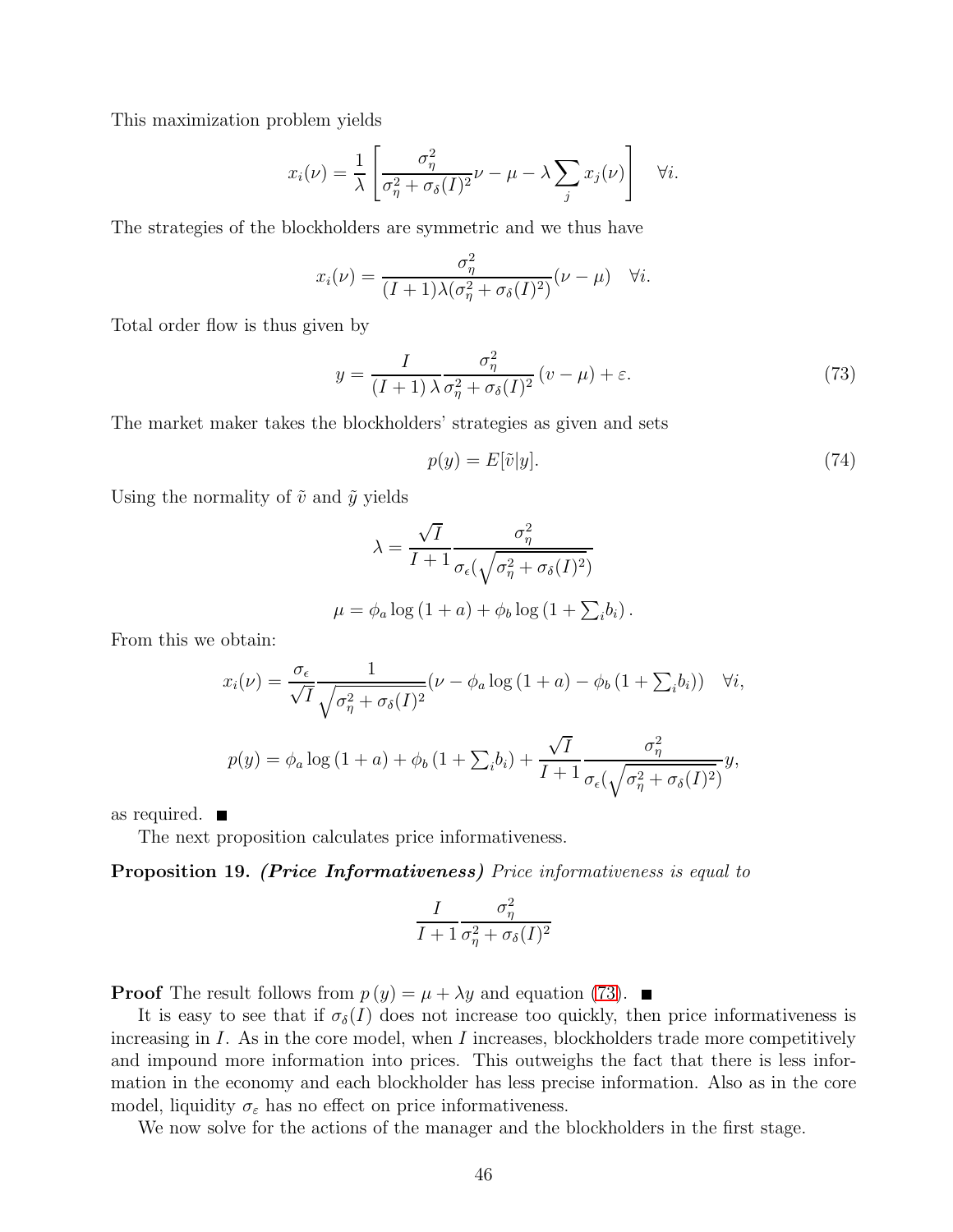This maximization problem yields

$$x_i(\nu) = \frac{1}{\lambda}\left[\frac{\sigma_\eta^2}{\sigma_\eta^2 + \sigma_\delta(I)^2}\nu - \mu - \lambda \sum_j x_j(\nu)\right] \quad \forall i.$$

The strategies of the blockholders are symmetric and we thus have

$$x_i(\nu) = \frac{\sigma_\eta^2}{(I+1)\lambda(\sigma_\eta^2 + \sigma_\delta(I)^2)}(\nu - \mu) \quad \forall i.$$

Total order flow is thus given by

$$y = \frac{I}{(I+1)\,\lambda} \frac{\sigma_\eta^2}{\sigma_\eta^2 + \sigma_\delta(I)^2}\,(v - \mu) + \varepsilon. \tag{73}$$

The market maker takes the blockholders' strategies as given and sets

$$p(y) = E[\tilde{v}|y]. \tag{74}$$

Using the normality of $\tilde{v}$ and $\tilde{y}$ yields

$$\lambda = \frac{\sqrt{I}}{I+1}\frac{\sigma_\eta^2}{\sigma_\epsilon(\sqrt{\sigma_\eta^2 + \sigma_\delta(I)^2})}$$

$$\mu = \phi_a \log(1+a) + \phi_b \log\left(1 + \textstyle\sum_i b_i\right).$$

From this we obtain:

$$x_i(\nu) = \frac{\sigma_\epsilon}{\sqrt{I}}\frac{1}{\sqrt{\sigma_\eta^2 + \sigma_\delta(I)^2}}(\nu - \phi_a \log(1+a) - \phi_b\left(1 + \textstyle\sum_i b_i\right)) \quad \forall i,$$

$$p(y) = \phi_a \log(1+a) + \phi_b\left(1 + \textstyle\sum_i b_i\right) + \frac{\sqrt{I}}{I+1}\frac{\sigma_\eta^2}{\sigma_\epsilon(\sqrt{\sigma_\eta^2 + \sigma_\delta(I)^2})}y,$$

as required. ■

The next proposition calculates price informativeness.

**Proposition 19.** ***(Price Informativeness)*** *Price informativeness is equal to*

$$\frac{I}{I+1}\frac{\sigma_\eta^2}{\sigma_\eta^2 + \sigma_\delta(I)^2}$$

**Proof** The result follows from $p(y) = \mu + \lambda y$ and equation (73). ■

It is easy to see that if $\sigma_\delta(I)$ does not increase too quickly, then price informativeness is increasing in $I$. As in the core model, when $I$ increases, blockholders trade more competitively and impound more information into prices. This outweighs the fact that there is less information in the economy and each blockholder has less precise information. Also as in the core model, liquidity $\sigma_\varepsilon$ has no effect on price informativeness.

We now solve for the actions of the manager and the blockholders in the first stage.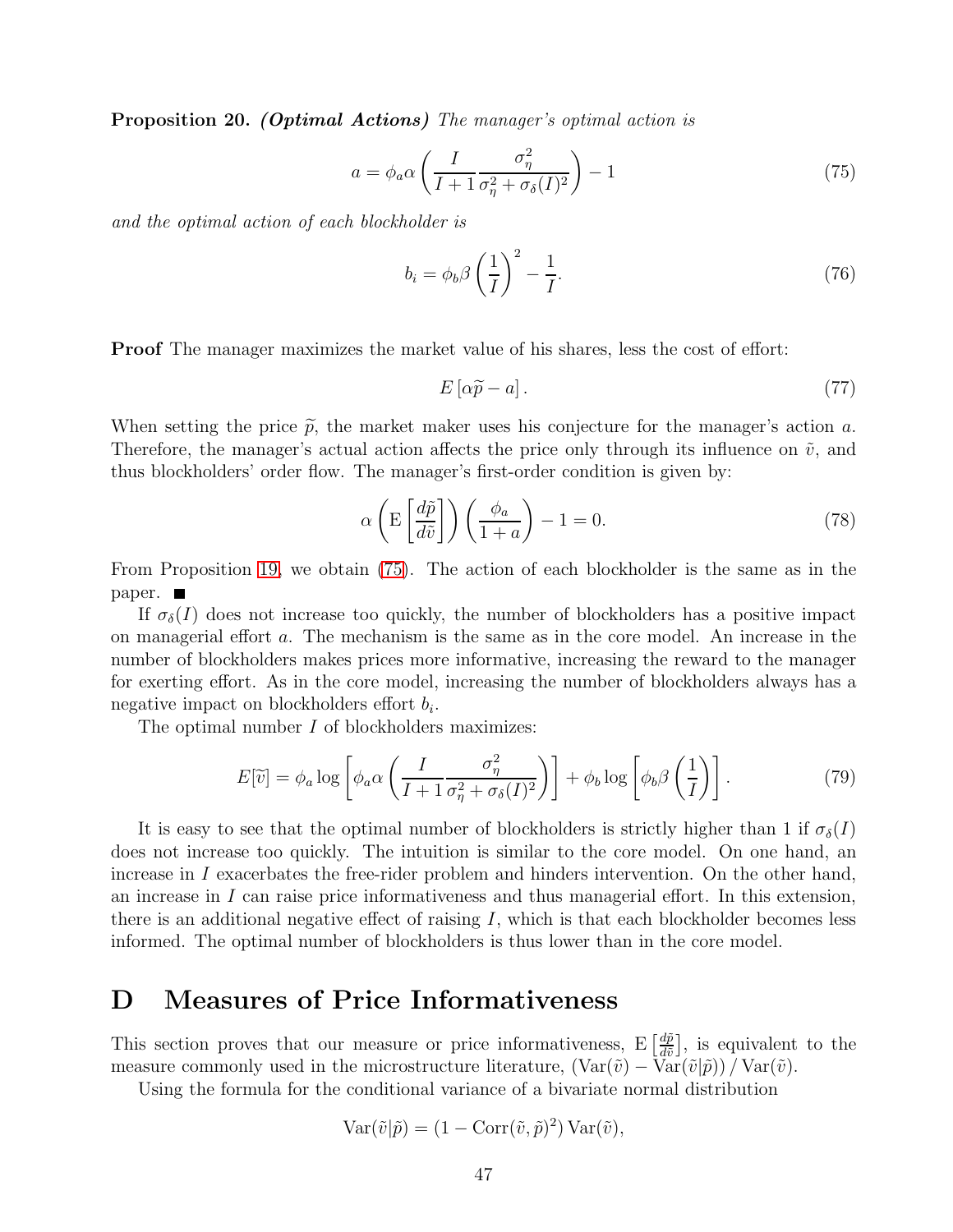**Proposition 20.** ***(Optimal Actions)*** *The manager's optimal action is*

$$a = \phi_a \alpha \left( \frac{I}{I+1} \frac{\sigma_\eta^2}{\sigma_\eta^2 + \sigma_\delta(I)^2} \right) - 1 \tag{75}$$

*and the optimal action of each blockholder is*

$$b_i = \phi_b \beta \left( \frac{1}{I} \right)^2 - \frac{1}{I}. \tag{76}$$

**Proof** The manager maximizes the market value of his shares, less the cost of effort:

$$E\left[\alpha \widetilde{p} - a\right]. \tag{77}$$

When setting the price $\widetilde{p}$, the market maker uses his conjecture for the manager's action $a$. Therefore, the manager's actual action affects the price only through its influence on $\tilde{v}$, and thus blockholders' order flow. The manager's first-order condition is given by:

$$\alpha \left( \mathrm{E}\left[ \frac{d\tilde{p}}{d\tilde{v}} \right] \right) \left( \frac{\phi_a}{1+a} \right) - 1 = 0. \tag{78}$$

From Proposition 19, we obtain (75). The action of each blockholder is the same as in the paper. ∎

If $\sigma_\delta(I)$ does not increase too quickly, the number of blockholders has a positive impact on managerial effort $a$. The mechanism is the same as in the core model. An increase in the number of blockholders makes prices more informative, increasing the reward to the manager for exerting effort. As in the core model, increasing the number of blockholders always has a negative impact on blockholders effort $b_i$.

The optimal number $I$ of blockholders maximizes:

$$E[\widetilde{v}] = \phi_a \log\left[ \phi_a \alpha \left( \frac{I}{I+1} \frac{\sigma_\eta^2}{\sigma_\eta^2 + \sigma_\delta(I)^2} \right) \right] + \phi_b \log\left[ \phi_b \beta \left( \frac{1}{I} \right) \right]. \tag{79}$$

It is easy to see that the optimal number of blockholders is strictly higher than 1 if $\sigma_\delta(I)$ does not increase too quickly. The intuition is similar to the core model. On one hand, an increase in $I$ exacerbates the free-rider problem and hinders intervention. On the other hand, an increase in $I$ can raise price informativeness and thus managerial effort. In this extension, there is an additional negative effect of raising $I$, which is that each blockholder becomes less informed. The optimal number of blockholders is thus lower than in the core model.

# D Measures of Price Informativeness

This section proves that our measure or price informativeness, $\mathrm{E}\left[\frac{d\tilde{p}}{d\tilde{v}}\right]$, is equivalent to the measure commonly used in the microstructure literature, $\left(\mathrm{Var}(\tilde{v}) - \mathrm{Var}(\tilde{v}|\tilde{p})\right) / \mathrm{Var}(\tilde{v})$.

Using the formula for the conditional variance of a bivariate normal distribution

$$\mathrm{Var}(\tilde{v}|\tilde{p}) = (1 - \mathrm{Corr}(\tilde{v}, \tilde{p})^2)\, \mathrm{Var}(\tilde{v}),$$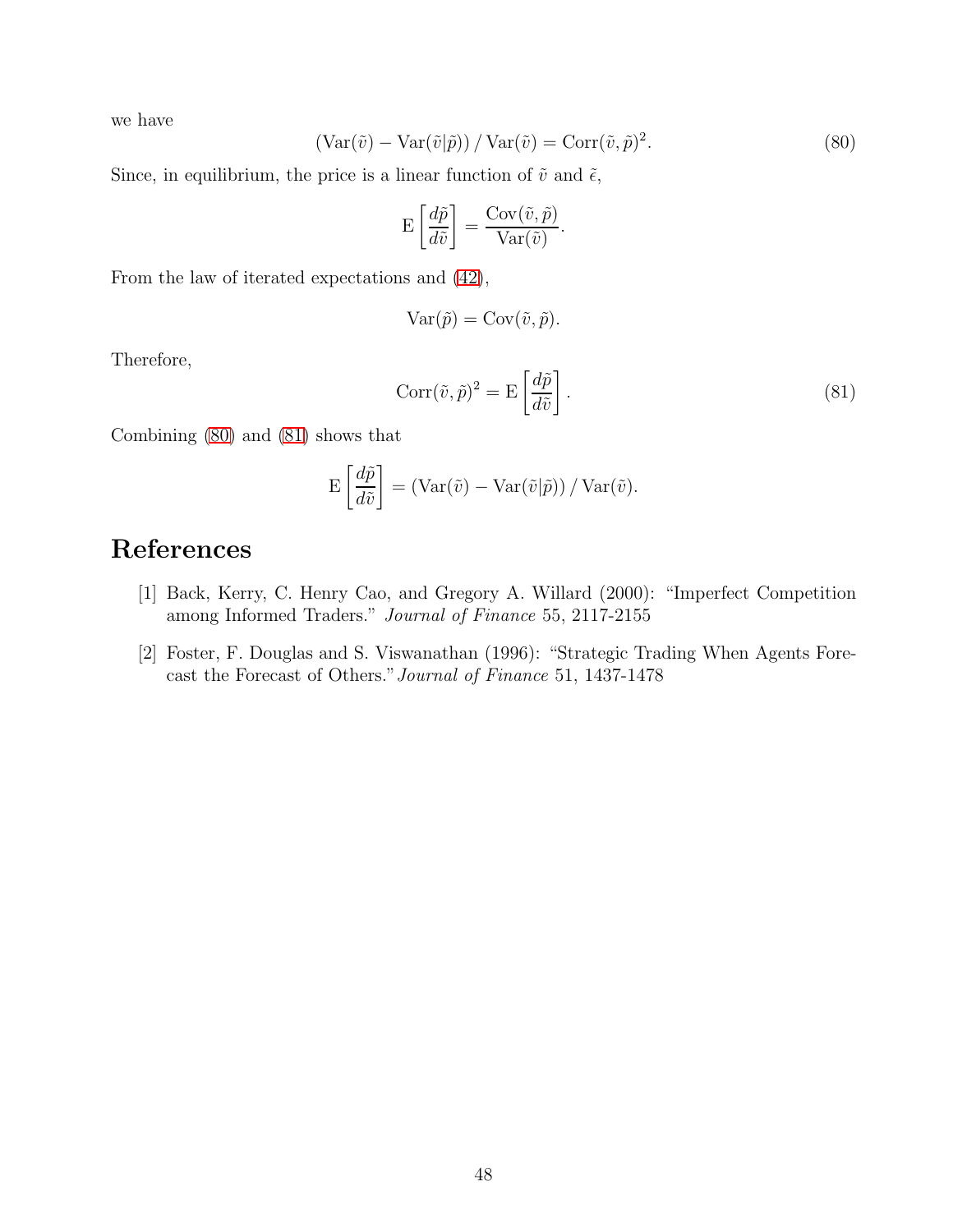we have

$$(\mathrm{Var}(\tilde{v}) - \mathrm{Var}(\tilde{v}|\tilde{p})) \,/\, \mathrm{Var}(\tilde{v}) = \mathrm{Corr}(\tilde{v}, \tilde{p})^2. \tag{80}$$

Since, in equilibrium, the price is a linear function of $\tilde{v}$ and $\tilde{\epsilon}$,

$$\mathrm{E}\left[\frac{d\tilde{p}}{d\tilde{v}}\right] = \frac{\mathrm{Cov}(\tilde{v}, \tilde{p})}{\mathrm{Var}(\tilde{v})}.$$

From the law of iterated expectations and (42),

$$\mathrm{Var}(\tilde{p}) = \mathrm{Cov}(\tilde{v}, \tilde{p}).$$

Therefore,

$$\mathrm{Corr}(\tilde{v}, \tilde{p})^2 = \mathrm{E}\left[\frac{d\tilde{p}}{d\tilde{v}}\right]. \tag{81}$$

Combining (80) and (81) shows that

$$\mathrm{E}\left[\frac{d\tilde{p}}{d\tilde{v}}\right] = (\mathrm{Var}(\tilde{v}) - \mathrm{Var}(\tilde{v}|\tilde{p})) \,/\, \mathrm{Var}(\tilde{v}).$$

# References

[1] Back, Kerry, C. Henry Cao, and Gregory A. Willard (2000): "Imperfect Competition among Informed Traders." *Journal of Finance* 55, 2117-2155

[2] Foster, F. Douglas and S. Viswanathan (1996): "Strategic Trading When Agents Forecast the Forecast of Others." *Journal of Finance* 51, 1437-1478